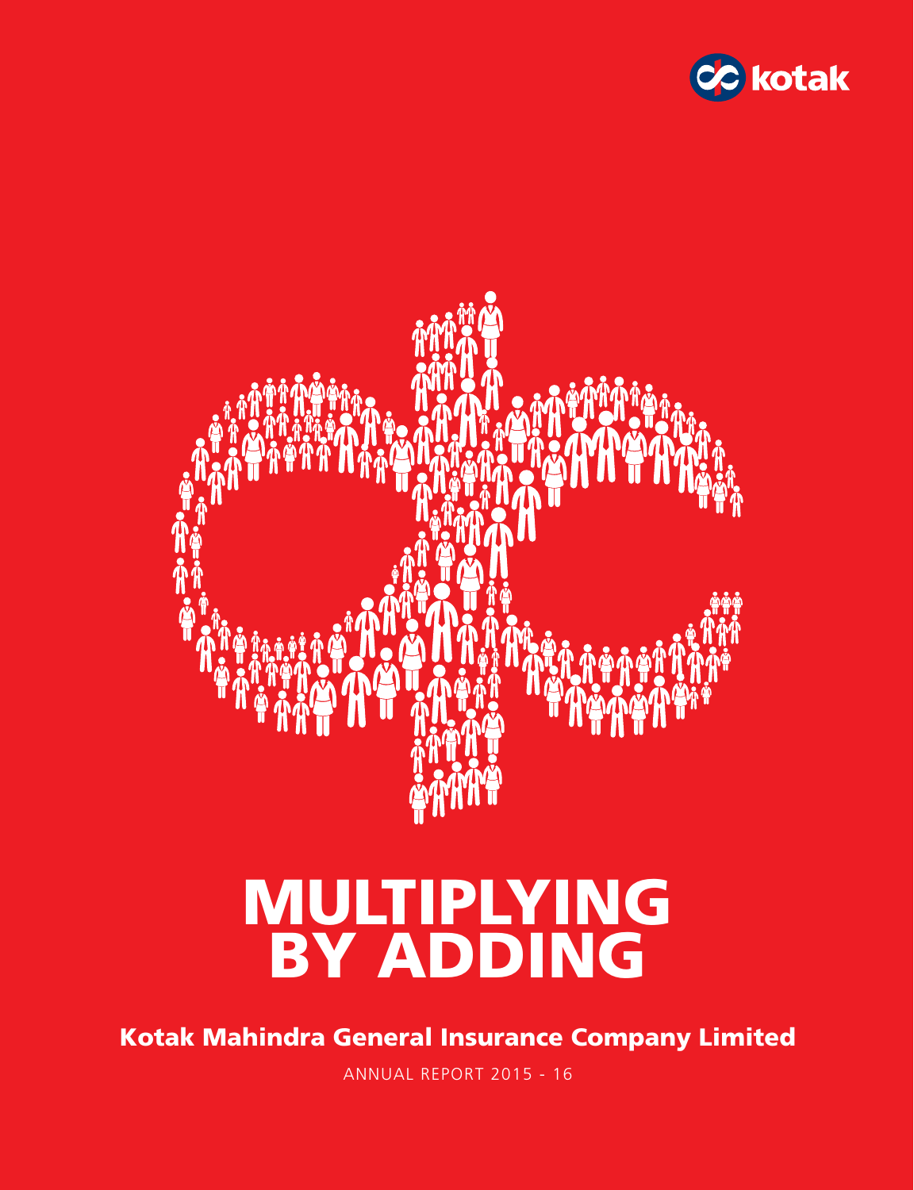kotak

# MULTIPLYING BY ADDING

## Kotak Mahindra General Insurance Company Limited

ANNUAL REPORT 2015 - 16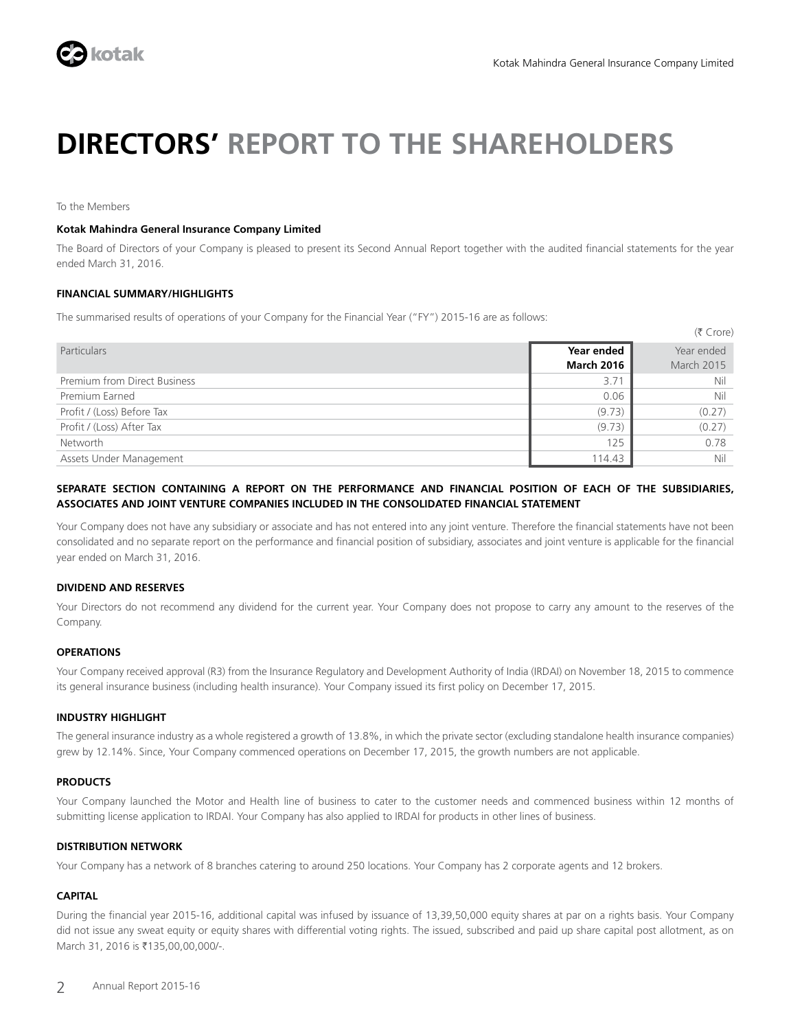# DIRECTORS' REPORT TO THE SHAREHOLDERS

To the Members

**Kotak Mahindra General Insurance Company Limited**

The Board of Directors of your Company is pleased to present its Second Annual Report together with the audited financial statements for the year ended March 31, 2016.

### FINANCIAL SUMMARY/HIGHLIGHTS

The summarised results of operations of your Company for the Financial Year ("FY") 2015-16 are as follows:

(₹ Crore)

| Particulars | Year ended March 2016 | Year ended March 2015 |
|---|---|---|
| Premium from Direct Business | 3.71 | Nil |
| Premium Earned | 0.06 | Nil |
| Profit / (Loss) Before Tax | (9.73) | (0.27) |
| Profit / (Loss) After Tax | (9.73) | (0.27) |
| Networth | 125 | 0.78 |
| Assets Under Management | 114.43 | Nil |

### SEPARATE SECTION CONTAINING A REPORT ON THE PERFORMANCE AND FINANCIAL POSITION OF EACH OF THE SUBSIDIARIES, ASSOCIATES AND JOINT VENTURE COMPANIES INCLUDED IN THE CONSOLIDATED FINANCIAL STATEMENT

Your Company does not have any subsidiary or associate and has not entered into any joint venture. Therefore the financial statements have not been consolidated and no separate report on the performance and financial position of subsidiary, associates and joint venture is applicable for the financial year ended on March 31, 2016.

### DIVIDEND AND RESERVES

Your Directors do not recommend any dividend for the current year. Your Company does not propose to carry any amount to the reserves of the Company.

### OPERATIONS

Your Company received approval (R3) from the Insurance Regulatory and Development Authority of India (IRDAI) on November 18, 2015 to commence its general insurance business (including health insurance). Your Company issued its first policy on December 17, 2015.

### INDUSTRY HIGHLIGHT

The general insurance industry as a whole registered a growth of 13.8%, in which the private sector (excluding standalone health insurance companies) grew by 12.14%. Since, Your Company commenced operations on December 17, 2015, the growth numbers are not applicable.

### PRODUCTS

Your Company launched the Motor and Health line of business to cater to the customer needs and commenced business within 12 months of submitting license application to IRDAI. Your Company has also applied to IRDAI for products in other lines of business.

### DISTRIBUTION NETWORK

Your Company has a network of 8 branches catering to around 250 locations. Your Company has 2 corporate agents and 12 brokers.

### CAPITAL

During the financial year 2015-16, additional capital was infused by issuance of 13,39,50,000 equity shares at par on a rights basis. Your Company did not issue any sweat equity or equity shares with differential voting rights. The issued, subscribed and paid up share capital post allotment, as on March 31, 2016 is ₹135,00,00,000/-.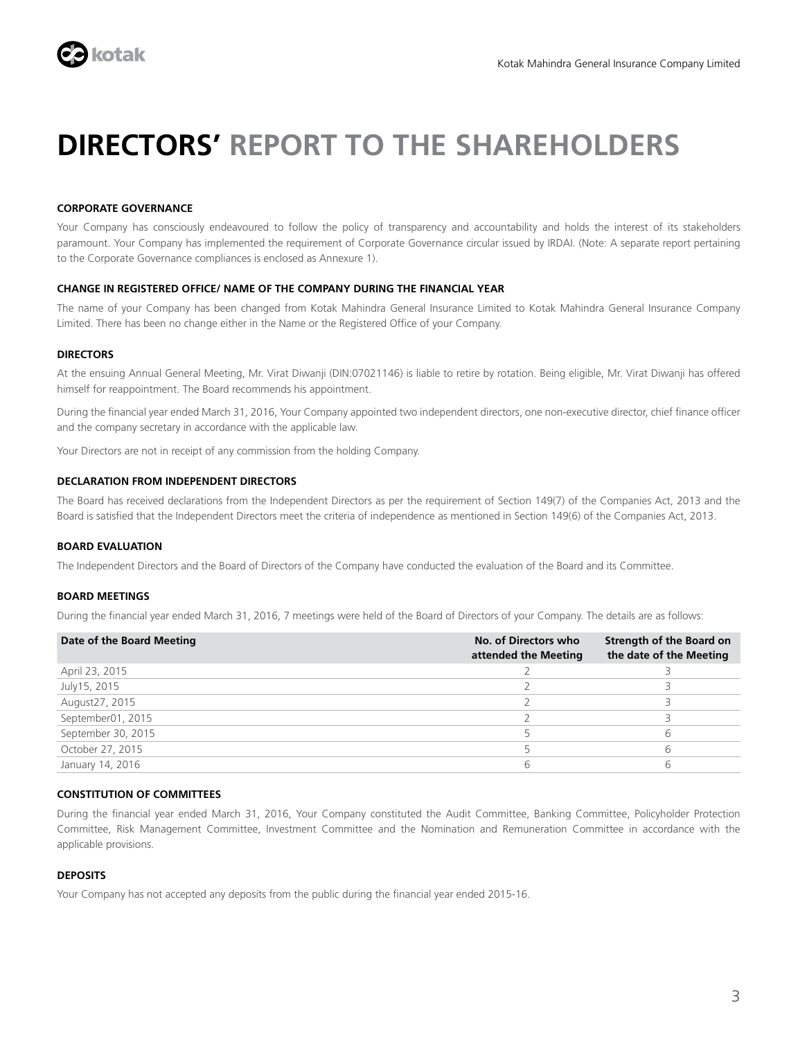# DIRECTORS' REPORT TO THE SHAREHOLDERS

#### CORPORATE GOVERNANCE

Your Company has consciously endeavoured to follow the policy of transparency and accountability and holds the interest of its stakeholders paramount. Your Company has implemented the requirement of Corporate Governance circular issued by IRDAI. (Note: A separate report pertaining to the Corporate Governance compliances is enclosed as Annexure 1).

#### CHANGE IN REGISTERED OFFICE/ NAME OF THE COMPANY DURING THE FINANCIAL YEAR

The name of your Company has been changed from Kotak Mahindra General Insurance Limited to Kotak Mahindra General Insurance Company Limited. There has been no change either in the Name or the Registered Office of your Company.

#### DIRECTORS

At the ensuing Annual General Meeting, Mr. Virat Diwanji (DIN:07021146) is liable to retire by rotation. Being eligible, Mr. Virat Diwanji has offered himself for reappointment. The Board recommends his appointment.

During the financial year ended March 31, 2016, Your Company appointed two independent directors, one non-executive director, chief finance officer and the company secretary in accordance with the applicable law.

Your Directors are not in receipt of any commission from the holding Company.

#### DECLARATION FROM INDEPENDENT DIRECTORS

The Board has received declarations from the Independent Directors as per the requirement of Section 149(7) of the Companies Act, 2013 and the Board is satisfied that the Independent Directors meet the criteria of independence as mentioned in Section 149(6) of the Companies Act, 2013.

#### BOARD EVALUATION

The Independent Directors and the Board of Directors of the Company have conducted the evaluation of the Board and its Committee.

#### BOARD MEETINGS

During the financial year ended March 31, 2016, 7 meetings were held of the Board of Directors of your Company. The details are as follows:

| Date of the Board Meeting | No. of Directors who attended the Meeting | Strength of the Board on the date of the Meeting |
|---|---|---|
| April 23, 2015 | 2 | 3 |
| July15, 2015 | 2 | 3 |
| August27, 2015 | 2 | 3 |
| September01, 2015 | 2 | 3 |
| September 30, 2015 | 5 | 6 |
| October 27, 2015 | 5 | 6 |
| January 14, 2016 | 6 | 6 |

#### CONSTITUTION OF COMMITTEES

During the financial year ended March 31, 2016, Your Company constituted the Audit Committee, Banking Committee, Policyholder Protection Committee, Risk Management Committee, Investment Committee and the Nomination and Remuneration Committee in accordance with the applicable provisions.

#### DEPOSITS

Your Company has not accepted any deposits from the public during the financial year ended 2015-16.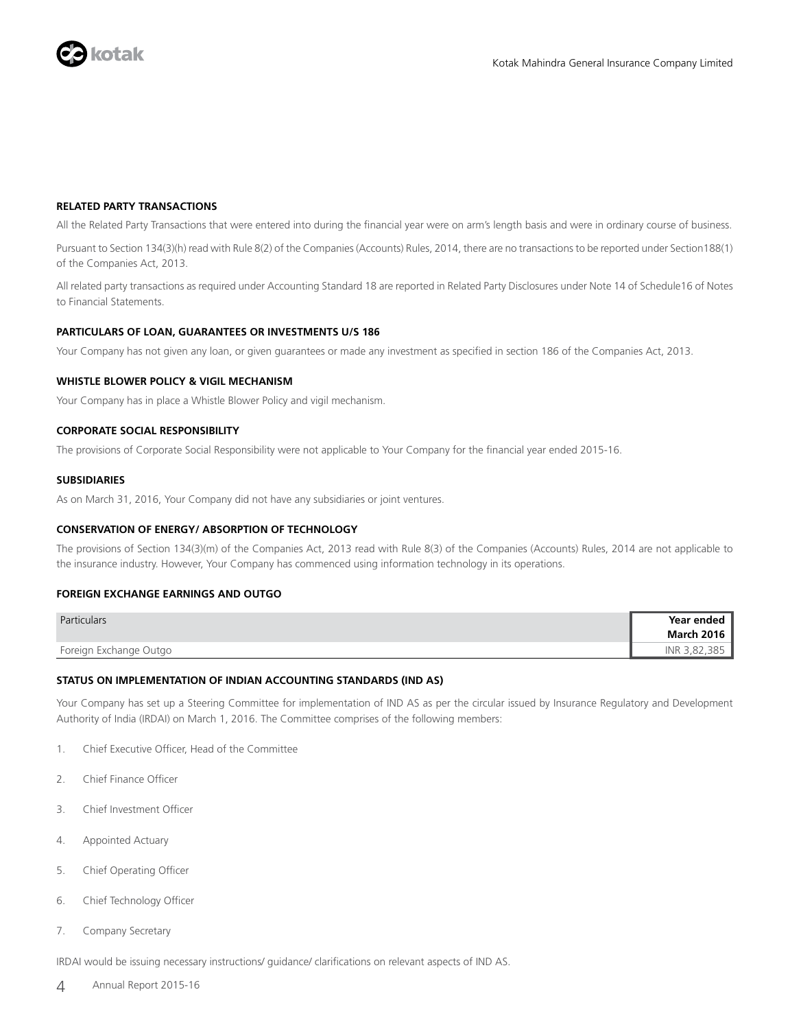### RELATED PARTY TRANSACTIONS

All the Related Party Transactions that were entered into during the financial year were on arm's length basis and were in ordinary course of business.

Pursuant to Section 134(3)(h) read with Rule 8(2) of the Companies (Accounts) Rules, 2014, there are no transactions to be reported under Section188(1) of the Companies Act, 2013.

All related party transactions as required under Accounting Standard 18 are reported in Related Party Disclosures under Note 14 of Schedule16 of Notes to Financial Statements.

### PARTICULARS OF LOAN, GUARANTEES OR INVESTMENTS U/S 186

Your Company has not given any loan, or given guarantees or made any investment as specified in section 186 of the Companies Act, 2013.

### WHISTLE BLOWER POLICY & VIGIL MECHANISM

Your Company has in place a Whistle Blower Policy and vigil mechanism.

### CORPORATE SOCIAL RESPONSIBILITY

The provisions of Corporate Social Responsibility were not applicable to Your Company for the financial year ended 2015-16.

### SUBSIDIARIES

As on March 31, 2016, Your Company did not have any subsidiaries or joint ventures.

### CONSERVATION OF ENERGY/ ABSORPTION OF TECHNOLOGY

The provisions of Section 134(3)(m) of the Companies Act, 2013 read with Rule 8(3) of the Companies (Accounts) Rules, 2014 are not applicable to the insurance industry. However, Your Company has commenced using information technology in its operations.

### FOREIGN EXCHANGE EARNINGS AND OUTGO

| Particulars | **Year ended March 2016** |
|---|---|
| Foreign Exchange Outgo | INR 3,82,385 |

### STATUS ON IMPLEMENTATION OF INDIAN ACCOUNTING STANDARDS (IND AS)

Your Company has set up a Steering Committee for implementation of IND AS as per the circular issued by Insurance Regulatory and Development Authority of India (IRDAI) on March 1, 2016. The Committee comprises of the following members:

1. Chief Executive Officer, Head of the Committee
2. Chief Finance Officer
3. Chief Investment Officer
4. Appointed Actuary
5. Chief Operating Officer
6. Chief Technology Officer
7. Company Secretary

IRDAI would be issuing necessary instructions/ guidance/ clarifications on relevant aspects of IND AS.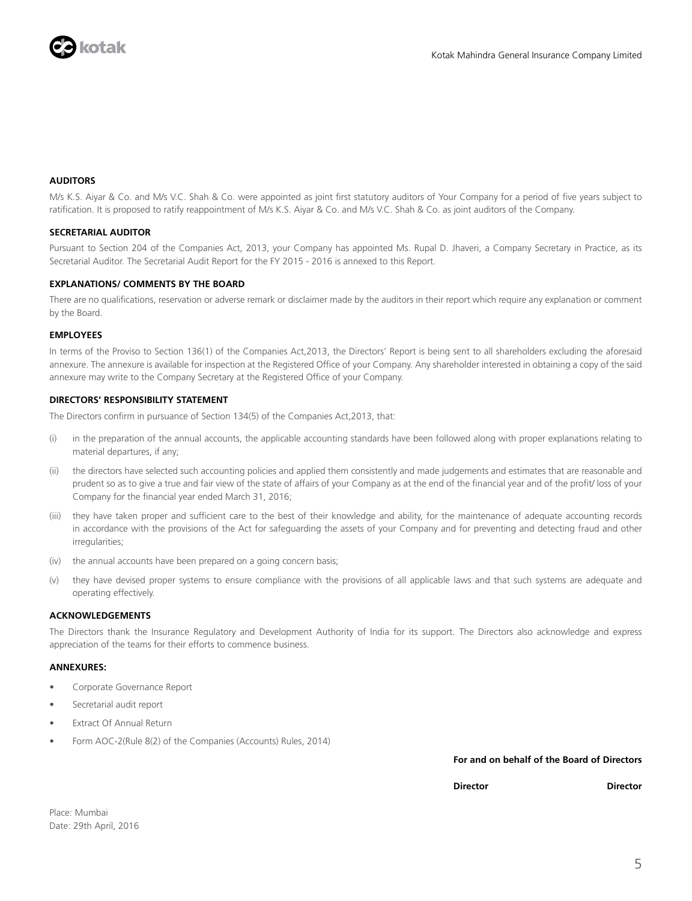### AUDITORS

M/s K.S. Aiyar & Co. and M/s V.C. Shah & Co. were appointed as joint first statutory auditors of Your Company for a period of five years subject to ratification. It is proposed to ratify reappointment of M/s K.S. Aiyar & Co. and M/s V.C. Shah & Co. as joint auditors of the Company.

### SECRETARIAL AUDITOR

Pursuant to Section 204 of the Companies Act, 2013, your Company has appointed Ms. Rupal D. Jhaveri, a Company Secretary in Practice, as its Secretarial Auditor. The Secretarial Audit Report for the FY 2015 - 2016 is annexed to this Report.

### EXPLANATIONS/ COMMENTS BY THE BOARD

There are no qualifications, reservation or adverse remark or disclaimer made by the auditors in their report which require any explanation or comment by the Board.

### EMPLOYEES

In terms of the Proviso to Section 136(1) of the Companies Act,2013, the Directors' Report is being sent to all shareholders excluding the aforesaid annexure. The annexure is available for inspection at the Registered Office of your Company. Any shareholder interested in obtaining a copy of the said annexure may write to the Company Secretary at the Registered Office of your Company.

### DIRECTORS' RESPONSIBILITY STATEMENT

The Directors confirm in pursuance of Section 134(5) of the Companies Act,2013, that:

(i) in the preparation of the annual accounts, the applicable accounting standards have been followed along with proper explanations relating to material departures, if any;

(ii) the directors have selected such accounting policies and applied them consistently and made judgements and estimates that are reasonable and prudent so as to give a true and fair view of the state of affairs of your Company as at the end of the financial year and of the profit/ loss of your Company for the financial year ended March 31, 2016;

(iii) they have taken proper and sufficient care to the best of their knowledge and ability, for the maintenance of adequate accounting records in accordance with the provisions of the Act for safeguarding the assets of your Company and for preventing and detecting fraud and other irregularities;

(iv) the annual accounts have been prepared on a going concern basis;

(v) they have devised proper systems to ensure compliance with the provisions of all applicable laws and that such systems are adequate and operating effectively.

### ACKNOWLEDGEMENTS

The Directors thank the Insurance Regulatory and Development Authority of India for its support. The Directors also acknowledge and express appreciation of the teams for their efforts to commence business.

### ANNEXURES:

- Corporate Governance Report
- Secretarial audit report
- Extract Of Annual Return
- Form AOC-2(Rule 8(2) of the Companies (Accounts) Rules, 2014)

**For and on behalf of the Board of Directors**

**Director** **Director**

Place: Mumbai
Date: 29th April, 2016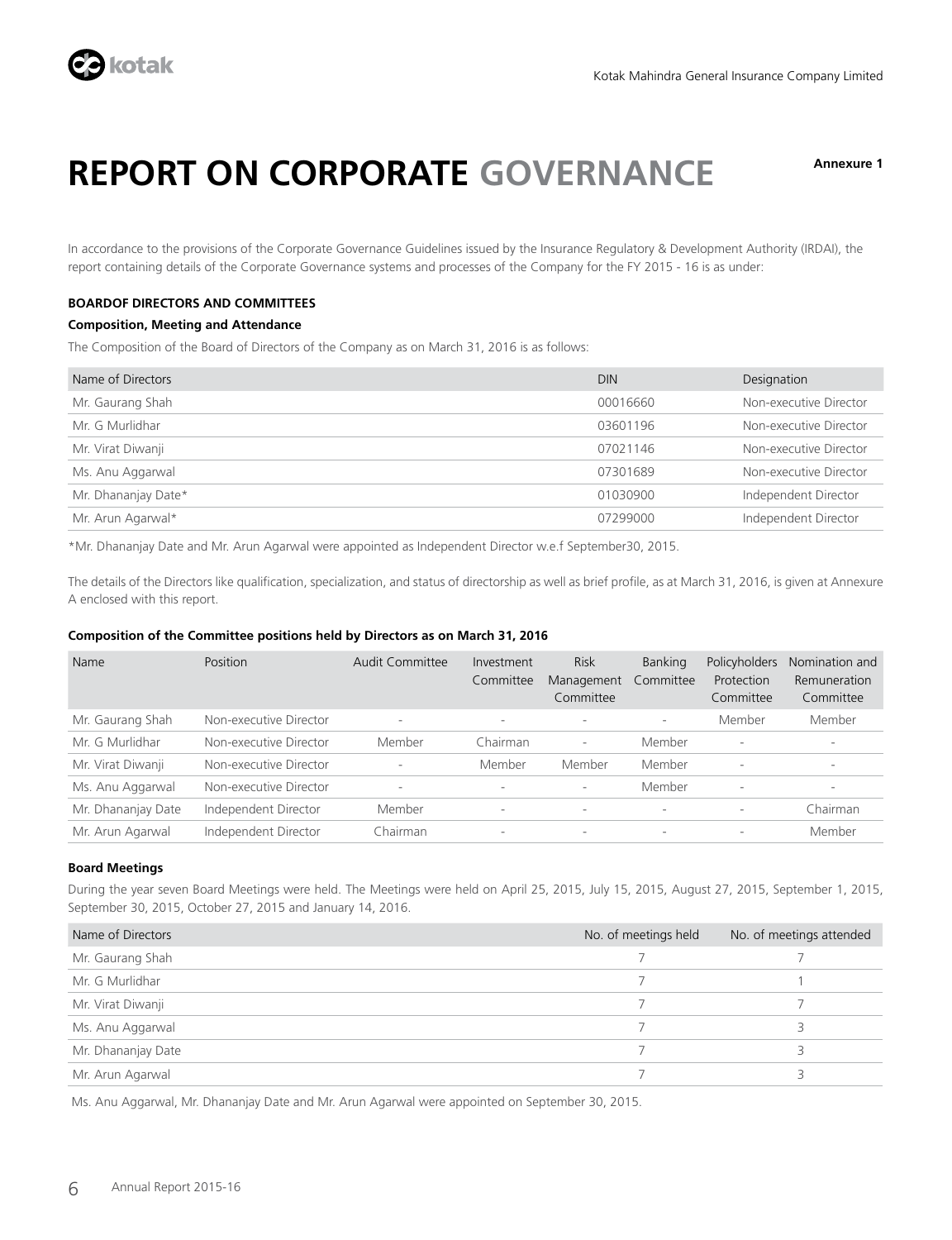# REPORT ON CORPORATE GOVERNANCE

**Annexure 1**

In accordance to the provisions of the Corporate Governance Guidelines issued by the Insurance Regulatory & Development Authority (IRDAI), the report containing details of the Corporate Governance systems and processes of the Company for the FY 2015 - 16 is as under:

**BOARDOF DIRECTORS AND COMMITTEES**

**Composition, Meeting and Attendance**

The Composition of the Board of Directors of the Company as on March 31, 2016 is as follows:

| Name of Directors | DIN | Designation |
|---|---|---|
| Mr. Gaurang Shah | 00016660 | Non-executive Director |
| Mr. G Murlidhar | 03601196 | Non-executive Director |
| Mr. Virat Diwanji | 07021146 | Non-executive Director |
| Ms. Anu Aggarwal | 07301689 | Non-executive Director |
| Mr. Dhananjay Date* | 01030900 | Independent Director |
| Mr. Arun Agarwal* | 07299000 | Independent Director |

*Mr. Dhananjay Date and Mr. Arun Agarwal were appointed as Independent Director w.e.f September30, 2015.

The details of the Directors like qualification, specialization, and status of directorship as well as brief profile, as at March 31, 2016, is given at Annexure A enclosed with this report.

**Composition of the Committee positions held by Directors as on March 31, 2016**

| Name | Position | Audit Committee | Investment Committee | Risk Management Committee | Banking Committee | Policyholders Protection Committee | Nomination and Remuneration Committee |
|---|---|---|---|---|---|---|---|
| Mr. Gaurang Shah | Non-executive Director | - | - | - | - | Member | Member |
| Mr. G Murlidhar | Non-executive Director | Member | Chairman | - | Member | - | - |
| Mr. Virat Diwanji | Non-executive Director | - | Member | Member | Member | - | - |
| Ms. Anu Aggarwal | Non-executive Director | - | - | - | Member | - | - |
| Mr. Dhananjay Date | Independent Director | Member | - | - | - | - | Chairman |
| Mr. Arun Agarwal | Independent Director | Chairman | - | - | - | - | Member |

**Board Meetings**

During the year seven Board Meetings were held. The Meetings were held on April 25, 2015, July 15, 2015, August 27, 2015, September 1, 2015, September 30, 2015, October 27, 2015 and January 14, 2016.

| Name of Directors | No. of meetings held | No. of meetings attended |
|---|---|---|
| Mr. Gaurang Shah | 7 | 7 |
| Mr. G Murlidhar | 7 | 1 |
| Mr. Virat Diwanji | 7 | 7 |
| Ms. Anu Aggarwal | 7 | 3 |
| Mr. Dhananjay Date | 7 | 3 |
| Mr. Arun Agarwal | 7 | 3 |

Ms. Anu Aggarwal, Mr. Dhananjay Date and Mr. Arun Agarwal were appointed on September 30, 2015.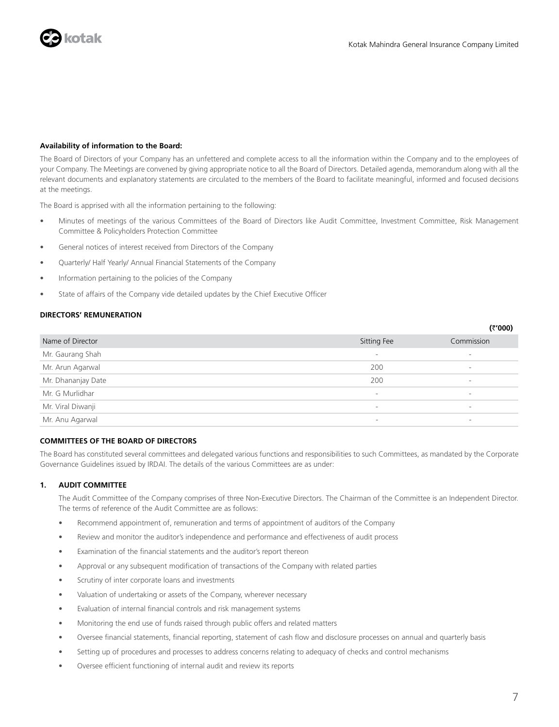**Availability of information to the Board:**

The Board of Directors of your Company has an unfettered and complete access to all the information within the Company and to the employees of your Company. The Meetings are convened by giving appropriate notice to all the Board of Directors. Detailed agenda, memorandum along with all the relevant documents and explanatory statements are circulated to the members of the Board to facilitate meaningful, informed and focused decisions at the meetings.

The Board is apprised with all the information pertaining to the following:

- Minutes of meetings of the various Committees of the Board of Directors like Audit Committee, Investment Committee, Risk Management Committee & Policyholders Protection Committee
- General notices of interest received from Directors of the Company
- Quarterly/ Half Yearly/ Annual Financial Statements of the Company
- Information pertaining to the policies of the Company
- State of affairs of the Company vide detailed updates by the Chief Executive Officer

**DIRECTORS' REMUNERATION**

**(₹'000)**

| Name of Director | Sitting Fee | Commission |
|---|---|---|
| Mr. Gaurang Shah | - | - |
| Mr. Arun Agarwal | 200 | - |
| Mr. Dhananjay Date | 200 | - |
| Mr. G Murlidhar | - | - |
| Mr. Viral Diwanji | - | - |
| Mr. Anu Agarwal | - | - |

**COMMITTEES OF THE BOARD OF DIRECTORS**

The Board has constituted several committees and delegated various functions and responsibilities to such Committees, as mandated by the Corporate Governance Guidelines issued by IRDAI. The details of the various Committees are as under:

**1. AUDIT COMMITTEE**

The Audit Committee of the Company comprises of three Non-Executive Directors. The Chairman of the Committee is an Independent Director. The terms of reference of the Audit Committee are as follows:

- Recommend appointment of, remuneration and terms of appointment of auditors of the Company
- Review and monitor the auditor's independence and performance and effectiveness of audit process
- Examination of the financial statements and the auditor's report thereon
- Approval or any subsequent modification of transactions of the Company with related parties
- Scrutiny of inter corporate loans and investments
- Valuation of undertaking or assets of the Company, wherever necessary
- Evaluation of internal financial controls and risk management systems
- Monitoring the end use of funds raised through public offers and related matters
- Oversee financial statements, financial reporting, statement of cash flow and disclosure processes on annual and quarterly basis
- Setting up of procedures and processes to address concerns relating to adequacy of checks and control mechanisms
- Oversee efficient functioning of internal audit and review its reports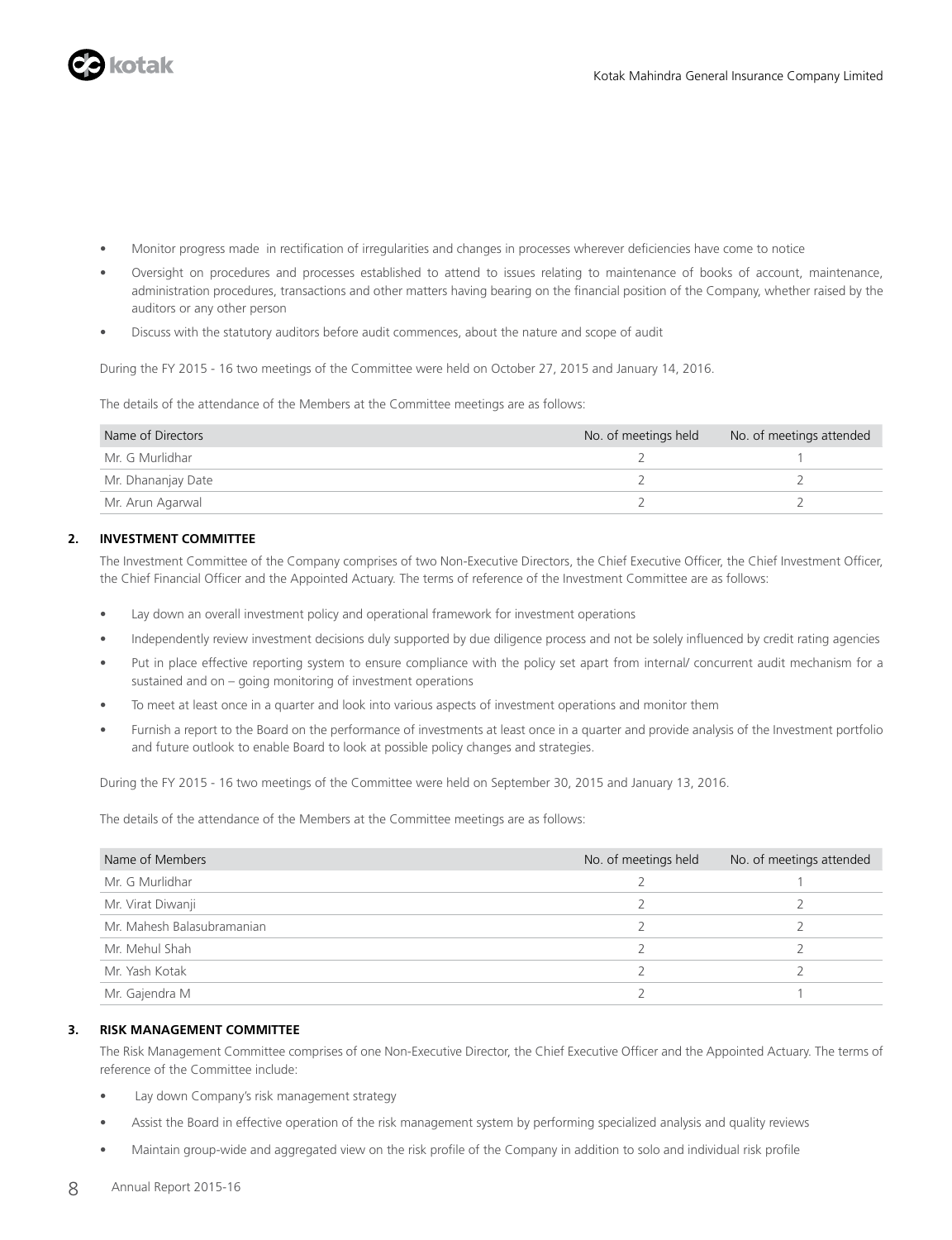- Monitor progress made in rectification of irregularities and changes in processes wherever deficiencies have come to notice
- Oversight on procedures and processes established to attend to issues relating to maintenance of books of account, maintenance, administration procedures, transactions and other matters having bearing on the financial position of the Company, whether raised by the auditors or any other person
- Discuss with the statutory auditors before audit commences, about the nature and scope of audit

During the FY 2015 - 16 two meetings of the Committee were held on October 27, 2015 and January 14, 2016.

The details of the attendance of the Members at the Committee meetings are as follows:

| Name of Directors | No. of meetings held | No. of meetings attended |
|---|---|---|
| Mr. G Murlidhar | 2 | 1 |
| Mr. Dhananjay Date | 2 | 2 |
| Mr. Arun Agarwal | 2 | 2 |

## 2. INVESTMENT COMMITTEE

The Investment Committee of the Company comprises of two Non-Executive Directors, the Chief Executive Officer, the Chief Investment Officer, the Chief Financial Officer and the Appointed Actuary. The terms of reference of the Investment Committee are as follows:

- Lay down an overall investment policy and operational framework for investment operations
- Independently review investment decisions duly supported by due diligence process and not be solely influenced by credit rating agencies
- Put in place effective reporting system to ensure compliance with the policy set apart from internal/ concurrent audit mechanism for a sustained and on – going monitoring of investment operations
- To meet at least once in a quarter and look into various aspects of investment operations and monitor them
- Furnish a report to the Board on the performance of investments at least once in a quarter and provide analysis of the Investment portfolio and future outlook to enable Board to look at possible policy changes and strategies.

During the FY 2015 - 16 two meetings of the Committee were held on September 30, 2015 and January 13, 2016.

The details of the attendance of the Members at the Committee meetings are as follows:

| Name of Members | No. of meetings held | No. of meetings attended |
|---|---|---|
| Mr. G Murlidhar | 2 | 1 |
| Mr. Virat Diwanji | 2 | 2 |
| Mr. Mahesh Balasubramanian | 2 | 2 |
| Mr. Mehul Shah | 2 | 2 |
| Mr. Yash Kotak | 2 | 2 |
| Mr. Gajendra M | 2 | 1 |

## 3. RISK MANAGEMENT COMMITTEE

The Risk Management Committee comprises of one Non-Executive Director, the Chief Executive Officer and the Appointed Actuary. The terms of reference of the Committee include:

- Lay down Company's risk management strategy
- Assist the Board in effective operation of the risk management system by performing specialized analysis and quality reviews
- Maintain group-wide and aggregated view on the risk profile of the Company in addition to solo and individual risk profile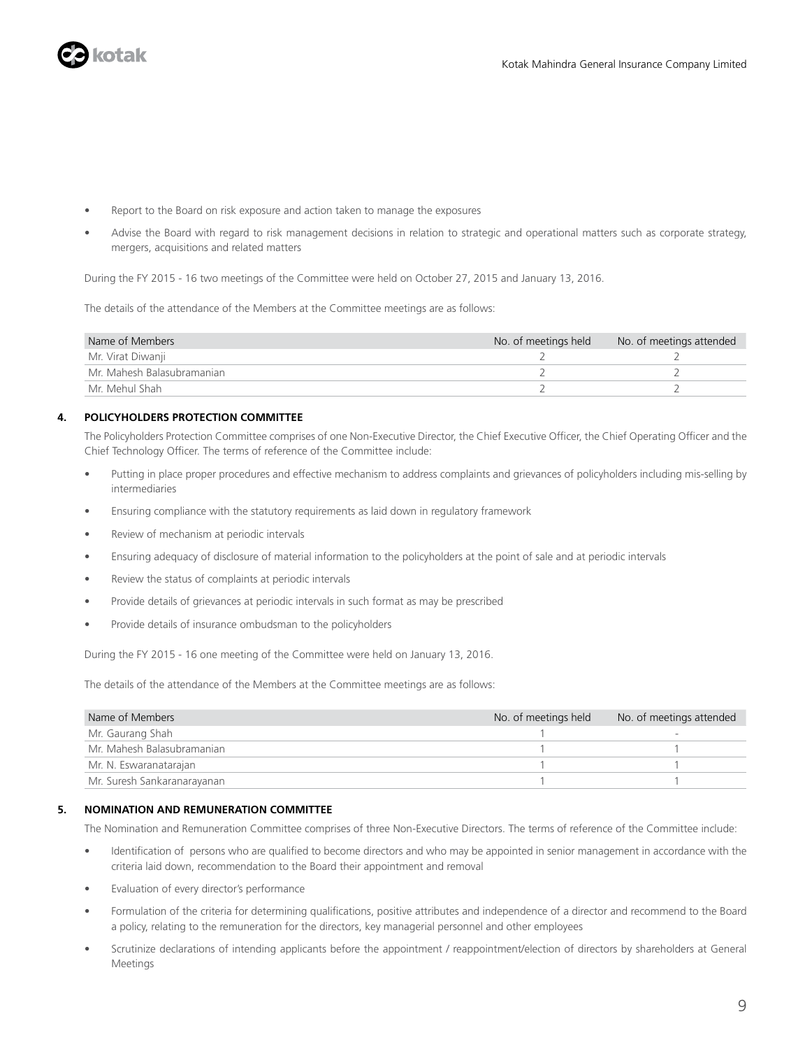- Report to the Board on risk exposure and action taken to manage the exposures
- Advise the Board with regard to risk management decisions in relation to strategic and operational matters such as corporate strategy, mergers, acquisitions and related matters

During the FY 2015 - 16 two meetings of the Committee were held on October 27, 2015 and January 13, 2016.

The details of the attendance of the Members at the Committee meetings are as follows:

| Name of Members | No. of meetings held | No. of meetings attended |
|---|---|---|
| Mr. Virat Diwanji | 2 | 2 |
| Mr. Mahesh Balasubramanian | 2 | 2 |
| Mr. Mehul Shah | 2 | 2 |

**4. POLICYHOLDERS PROTECTION COMMITTEE**

The Policyholders Protection Committee comprises of one Non-Executive Director, the Chief Executive Officer, the Chief Operating Officer and the Chief Technology Officer. The terms of reference of the Committee include:

- Putting in place proper procedures and effective mechanism to address complaints and grievances of policyholders including mis-selling by intermediaries
- Ensuring compliance with the statutory requirements as laid down in regulatory framework
- Review of mechanism at periodic intervals
- Ensuring adequacy of disclosure of material information to the policyholders at the point of sale and at periodic intervals
- Review the status of complaints at periodic intervals
- Provide details of grievances at periodic intervals in such format as may be prescribed
- Provide details of insurance ombudsman to the policyholders

During the FY 2015 - 16 one meeting of the Committee were held on January 13, 2016.

The details of the attendance of the Members at the Committee meetings are as follows:

| Name of Members | No. of meetings held | No. of meetings attended |
|---|---|---|
| Mr. Gaurang Shah | 1 | - |
| Mr. Mahesh Balasubramanian | 1 | 1 |
| Mr. N. Eswaranatarajan | 1 | 1 |
| Mr. Suresh Sankaranarayanan | 1 | 1 |

**5. NOMINATION AND REMUNERATION COMMITTEE**

The Nomination and Remuneration Committee comprises of three Non-Executive Directors. The terms of reference of the Committee include:

- Identification of persons who are qualified to become directors and who may be appointed in senior management in accordance with the criteria laid down, recommendation to the Board their appointment and removal
- Evaluation of every director's performance
- Formulation of the criteria for determining qualifications, positive attributes and independence of a director and recommend to the Board a policy, relating to the remuneration for the directors, key managerial personnel and other employees
- Scrutinize declarations of intending applicants before the appointment / reappointment/election of directors by shareholders at General Meetings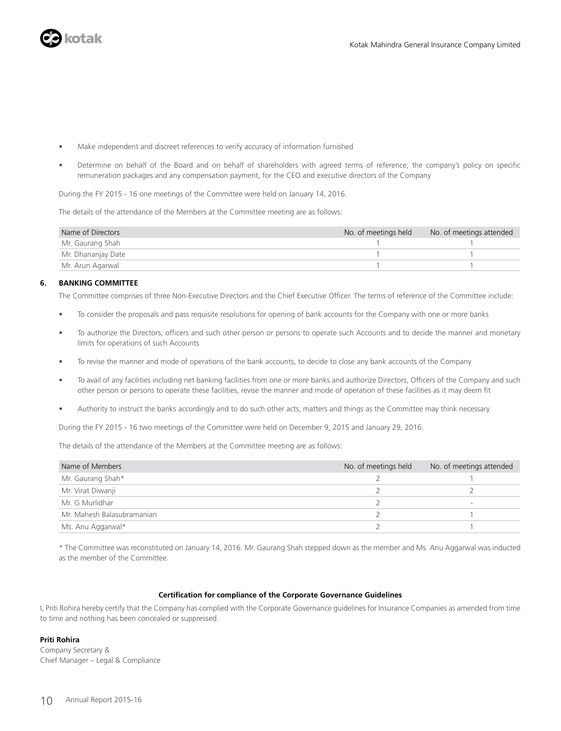- Make independent and discreet references to verify accuracy of information furnished
- Determine on behalf of the Board and on behalf of shareholders with agreed terms of reference, the company's policy on specific remuneration packages and any compensation payment, for the CEO and executive directors of the Company

During the FY 2015 - 16 one meetings of the Committee were held on January 14, 2016.

The details of the attendance of the Members at the Committee meeting are as follows:

| Name of Directors | No. of meetings held | No. of meetings attended |
| --- | --- | --- |
| Mr. Gaurang Shah | 1 | 1 |
| Mr. Dhananjay Date | 1 | 1 |
| Mr. Arun Agarwal | 1 | 1 |

**6. BANKING COMMITTEE**

The Committee comprises of three Non-Executive Directors and the Chief Executive Officer. The terms of reference of the Committee include:

- To consider the proposals and pass requisite resolutions for opening of bank accounts for the Company with one or more banks
- To authorize the Directors, officers and such other person or persons to operate such Accounts and to decide the manner and monetary limits for operations of such Accounts
- To revise the manner and mode of operations of the bank accounts, to decide to close any bank accounts of the Company
- To avail of any facilities including net banking facilities from one or more banks and authorize Directors, Officers of the Company and such other person or persons to operate these facilities, revise the manner and mode of operation of these facilities as it may deem fit
- Authority to instruct the banks accordingly and to do such other acts, matters and things as the Committee may think necessary

During the FY 2015 - 16 two meetings of the Committee were held on December 9, 2015 and January 29, 2016.

The details of the attendance of the Members at the Committee meeting are as follows:

| Name of Members | No. of meetings held | No. of meetings attended |
| --- | --- | --- |
| Mr. Gaurang Shah* | 2 | 1 |
| Mr. Virat Diwanji | 2 | 2 |
| Mr. G Murlidhar | 2 | - |
| Mr. Mahesh Balasubramanian | 2 | 1 |
| Ms. Anu Aggarwal* | 2 | 1 |

* The Committee was reconstituted on January 14, 2016. Mr. Gaurang Shah stepped down as the member and Ms. Anu Aggarwal was inducted as the member of the Committee.

**Certification for compliance of the Corporate Governance Guidelines**

I, Priti Rohira hereby certify that the Company has complied with the Corporate Governance guidelines for Insurance Companies as amended from time to time and nothing has been concealed or suppressed.

**Priti Rohira**
Company Secretary &
Chief Manager – Legal & Compliance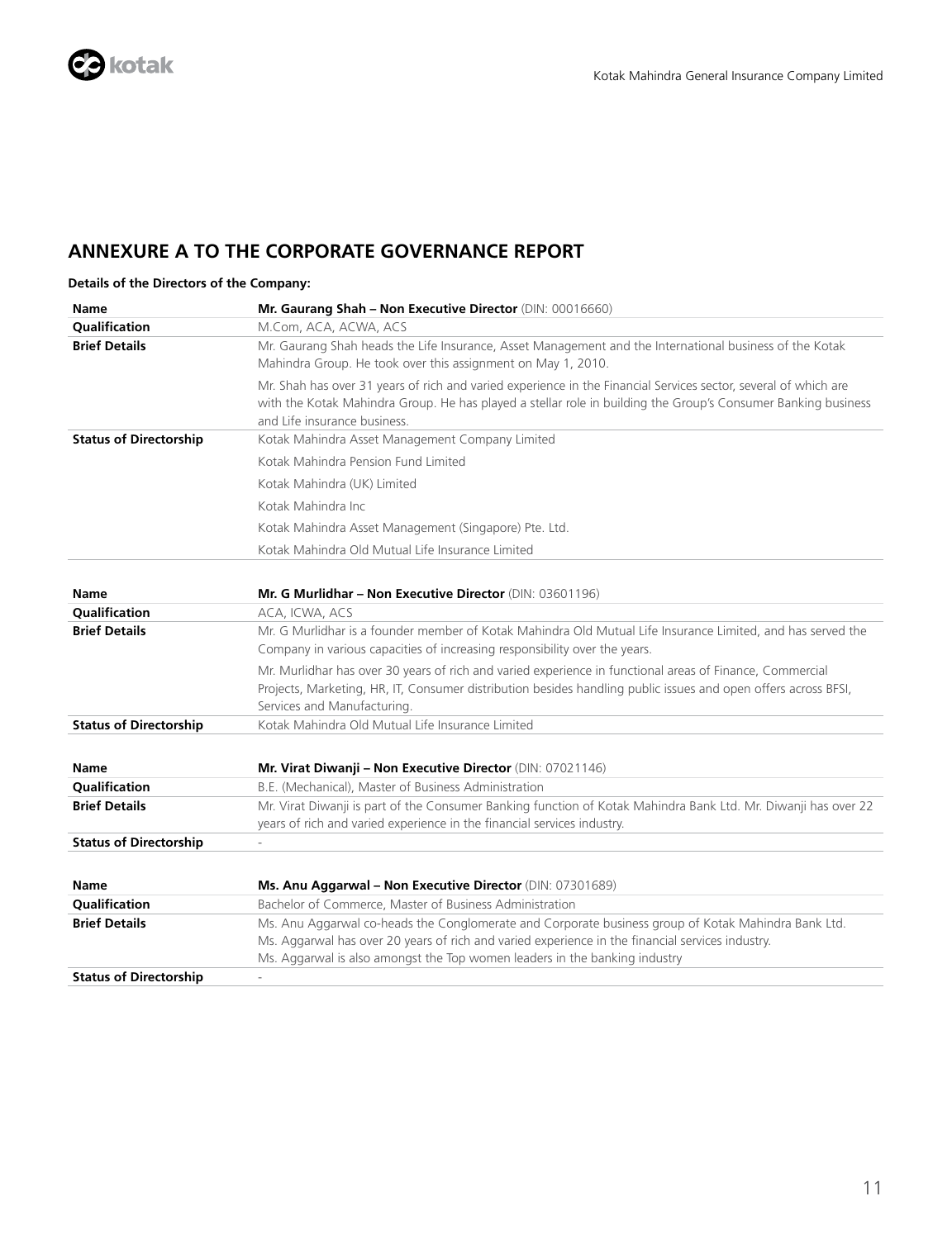## ANNEXURE A TO THE CORPORATE GOVERNANCE REPORT

**Details of the Directors of the Company:**

| Name | **Mr. Gaurang Shah – Non Executive Director** (DIN: 00016660) |
|---|---|
| Qualification | M.Com, ACA, ACWA, ACS |
| Brief Details | Mr. Gaurang Shah heads the Life Insurance, Asset Management and the International business of the Kotak Mahindra Group. He took over this assignment on May 1, 2010.<br><br>Mr. Shah has over 31 years of rich and varied experience in the Financial Services sector, several of which are with the Kotak Mahindra Group. He has played a stellar role in building the Group's Consumer Banking business and Life insurance business. |
| Status of Directorship | Kotak Mahindra Asset Management Company Limited<br>Kotak Mahindra Pension Fund Limited<br>Kotak Mahindra (UK) Limited<br>Kotak Mahindra Inc<br>Kotak Mahindra Asset Management (Singapore) Pte. Ltd.<br>Kotak Mahindra Old Mutual Life Insurance Limited |

| Name | **Mr. G Murlidhar – Non Executive Director** (DIN: 03601196) |
|---|---|
| Qualification | ACA, ICWA, ACS |
| Brief Details | Mr. G Murlidhar is a founder member of Kotak Mahindra Old Mutual Life Insurance Limited, and has served the Company in various capacities of increasing responsibility over the years.<br><br>Mr. Murlidhar has over 30 years of rich and varied experience in functional areas of Finance, Commercial Projects, Marketing, HR, IT, Consumer distribution besides handling public issues and open offers across BFSI, Services and Manufacturing. |
| Status of Directorship | Kotak Mahindra Old Mutual Life Insurance Limited |

| Name | **Mr. Virat Diwanji – Non Executive Director** (DIN: 07021146) |
|---|---|
| Qualification | B.E. (Mechanical), Master of Business Administration |
| Brief Details | Mr. Virat Diwanji is part of the Consumer Banking function of Kotak Mahindra Bank Ltd. Mr. Diwanji has over 22 years of rich and varied experience in the financial services industry. |
| Status of Directorship | - |

| Name | **Ms. Anu Aggarwal – Non Executive Director** (DIN: 07301689) |
|---|---|
| Qualification | Bachelor of Commerce, Master of Business Administration |
| Brief Details | Ms. Anu Aggarwal co-heads the Conglomerate and Corporate business group of Kotak Mahindra Bank Ltd.<br>Ms. Aggarwal has over 20 years of rich and varied experience in the financial services industry.<br>Ms. Aggarwal is also amongst the Top women leaders in the banking industry |
| Status of Directorship | - |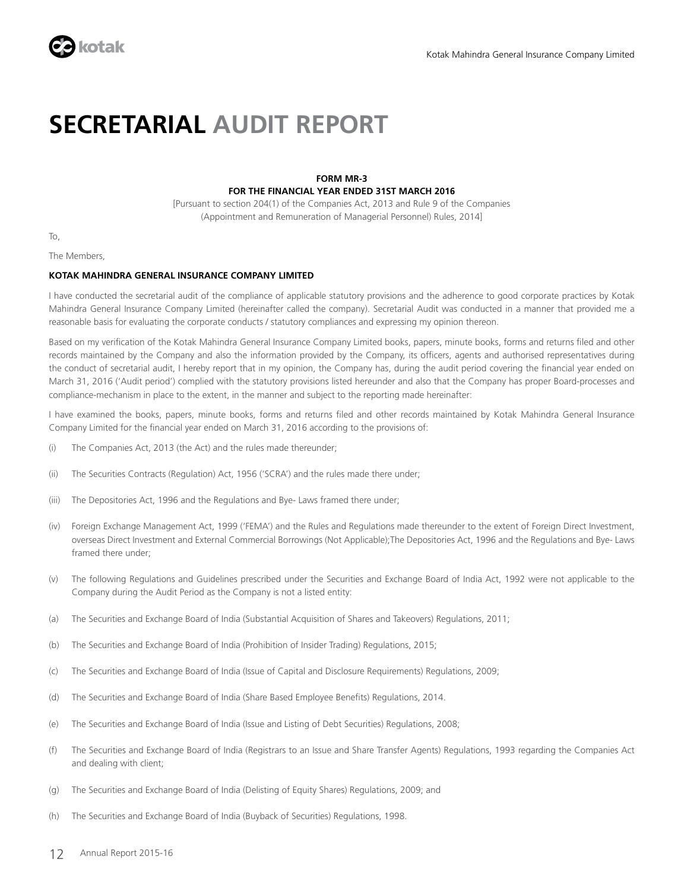# SECRETARIAL AUDIT REPORT

**FORM MR-3**
**FOR THE FINANCIAL YEAR ENDED 31ST MARCH 2016**

[Pursuant to section 204(1) of the Companies Act, 2013 and Rule 9 of the Companies (Appointment and Remuneration of Managerial Personnel) Rules, 2014]

To,

The Members,

**KOTAK MAHINDRA GENERAL INSURANCE COMPANY LIMITED**

I have conducted the secretarial audit of the compliance of applicable statutory provisions and the adherence to good corporate practices by Kotak Mahindra General Insurance Company Limited (hereinafter called the company). Secretarial Audit was conducted in a manner that provided me a reasonable basis for evaluating the corporate conducts / statutory compliances and expressing my opinion thereon.

Based on my verification of the Kotak Mahindra General Insurance Company Limited books, papers, minute books, forms and returns filed and other records maintained by the Company and also the information provided by the Company, its officers, agents and authorised representatives during the conduct of secretarial audit, I hereby report that in my opinion, the Company has, during the audit period covering the financial year ended on March 31, 2016 ('Audit period') complied with the statutory provisions listed hereunder and also that the Company has proper Board-processes and compliance-mechanism in place to the extent, in the manner and subject to the reporting made hereinafter:

I have examined the books, papers, minute books, forms and returns filed and other records maintained by Kotak Mahindra General Insurance Company Limited for the financial year ended on March 31, 2016 according to the provisions of:

(i) The Companies Act, 2013 (the Act) and the rules made thereunder;

(ii) The Securities Contracts (Regulation) Act, 1956 ('SCRA') and the rules made there under;

(iii) The Depositories Act, 1996 and the Regulations and Bye- Laws framed there under;

(iv) Foreign Exchange Management Act, 1999 ('FEMA') and the Rules and Regulations made thereunder to the extent of Foreign Direct Investment, overseas Direct Investment and External Commercial Borrowings (Not Applicable);The Depositories Act, 1996 and the Regulations and Bye- Laws framed there under;

(v) The following Regulations and Guidelines prescribed under the Securities and Exchange Board of India Act, 1992 were not applicable to the Company during the Audit Period as the Company is not a listed entity:

(a) The Securities and Exchange Board of India (Substantial Acquisition of Shares and Takeovers) Regulations, 2011;

(b) The Securities and Exchange Board of India (Prohibition of Insider Trading) Regulations, 2015;

(c) The Securities and Exchange Board of India (Issue of Capital and Disclosure Requirements) Regulations, 2009;

(d) The Securities and Exchange Board of India (Share Based Employee Benefits) Regulations, 2014.

(e) The Securities and Exchange Board of India (Issue and Listing of Debt Securities) Regulations, 2008;

(f) The Securities and Exchange Board of India (Registrars to an Issue and Share Transfer Agents) Regulations, 1993 regarding the Companies Act and dealing with client;

(g) The Securities and Exchange Board of India (Delisting of Equity Shares) Regulations, 2009; and

(h) The Securities and Exchange Board of India (Buyback of Securities) Regulations, 1998.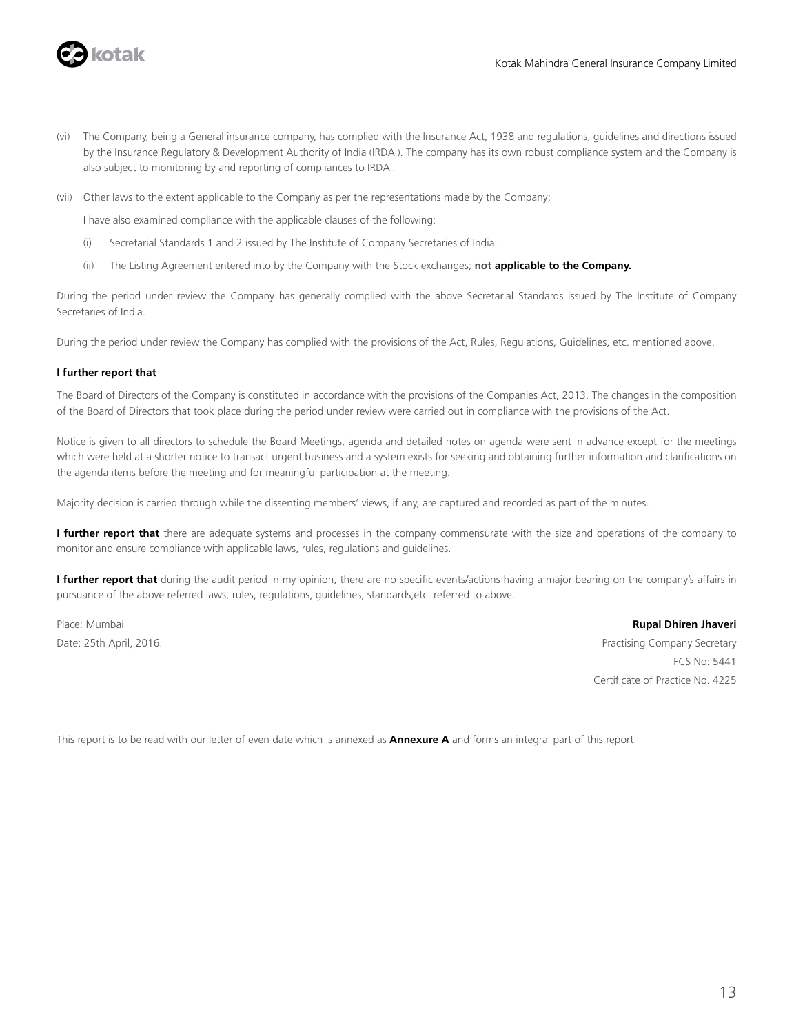(vi) The Company, being a General insurance company, has complied with the Insurance Act, 1938 and regulations, guidelines and directions issued by the Insurance Regulatory & Development Authority of India (IRDAI). The company has its own robust compliance system and the Company is also subject to monitoring by and reporting of compliances to IRDAI.

(vii) Other laws to the extent applicable to the Company as per the representations made by the Company;

I have also examined compliance with the applicable clauses of the following:

(i) Secretarial Standards 1 and 2 issued by The Institute of Company Secretaries of India.

(ii) The Listing Agreement entered into by the Company with the Stock exchanges; **not applicable to the Company.**

During the period under review the Company has generally complied with the above Secretarial Standards issued by The Institute of Company Secretaries of India.

During the period under review the Company has complied with the provisions of the Act, Rules, Regulations, Guidelines, etc. mentioned above.

**I further report that**

The Board of Directors of the Company is constituted in accordance with the provisions of the Companies Act, 2013. The changes in the composition of the Board of Directors that took place during the period under review were carried out in compliance with the provisions of the Act.

Notice is given to all directors to schedule the Board Meetings, agenda and detailed notes on agenda were sent in advance except for the meetings which were held at a shorter notice to transact urgent business and a system exists for seeking and obtaining further information and clarifications on the agenda items before the meeting and for meaningful participation at the meeting.

Majority decision is carried through while the dissenting members' views, if any, are captured and recorded as part of the minutes.

**I further report that** there are adequate systems and processes in the company commensurate with the size and operations of the company to monitor and ensure compliance with applicable laws, rules, regulations and guidelines.

**I further report that** during the audit period in my opinion, there are no specific events/actions having a major bearing on the company's affairs in pursuance of the above referred laws, rules, regulations, guidelines, standards,etc. referred to above.

Place: Mumbai

Date: 25th April, 2016.

**Rupal Dhiren Jhaveri**

Practising Company Secretary

FCS No: 5441

Certificate of Practice No. 4225

This report is to be read with our letter of even date which is annexed as **Annexure A** and forms an integral part of this report.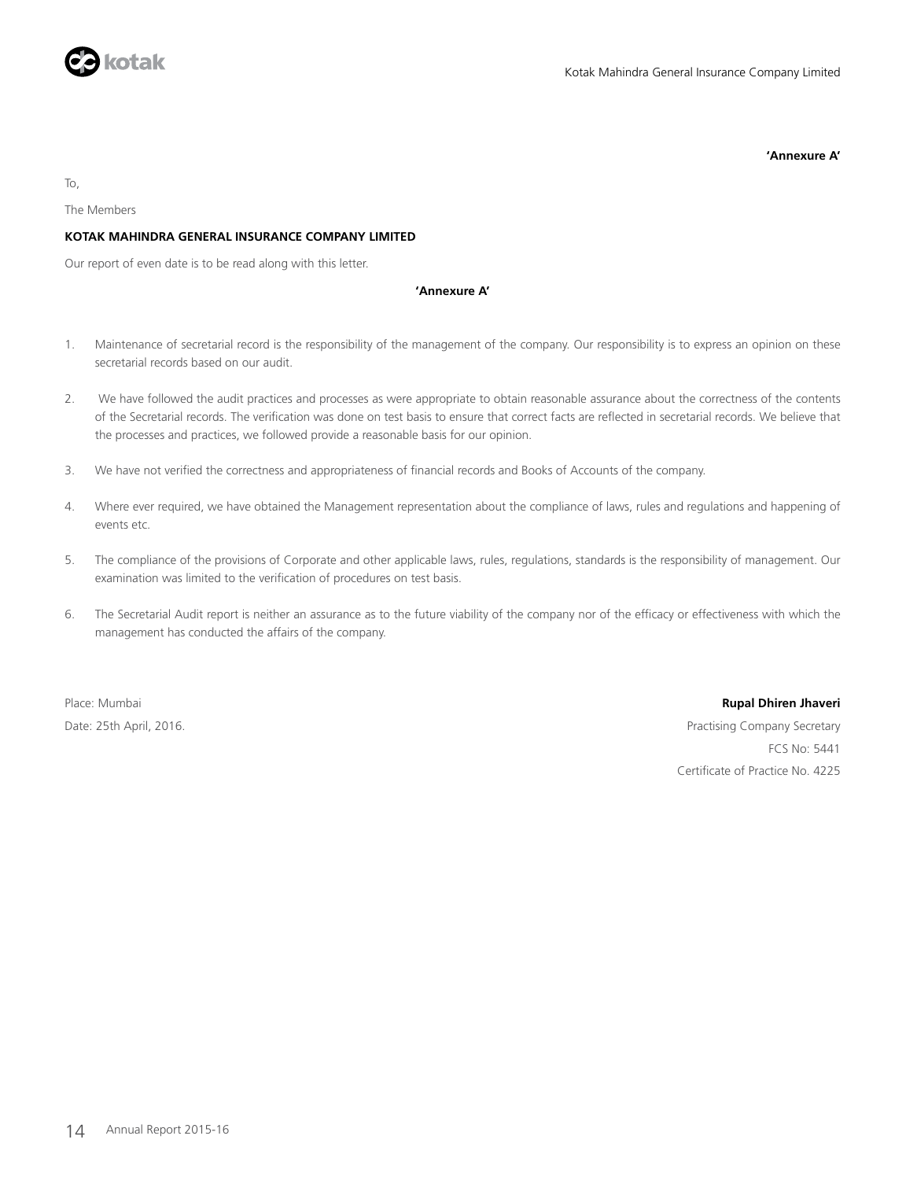**'Annexure A'**

To,

The Members

**KOTAK MAHINDRA GENERAL INSURANCE COMPANY LIMITED**

Our report of even date is to be read along with this letter.

**'Annexure A'**

1. Maintenance of secretarial record is the responsibility of the management of the company. Our responsibility is to express an opinion on these secretarial records based on our audit.

2. We have followed the audit practices and processes as were appropriate to obtain reasonable assurance about the correctness of the contents of the Secretarial records. The verification was done on test basis to ensure that correct facts are reflected in secretarial records. We believe that the processes and practices, we followed provide a reasonable basis for our opinion.

3. We have not verified the correctness and appropriateness of financial records and Books of Accounts of the company.

4. Where ever required, we have obtained the Management representation about the compliance of laws, rules and regulations and happening of events etc.

5. The compliance of the provisions of Corporate and other applicable laws, rules, regulations, standards is the responsibility of management. Our examination was limited to the verification of procedures on test basis.

6. The Secretarial Audit report is neither an assurance as to the future viability of the company nor of the efficacy or effectiveness with which the management has conducted the affairs of the company.

Place: Mumbai

Date: 25th April, 2016.

**Rupal Dhiren Jhaveri**

Practising Company Secretary

FCS No: 5441

Certificate of Practice No. 4225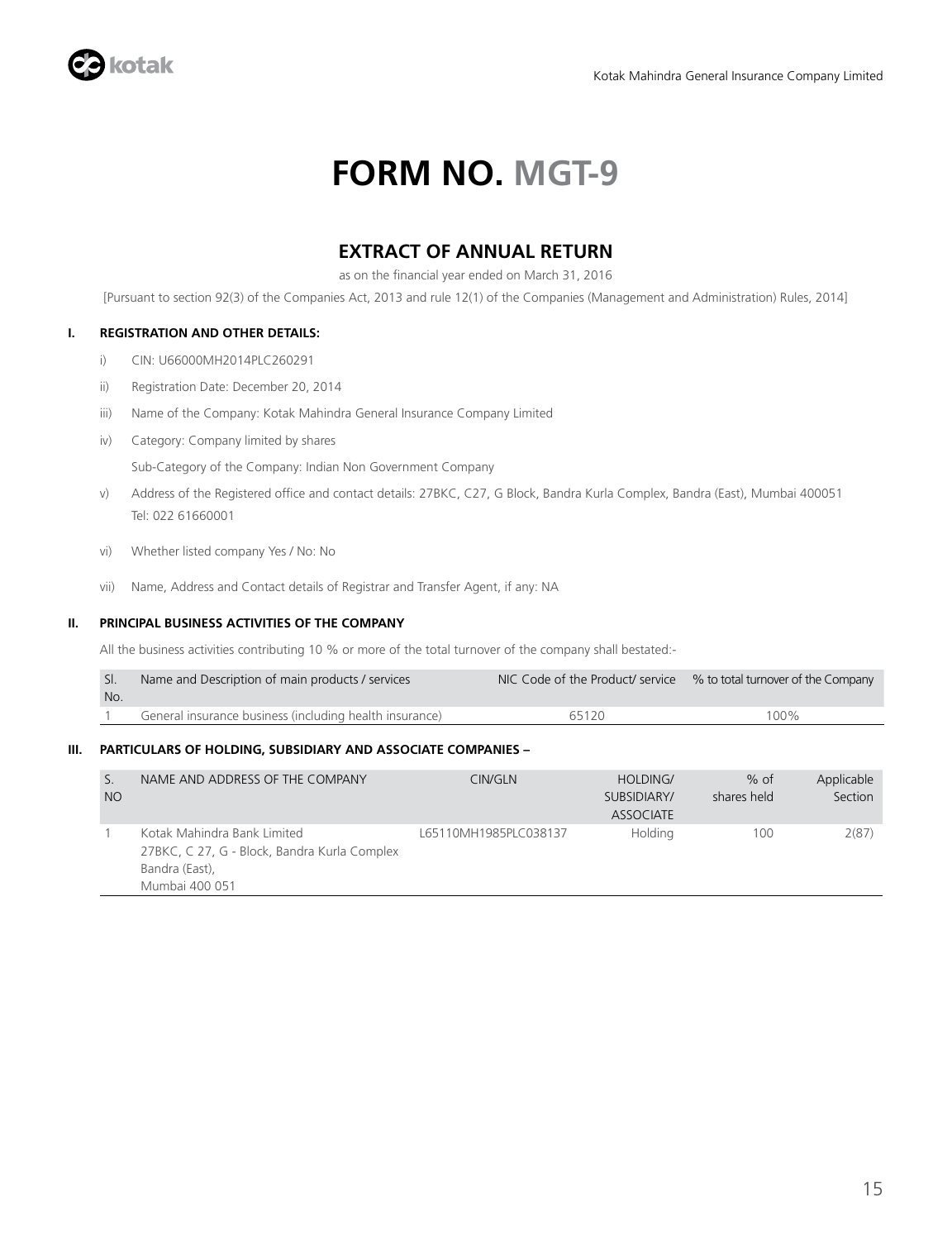# FORM NO. MGT-9

## EXTRACT OF ANNUAL RETURN

as on the financial year ended on March 31, 2016

[Pursuant to section 92(3) of the Companies Act, 2013 and rule 12(1) of the Companies (Management and Administration) Rules, 2014]

### I. REGISTRATION AND OTHER DETAILS:

i) CIN: U66000MH2014PLC260291

ii) Registration Date: December 20, 2014

iii) Name of the Company: Kotak Mahindra General Insurance Company Limited

iv) Category: Company limited by shares

Sub-Category of the Company: Indian Non Government Company

v) Address of the Registered office and contact details: 27BKC, C27, G Block, Bandra Kurla Complex, Bandra (East), Mumbai 400051 Tel: 022 61660001

vi) Whether listed company Yes / No: No

vii) Name, Address and Contact details of Registrar and Transfer Agent, if any: NA

### II. PRINCIPAL BUSINESS ACTIVITIES OF THE COMPANY

All the business activities contributing 10 % or more of the total turnover of the company shall bestated:-

| Sl. No. | Name and Description of main products / services | NIC Code of the Product/ service | % to total turnover of the Company |
|---|---|---|---|
| 1 | General insurance business (including health insurance) | 65120 | 100% |

### III. PARTICULARS OF HOLDING, SUBSIDIARY AND ASSOCIATE COMPANIES –

| S. NO | NAME AND ADDRESS OF THE COMPANY | CIN/GLN | HOLDING/ SUBSIDIARY/ ASSOCIATE | % of shares held | Applicable Section |
|---|---|---|---|---|---|
| 1 | Kotak Mahindra Bank Limited 27BKC, C 27, G - Block, Bandra Kurla Complex Bandra (East), Mumbai 400 051 | L65110MH1985PLC038137 | Holding | 100 | 2(87) |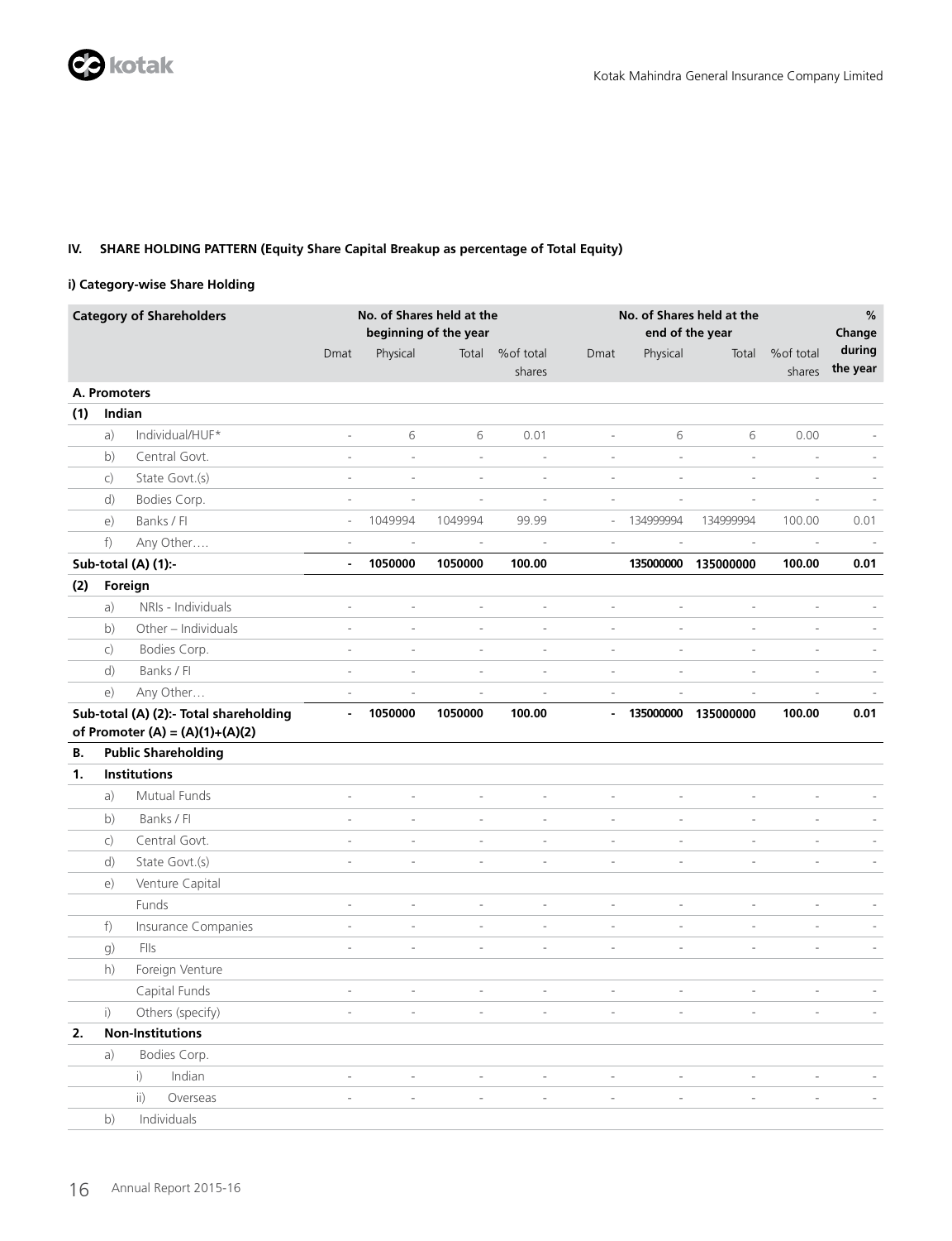## IV. SHARE HOLDING PATTERN (Equity Share Capital Breakup as percentage of Total Equity)

### i) Category-wise Share Holding

| Category of Shareholders | No. of Shares held at the beginning of the year | | | | No. of Shares held at the end of the year | | | | % Change during the year |
|---|---|---|---|---|---|---|---|---|---|
| | Dmat | Physical | Total | %of total shares | Dmat | Physical | Total | %of total shares | |
| **A. Promoters** | | | | | | | | | |
| **(1) Indian** | | | | | | | | | |
| a) Individual/HUF* | - | 6 | 6 | 0.01 | - | 6 | 6 | 0.00 | - |
| b) Central Govt. | - | - | - | - | - | - | - | - | - |
| c) State Govt.(s) | - | - | - | - | - | - | - | - | - |
| d) Bodies Corp. | - | - | - | - | - | - | - | - | - |
| e) Banks / FI | - | 1049994 | 1049994 | 99.99 | - | 134999994 | 134999994 | 100.00 | 0.01 |
| f) Any Other…. | - | - | - | - | - | - | - | - | - |
| **Sub-total (A) (1):-** | **-** | **1050000** | **1050000** | **100.00** | | **135000000** | **135000000** | **100.00** | **0.01** |
| **(2) Foreign** | | | | | | | | | |
| a) NRIs - Individuals | - | - | - | - | - | - | - | - | - |
| b) Other – Individuals | - | - | - | - | - | - | - | - | - |
| c) Bodies Corp. | - | - | - | - | - | - | - | - | - |
| d) Banks / FI | - | - | - | - | - | - | - | - | - |
| e) Any Other… | - | - | - | - | - | - | - | - | - |
| **Sub-total (A) (2):- Total shareholding of Promoter (A) = (A)(1)+(A)(2)** | **-** | **1050000** | **1050000** | **100.00** | **-** | **135000000** | **135000000** | **100.00** | **0.01** |
| **B. Public Shareholding** | | | | | | | | | |
| **1. Institutions** | | | | | | | | | |
| a) Mutual Funds | - | - | - | - | - | - | - | - | - |
| b) Banks / FI | - | - | - | - | - | - | - | - | - |
| c) Central Govt. | - | - | - | - | - | - | - | - | - |
| d) State Govt.(s) | - | - | - | - | - | - | - | - | - |
| e) Venture Capital Funds | - | - | - | - | - | - | - | - | - |
| f) Insurance Companies | - | - | - | - | - | - | - | - | - |
| g) FIIs | - | - | - | - | - | - | - | - | - |
| h) Foreign Venture Capital Funds | - | - | - | - | - | - | - | - | - |
| i) Others (specify) | - | - | - | - | - | - | - | - | - |
| **2. Non-Institutions** | | | | | | | | | |
| a) Bodies Corp. | | | | | | | | | |
| i) Indian | - | - | - | - | - | - | - | - | - |
| ii) Overseas | - | - | - | - | - | - | - | - | - |
| b) Individuals | | | | | | | | | |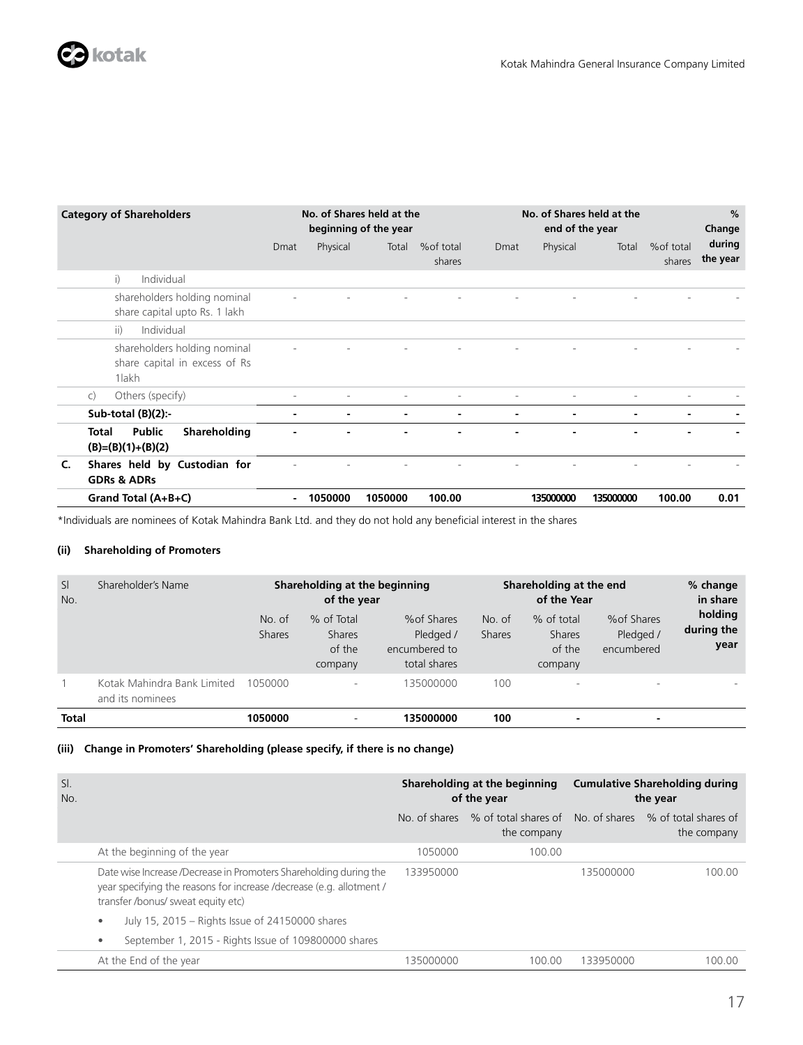| | Category of Shareholders | No. of Shares held at the beginning of the year | | | | No. of Shares held at the end of the year | | | | % Change during the year |
|---|---|---|---|---|---|---|---|---|---|---|
| | | Dmat | Physical | Total | %of total shares | Dmat | Physical | Total | %of total shares | |
| | i) Individual | | | | | | | | | |
| | shareholders holding nominal share capital upto Rs. 1 lakh | - | - | - | - | - | - | - | - | - |
| | ii) Individual | | | | | | | | | |
| | shareholders holding nominal share capital in excess of Rs 1lakh | - | - | - | - | - | - | - | - | - |
| | c) Others (specify) | - | - | - | - | - | - | - | - | - |
| | **Sub-total (B)(2):-** | **-** | **-** | **-** | **-** | **-** | **-** | **-** | **-** | **-** |
| | **Total Public Shareholding (B)=(B)(1)+(B)(2)** | **-** | **-** | **-** | **-** | **-** | **-** | **-** | **-** | **-** |
| **C.** | **Shares held by Custodian for GDRs & ADRs** | - | - | - | - | - | - | - | - | - |
| | **Grand Total (A+B+C)** | **-** | **1050000** | **1050000** | **100.00** | | **135000000** | **135000000** | **100.00** | **0.01** |

*Individuals are nominees of Kotak Mahindra Bank Ltd. and they do not hold any beneficial interest in the shares

**(ii) Shareholding of Promoters**

| Sl No. | Shareholder's Name | Shareholding at the beginning of the year | | | Shareholding at the end of the Year | | | % change in share holding during the year |
|---|---|---|---|---|---|---|---|---|
| | | No. of Shares | % of Total Shares of the company | %of Shares Pledged / encumbered to total shares | No. of Shares | % of total Shares of the company | %of Shares Pledged / encumbered | |
| 1 | Kotak Mahindra Bank Limited and its nominees | 1050000 | - | 135000000 | 100 | - | - | - |
| **Total** | | **1050000** | **-** | **135000000** | **100** | **-** | **-** | |

**(iii) Change in Promoters' Shareholding (please specify, if there is no change)**

| Sl. No. | | Shareholding at the beginning of the year | | Cumulative Shareholding during the year | |
|---|---|---|---|---|---|
| | | No. of shares | % of total shares of the company | No. of shares | % of total shares of the company |
| | At the beginning of the year | 1050000 | 100.00 | | |
| | Date wise Increase /Decrease in Promoters Shareholding during the year specifying the reasons for increase /decrease (e.g. allotment / transfer /bonus/ sweat equity etc) | 133950000 | | 135000000 | 100.00 |
| | • July 15, 2015 – Rights Issue of 24150000 shares | | | | |
| | • September 1, 2015 - Rights Issue of 109800000 shares | | | | |
| | At the End of the year | 135000000 | 100.00 | 133950000 | 100.00 |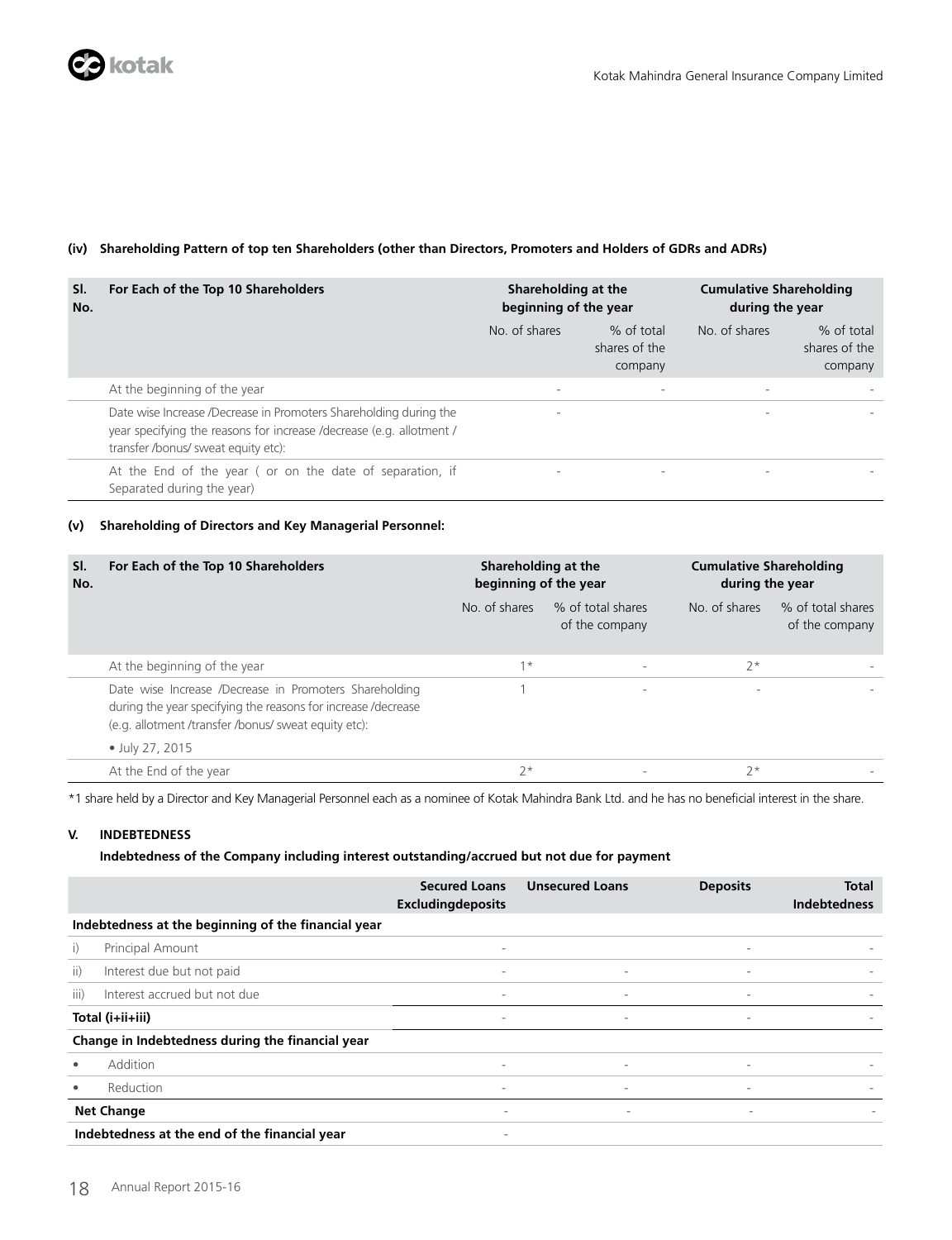**(iv) Shareholding Pattern of top ten Shareholders (other than Directors, Promoters and Holders of GDRs and ADRs)**

| Sl. No. | For Each of the Top 10 Shareholders | Shareholding at the beginning of the year | | Cumulative Shareholding during the year | |
|---|---|---|---|---|---|
| | | No. of shares | % of total shares of the company | No. of shares | % of total shares of the company |
| | At the beginning of the year | - | - | - | - |
| | Date wise Increase /Decrease in Promoters Shareholding during the year specifying the reasons for increase /decrease (e.g. allotment / transfer /bonus/ sweat equity etc): | - | | - | - |
| | At the End of the year ( or on the date of separation, if Separated during the year) | - | - | - | - |

**(v) Shareholding of Directors and Key Managerial Personnel:**

| Sl. No. | For Each of the Top 10 Shareholders | Shareholding at the beginning of the year | | Cumulative Shareholding during the year | |
|---|---|---|---|---|---|
| | | No. of shares | % of total shares of the company | No. of shares | % of total shares of the company |
| | At the beginning of the year | 1* | - | 2* | - |
| | Date wise Increase /Decrease in Promoters Shareholding during the year specifying the reasons for increase /decrease (e.g. allotment /transfer /bonus/ sweat equity etc): | 1 | - | - | - |
| | • July 27, 2015 | | | | |
| | At the End of the year | 2* | - | 2* | - |

*1 share held by a Director and Key Managerial Personnel each as a nominee of Kotak Mahindra Bank Ltd. and he has no beneficial interest in the share.

**V. INDEBTEDNESS**

**Indebtedness of the Company including interest outstanding/accrued but not due for payment**

| | Secured Loans Excludingdeposits | Unsecured Loans | Deposits | Total Indebtedness |
|---|---|---|---|---|
| **Indebtedness at the beginning of the financial year** | | | | |
| i) Principal Amount | - | | - | - |
| ii) Interest due but not paid | - | - | - | - |
| iii) Interest accrued but not due | - | - | - | - |
| **Total (i+ii+iii)** | - | - | - | - |
| **Change in Indebtedness during the financial year** | | | | |
| • Addition | - | - | - | - |
| • Reduction | - | - | - | - |
| **Net Change** | - | - | - | - |
| **Indebtedness at the end of the financial year** | - | | | |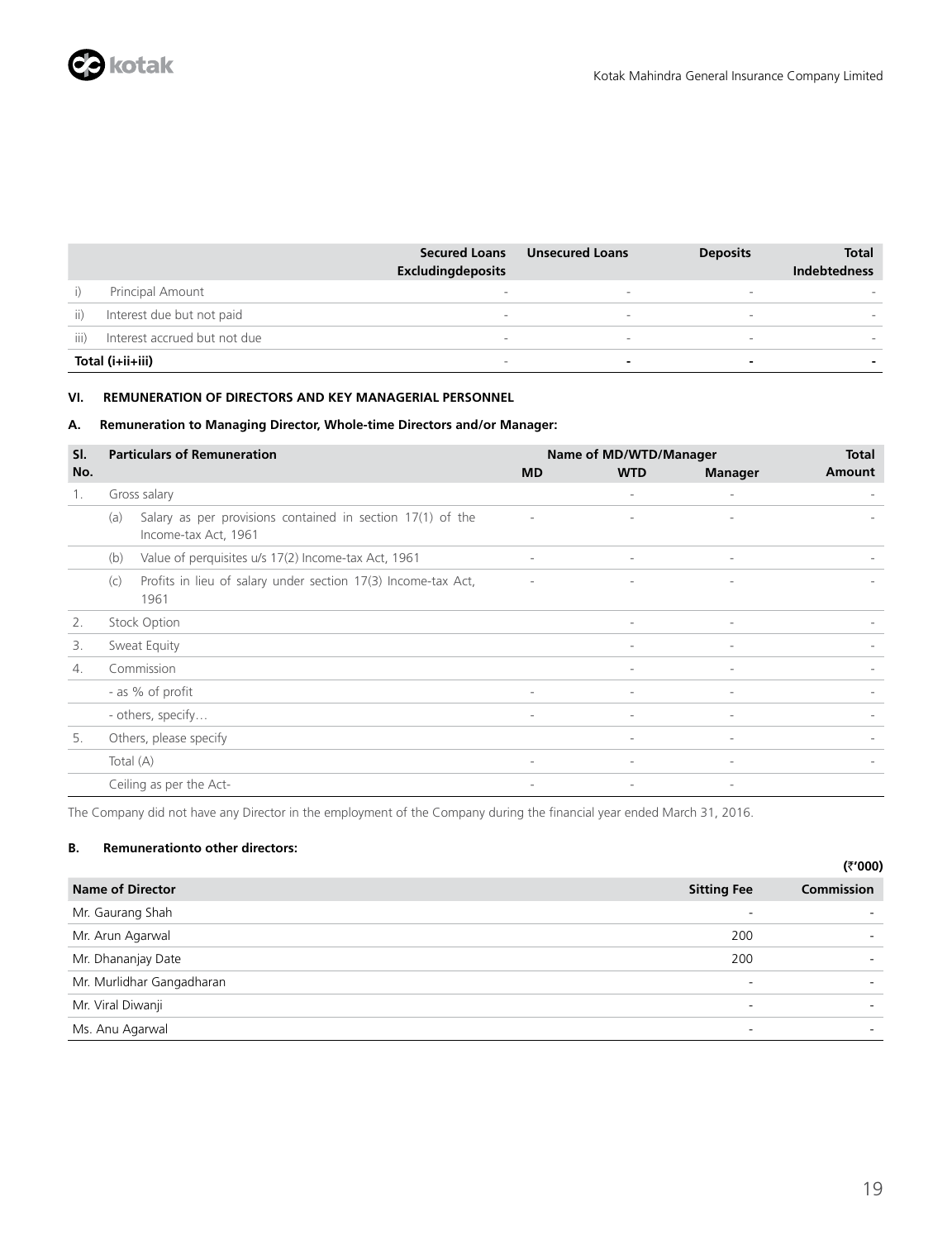| | | Secured Loans Excludingdeposits | Unsecured Loans | Deposits | Total Indebtedness |
|---|---|---|---|---|---|
| i) | Principal Amount | - | - | - | - |
| ii) | Interest due but not paid | - | - | - | - |
| iii) | Interest accrued but not due | - | - | - | - |
| **Total (i+ii+iii)** | | - | - | - | - |

**VI. REMUNERATION OF DIRECTORS AND KEY MANAGERIAL PERSONNEL**

**A. Remuneration to Managing Director, Whole-time Directors and/or Manager:**

| Sl. No. | Particulars of Remuneration | Name of MD/WTD/Manager | | | Total Amount |
|---|---|---|---|---|---|
| | | MD | WTD | Manager | |
| 1. | Gross salary | | - | - | - |
| | (a) Salary as per provisions contained in section 17(1) of the Income-tax Act, 1961 | - | - | - | - |
| | (b) Value of perquisites u/s 17(2) Income-tax Act, 1961 | - | - | - | - |
| | (c) Profits in lieu of salary under section 17(3) Income-tax Act, 1961 | - | - | - | - |
| 2. | Stock Option | | - | - | - |
| 3. | Sweat Equity | | - | - | - |
| 4. | Commission | | - | - | - |
| | - as % of profit | - | - | - | - |
| | - others, specify… | - | - | - | - |
| 5. | Others, please specify | | - | - | - |
| | Total (A) | - | - | - | - |
| | Ceiling as per the Act- | - | - | - | |

The Company did not have any Director in the employment of the Company during the financial year ended March 31, 2016.

**B. Remunerationto other directors:**

**(₹'000)**

| Name of Director | Sitting Fee | Commission |
|---|---|---|
| Mr. Gaurang Shah | - | - |
| Mr. Arun Agarwal | 200 | - |
| Mr. Dhananjay Date | 200 | - |
| Mr. Murlidhar Gangadharan | - | - |
| Mr. Viral Diwanji | - | - |
| Ms. Anu Agarwal | - | - |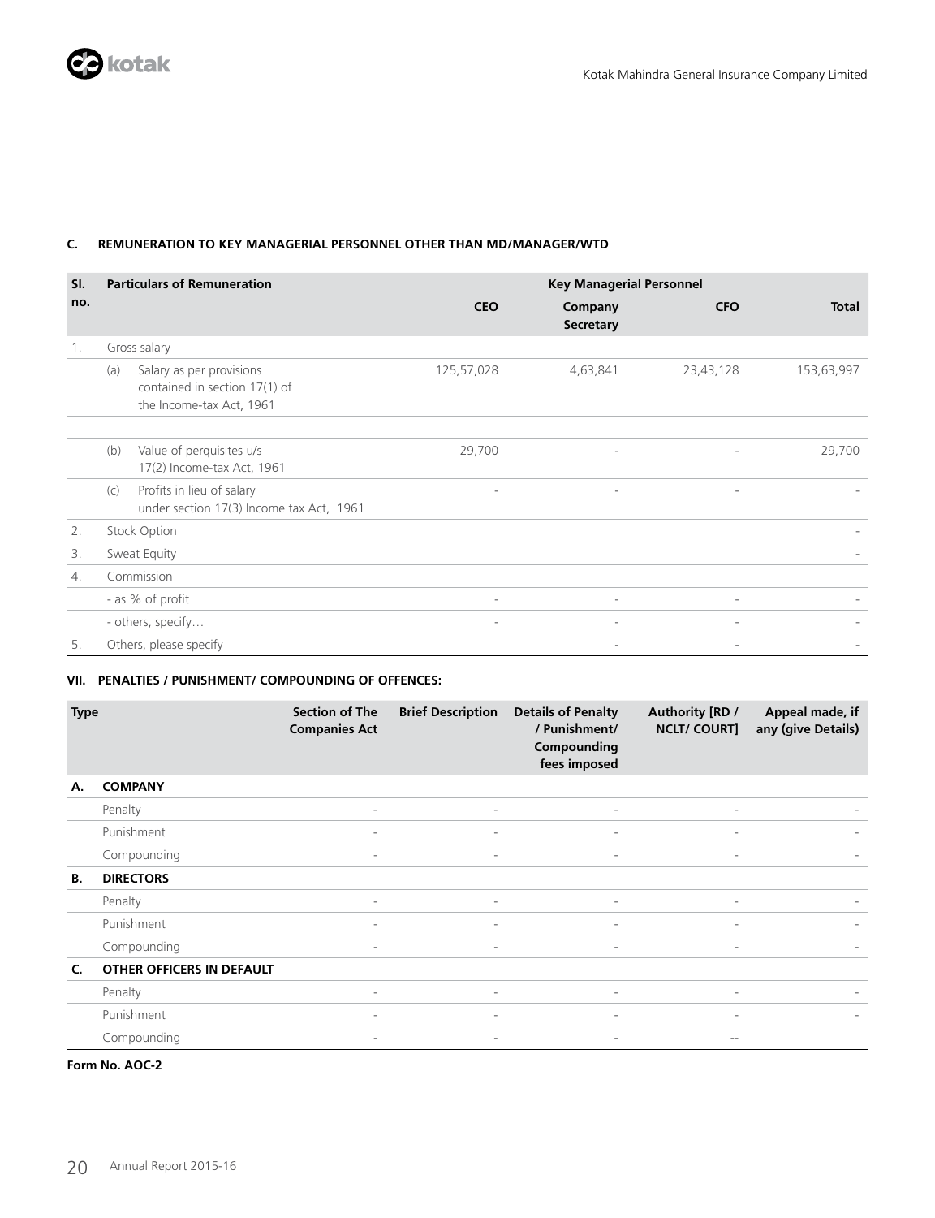### C. REMUNERATION TO KEY MANAGERIAL PERSONNEL OTHER THAN MD/MANAGER/WTD

| Sl. no. | | Particulars of Remuneration | Key Managerial Personnel | | | |
|---|---|---|---|---|---|---|
| | | | CEO | Company Secretary | CFO | Total |
| 1. | | Gross salary | | | | |
| | (a) | Salary as per provisions contained in section 17(1) of the Income-tax Act, 1961 | 125,57,028 | 4,63,841 | 23,43,128 | 153,63,997 |
| | (b) | Value of perquisites u/s 17(2) Income-tax Act, 1961 | 29,700 | - | - | 29,700 |
| | (c) | Profits in lieu of salary under section 17(3) Income tax Act, 1961 | - | - | - | - |
| 2. | | Stock Option | | | | - |
| 3. | | Sweat Equity | | | | - |
| 4. | | Commission | | | | |
| | | - as % of profit | - | - | - | - |
| | | - others, specify… | - | - | - | - |
| 5. | | Others, please specify | | - | - | - |

### VII. PENALTIES / PUNISHMENT/ COMPOUNDING OF OFFENCES:

| Type | | Section of The Companies Act | Brief Description | Details of Penalty / Punishment/ Compounding fees imposed | Authority [RD / NCLT/ COURT] | Appeal made, if any (give Details) |
|---|---|---|---|---|---|---|
| **A.** | **COMPANY** | | | | | |
| | Penalty | - | - | - | - | - |
| | Punishment | - | - | - | - | - |
| | Compounding | - | - | - | - | - |
| **B.** | **DIRECTORS** | | | | | |
| | Penalty | - | - | - | - | - |
| | Punishment | - | - | - | - | - |
| | Compounding | - | - | - | - | - |
| **C.** | **OTHER OFFICERS IN DEFAULT** | | | | | |
| | Penalty | - | - | - | - | - |
| | Punishment | - | - | - | - | - |
| | Compounding | - | - | - | -- | |

**Form No. AOC-2**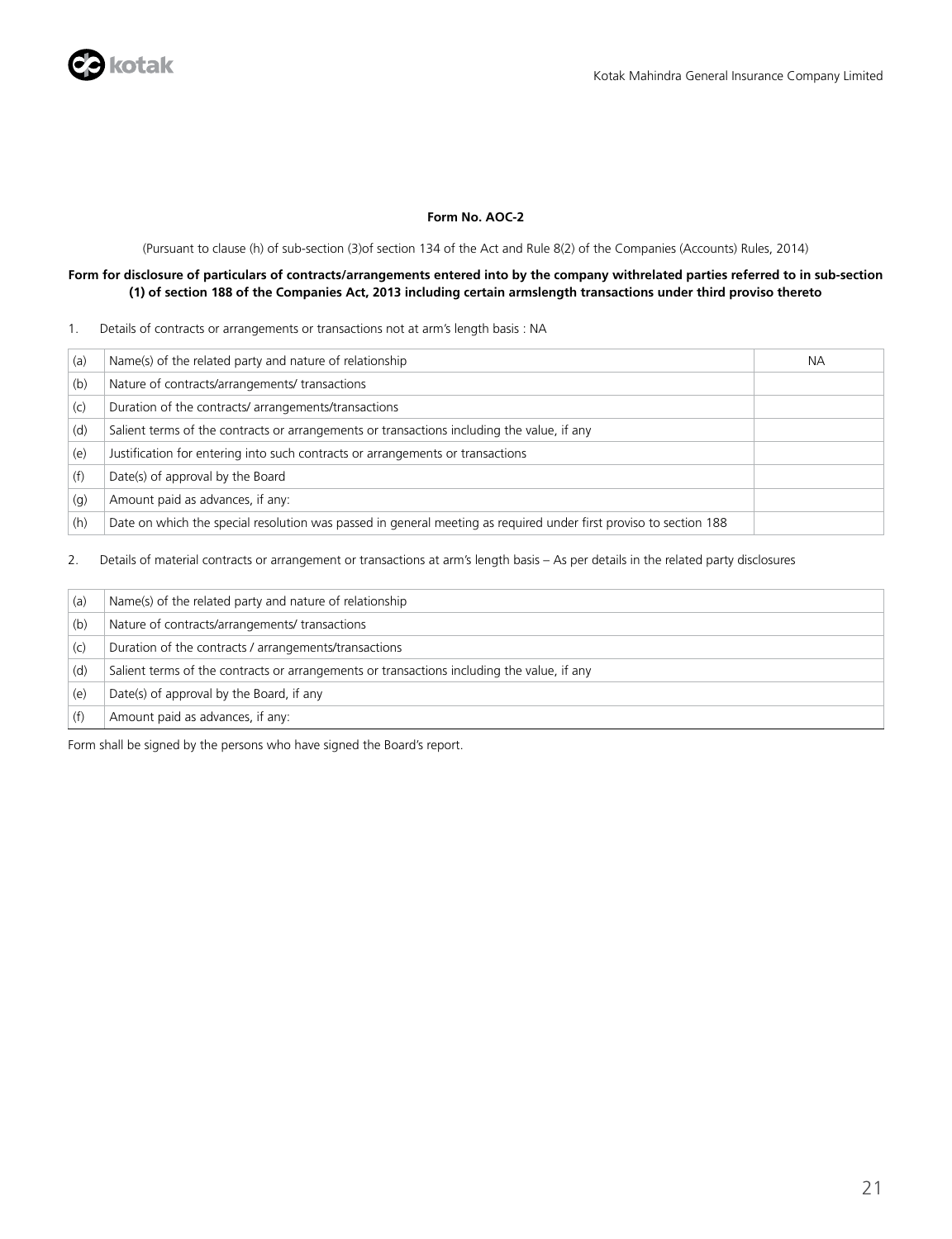**Form No. AOC-2**

(Pursuant to clause (h) of sub-section (3)of section 134 of the Act and Rule 8(2) of the Companies (Accounts) Rules, 2014)

**Form for disclosure of particulars of contracts/arrangements entered into by the company withrelated parties referred to in sub-section (1) of section 188 of the Companies Act, 2013 including certain armslength transactions under third proviso thereto**

1. Details of contracts or arrangements or transactions not at arm's length basis : NA

| | | |
|---|---|---|
| (a) | Name(s) of the related party and nature of relationship | NA |
| (b) | Nature of contracts/arrangements/ transactions | |
| (c) | Duration of the contracts/ arrangements/transactions | |
| (d) | Salient terms of the contracts or arrangements or transactions including the value, if any | |
| (e) | Justification for entering into such contracts or arrangements or transactions | |
| (f) | Date(s) of approval by the Board | |
| (g) | Amount paid as advances, if any: | |
| (h) | Date on which the special resolution was passed in general meeting as required under first proviso to section 188 | |

2. Details of material contracts or arrangement or transactions at arm's length basis – As per details in the related party disclosures

| | |
|---|---|
| (a) | Name(s) of the related party and nature of relationship |
| (b) | Nature of contracts/arrangements/ transactions |
| (c) | Duration of the contracts / arrangements/transactions |
| (d) | Salient terms of the contracts or arrangements or transactions including the value, if any |
| (e) | Date(s) of approval by the Board, if any |
| (f) | Amount paid as advances, if any: |

Form shall be signed by the persons who have signed the Board's report.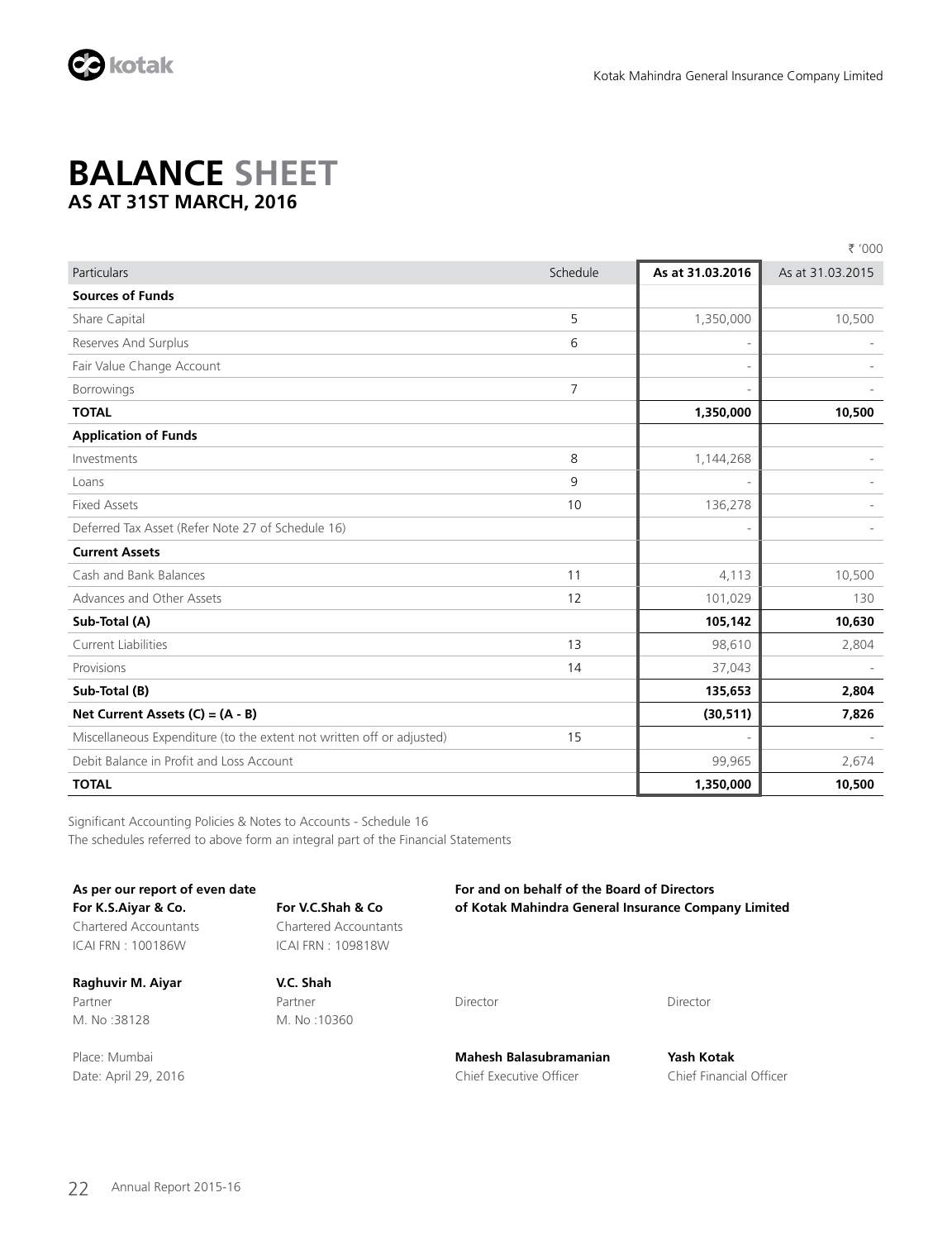# BALANCE SHEET
## AS AT 31ST MARCH, 2016

₹ '000

| Particulars | Schedule | As at 31.03.2016 | As at 31.03.2015 |
|---|---|---|---|
| **Sources of Funds** | | | |
| Share Capital | 5 | 1,350,000 | 10,500 |
| Reserves And Surplus | 6 | - | - |
| Fair Value Change Account | | - | - |
| Borrowings | 7 | - | - |
| **TOTAL** | | **1,350,000** | **10,500** |
| **Application of Funds** | | | |
| Investments | 8 | 1,144,268 | - |
| Loans | 9 | - | - |
| Fixed Assets | 10 | 136,278 | - |
| Deferred Tax Asset (Refer Note 27 of Schedule 16) | | - | - |
| **Current Assets** | | | |
| Cash and Bank Balances | 11 | 4,113 | 10,500 |
| Advances and Other Assets | 12 | 101,029 | 130 |
| **Sub-Total (A)** | | **105,142** | **10,630** |
| Current Liabilities | 13 | 98,610 | 2,804 |
| Provisions | 14 | 37,043 | - |
| **Sub-Total (B)** | | **135,653** | **2,804** |
| **Net Current Assets (C) = (A - B)** | | **(30,511)** | **7,826** |
| Miscellaneous Expenditure (to the extent not written off or adjusted) | 15 | - | - |
| Debit Balance in Profit and Loss Account | | 99,965 | 2,674 |
| **TOTAL** | | **1,350,000** | **10,500** |

Significant Accounting Policies & Notes to Accounts - Schedule 16

The schedules referred to above form an integral part of the Financial Statements

**As per our report of even date**

**For K.S.Aiyar & Co.**
Chartered Accountants
ICAI FRN : 100186W

**Raghuvir M. Aiyar**
Partner
M. No :38128

**For V.C.Shah & Co**
Chartered Accountants
ICAI FRN : 109818W

**V.C. Shah**
Partner
M. No :10360

Place: Mumbai
Date: April 29, 2016

**For and on behalf of the Board of Directors of Kotak Mahindra General Insurance Company Limited**

Director

Director

**Mahesh Balasubramanian**
Chief Executive Officer

**Yash Kotak**
Chief Financial Officer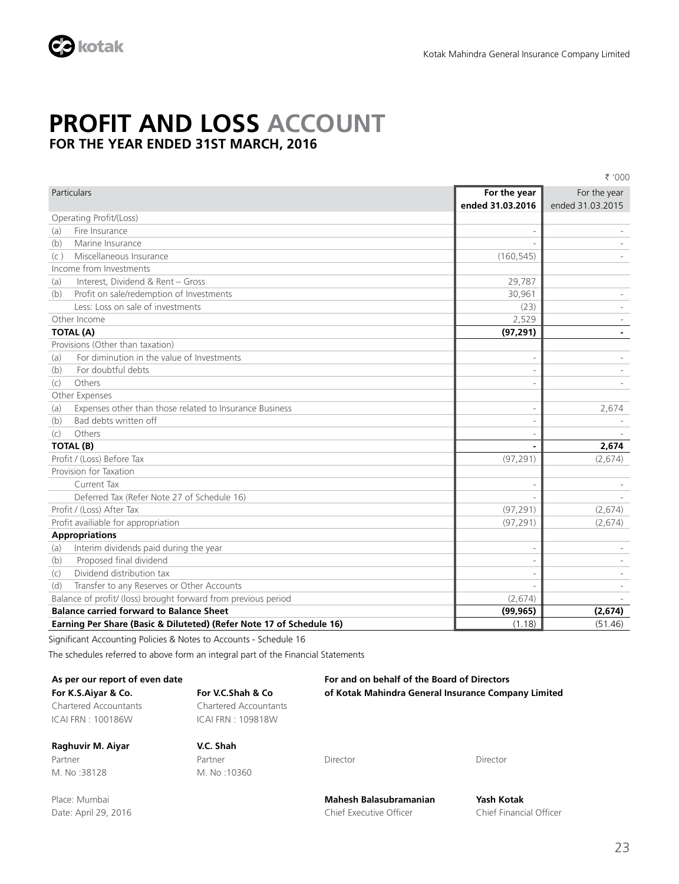# PROFIT AND LOSS ACCOUNT

## FOR THE YEAR ENDED 31ST MARCH, 2016

₹ '000

| Particulars | For the year ended 31.03.2016 | For the year ended 31.03.2015 |
|---|---|---|
| Operating Profit/(Loss) | | |
| (a) Fire Insurance | - | - |
| (b) Marine Insurance | - | - |
| (c ) Miscellaneous Insurance | (160,545) | - |
| Income from Investments | | |
| (a) Interest, Dividend & Rent – Gross | 29,787 | |
| (b) Profit on sale/redemption of Investments | 30,961 | - |
| Less: Loss on sale of investments | (23) | - |
| Other Income | 2,529 | - |
| **TOTAL (A)** | **(97,291)** | **-** |
| Provisions (Other than taxation) | | |
| (a) For diminution in the value of Investments | - | - |
| (b) For doubtful debts | - | - |
| (c) Others | - | - |
| Other Expenses | | |
| (a) Expenses other than those related to Insurance Business | - | 2,674 |
| (b) Bad debts written off | - | - |
| (c) Others | - | - |
| **TOTAL (B)** | **-** | **2,674** |
| Profit / (Loss) Before Tax | (97,291) | (2,674) |
| Provision for Taxation | | |
| Current Tax | - | - |
| Deferred Tax (Refer Note 27 of Schedule 16) | - | - |
| Profit / (Loss) After Tax | (97,291) | (2,674) |
| Profit availiable for appropriation | (97,291) | (2,674) |
| **Appropriations** | | |
| (a) Interim dividends paid during the year | - | - |
| (b) Proposed final dividend | - | - |
| (c) Dividend distribution tax | - | - |
| (d) Transfer to any Reserves or Other Accounts | - | - |
| Balance of profit/ (loss) brought forward from previous period | (2,674) | - |
| **Balance carried forward to Balance Sheet** | **(99,965)** | **(2,674)** |
| **Earning Per Share (Basic & Diluteted) (Refer Note 17 of Schedule 16)** | (1.18) | (51.46) |

Significant Accounting Policies & Notes to Accounts - Schedule 16

The schedules referred to above form an integral part of the Financial Statements

**As per our report of even date**

**For K.S.Aiyar & Co.**
Chartered Accountants
ICAI FRN : 100186W

**Raghuvir M. Aiyar**
Partner
M. No :38128

**For V.C.Shah & Co**
Chartered Accountants
ICAI FRN : 109818W

**V.C. Shah**
Partner
M. No :10360

Place: Mumbai
Date: April 29, 2016

**For and on behalf of the Board of Directors**
**of Kotak Mahindra General Insurance Company Limited**

Director

Director

**Mahesh Balasubramanian**
Chief Executive Officer

**Yash Kotak**
Chief Financial Officer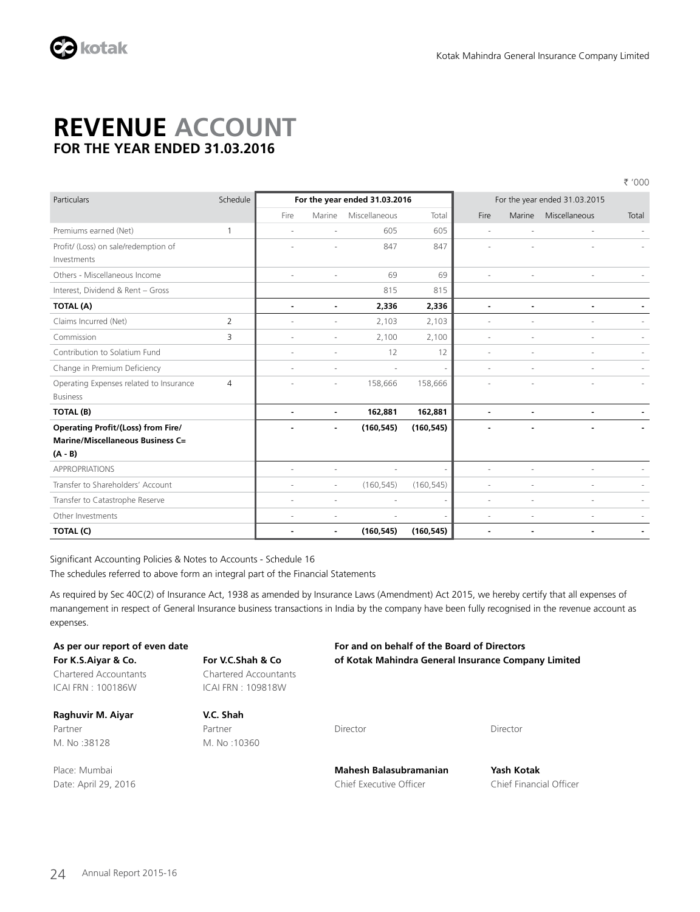# REVENUE ACCOUNT

## FOR THE YEAR ENDED 31.03.2016

₹ '000

| Particulars | Schedule | For the year ended 31.03.2016 | | | | For the year ended 31.03.2015 | | | |
|---|---|---|---|---|---|---|---|---|---|
| | | Fire | Marine | Miscellaneous | Total | Fire | Marine | Miscellaneous | Total |
| Premiums earned (Net) | 1 | - | - | 605 | 605 | - | - | - | - |
| Profit/ (Loss) on sale/redemption of Investments | | - | - | 847 | 847 | - | - | - | - |
| Others - Miscellaneous Income | | - | - | 69 | 69 | - | - | - | - |
| Interest, Dividend & Rent – Gross | | | | 815 | 815 | | | | |
| **TOTAL (A)** | | **-** | **-** | **2,336** | **2,336** | **-** | **-** | **-** | **-** |
| Claims Incurred (Net) | 2 | - | - | 2,103 | 2,103 | - | - | - | - |
| Commission | 3 | - | - | 2,100 | 2,100 | - | - | - | - |
| Contribution to Solatium Fund | | - | - | 12 | 12 | - | - | - | - |
| Change in Premium Deficiency | | - | - | - | - | - | - | - | - |
| Operating Expenses related to Insurance Business | 4 | - | - | 158,666 | 158,666 | - | - | - | - |
| **TOTAL (B)** | | **-** | **-** | **162,881** | **162,881** | **-** | **-** | **-** | **-** |
| **Operating Profit/(Loss) from Fire/ Marine/Miscellaneous Business C= (A - B)** | | **-** | **-** | **(160,545)** | **(160,545)** | **-** | **-** | **-** | **-** |
| APPROPRIATIONS | | - | - | - | - | - | - | - | - |
| Transfer to Shareholders' Account | | - | - | (160,545) | (160,545) | - | - | - | - |
| Transfer to Catastrophe Reserve | | - | - | - | - | - | - | - | - |
| Other Investments | | - | - | - | - | - | - | - | - |
| **TOTAL (C)** | | **-** | **-** | **(160,545)** | **(160,545)** | **-** | **-** | **-** | **-** |

Significant Accounting Policies & Notes to Accounts - Schedule 16

The schedules referred to above form an integral part of the Financial Statements

As required by Sec 40C(2) of Insurance Act, 1938 as amended by Insurance Laws (Amendment) Act 2015, we hereby certify that all expenses of manangement in respect of General Insurance business transactions in India by the company have been fully recognised in the revenue account as expenses.

**As per our report of even date**

**For K.S.Aiyar & Co.**
Chartered Accountants
ICAI FRN : 100186W

**Raghuvir M. Aiyar**
Partner
M. No :38128

**For V.C.Shah & Co**
Chartered Accountants
ICAI FRN : 109818W

**V.C. Shah**
Partner
M. No :10360

Place: Mumbai
Date: April 29, 2016

**For and on behalf of the Board of Directors**
**of Kotak Mahindra General Insurance Company Limited**

Director

Director

**Mahesh Balasubramanian**
Chief Executive Officer

**Yash Kotak**
Chief Financial Officer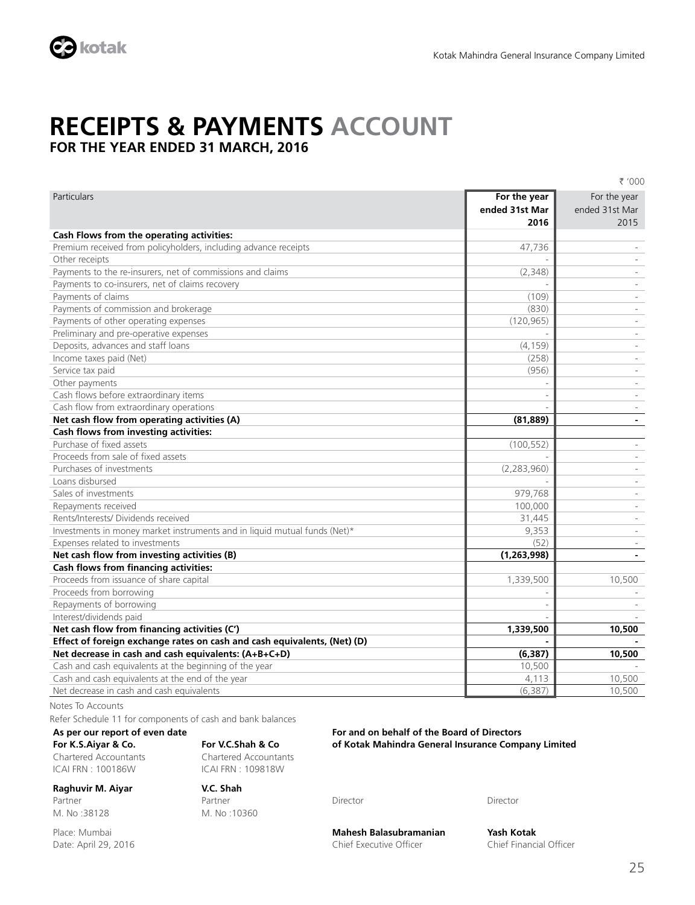# RECEIPTS & PAYMENTS ACCOUNT

## FOR THE YEAR ENDED 31 MARCH, 2016

₹ '000

| Particulars | For the year ended 31st Mar 2016 | For the year ended 31st Mar 2015 |
|---|---|---|
| **Cash Flows from the operating activities:** | | |
| Premium received from policyholders, including advance receipts | 47,736 | - |
| Other receipts | - | - |
| Payments to the re-insurers, net of commissions and claims | (2,348) | - |
| Payments to co-insurers, net of claims recovery | - | - |
| Payments of claims | (109) | - |
| Payments of commission and brokerage | (830) | - |
| Payments of other operating expenses | (120,965) | - |
| Preliminary and pre-operative expenses | - | - |
| Deposits, advances and staff loans | (4,159) | - |
| Income taxes paid (Net) | (258) | - |
| Service tax paid | (956) | - |
| Other payments | - | - |
| Cash flows before extraordinary items | - | - |
| Cash flow from extraordinary operations | - | - |
| **Net cash flow from operating activities (A)** | **(81,889)** | **-** |
| **Cash flows from investing activities:** | | |
| Purchase of fixed assets | (100,552) | - |
| Proceeds from sale of fixed assets | - | - |
| Purchases of investments | (2,283,960) | - |
| Loans disbursed | - | - |
| Sales of investments | 979,768 | - |
| Repayments received | 100,000 | - |
| Rents/Interests/ Dividends received | 31,445 | - |
| Investments in money market instruments and in liquid mutual funds (Net)* | 9,353 | - |
| Expenses related to investments | (52) | - |
| **Net cash flow from investing activities (B)** | **(1,263,998)** | **-** |
| **Cash flows from financing activities:** | | |
| Proceeds from issuance of share capital | 1,339,500 | 10,500 |
| Proceeds from borrowing | - | - |
| Repayments of borrowing | - | - |
| Interest/dividends paid | - | - |
| **Net cash flow from financing activities (C')** | **1,339,500** | **10,500** |
| **Effect of foreign exchange rates on cash and cash equivalents, (Net) (D)** | **-** | **-** |
| **Net decrease in cash and cash equivalents: (A+B+C+D)** | **(6,387)** | **10,500** |
| Cash and cash equivalents at the beginning of the year | 10,500 | - |
| Cash and cash equivalents at the end of the year | 4,113 | 10,500 |
| Net decrease in cash and cash equivalents | (6,387) | 10,500 |

Notes To Accounts

Refer Schedule 11 for components of cash and bank balances

**As per our report of even date**

**For K.S.Aiyar & Co.**
Chartered Accountants
ICAI FRN : 100186W

**Raghuvir M. Aiyar**
Partner
M. No :38128

**For V.C.Shah & Co**
Chartered Accountants
ICAI FRN : 109818W

**V.C. Shah**
Partner
M. No :10360

Place: Mumbai
Date: April 29, 2016

**For and on behalf of the Board of Directors of Kotak Mahindra General Insurance Company Limited**

Director

Director

**Mahesh Balasubramanian**
Chief Executive Officer

**Yash Kotak**
Chief Financial Officer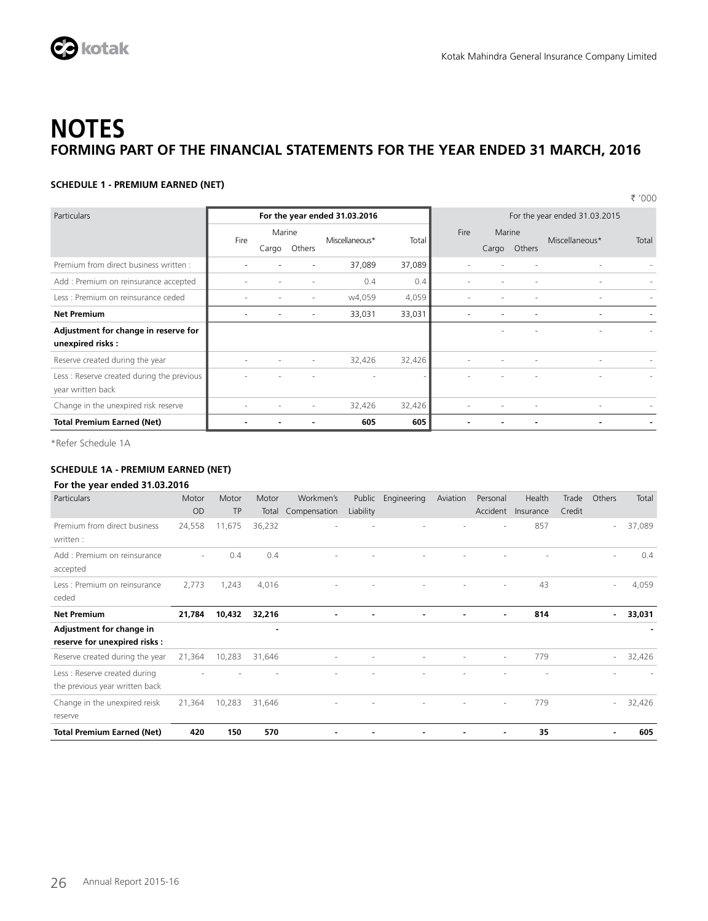# NOTES

## FORMING PART OF THE FINANCIAL STATEMENTS FOR THE YEAR ENDED 31 MARCH, 2016

### SCHEDULE 1 - PREMIUM EARNED (NET)

₹ '000

| Particulars | For the year ended 31.03.2016 | | | | | For the year ended 31.03.2015 | | | | |
|---|---|---|---|---|---|---|---|---|---|---|
| | Fire | Marine | | Miscellaneous* | Total | Fire | Marine | | Miscellaneous* | Total |
| | | Cargo | Others | | | | Cargo | Others | | |
| Premium from direct business written : | - | - | - | 37,089 | 37,089 | - | - | - | - | - |
| Add : Premium on reinsurance accepted | - | - | - | 0.4 | 0.4 | - | - | - | - | - |
| Less : Premium on reinsurance ceded | - | - | - | w4,059 | 4,059 | - | - | - | - | - |
| **Net Premium** | - | - | - | 33,031 | 33,031 | - | - | - | - | - |
| **Adjustment for change in reserve for unexpired risks :** | | | | | | | - | - | - | - |
| Reserve created during the year | - | - | - | 32,426 | 32,426 | - | - | - | - | - |
| Less : Reserve created during the previous year written back | - | - | - | - | - | - | - | - | - | - |
| Change in the unexpired risk reserve | - | - | - | 32,426 | 32,426 | - | - | - | - | - |
| **Total Premium Earned (Net)** | - | - | - | **605** | **605** | - | - | - | - | - |

*Refer Schedule 1A

### SCHEDULE 1A - PREMIUM EARNED (NET)

**For the year ended 31.03.2016**

| Particulars | Motor OD | Motor TP | Motor Total | Workmen's Compensation | Public Liability | Engineering | Aviation | Personal Accident | Health Insurance | Trade Credit | Others | Total |
|---|---|---|---|---|---|---|---|---|---|---|---|---|
| Premium from direct business written : | 24,558 | 11,675 | 36,232 | - | - | - | - | - | 857 | | - | 37,089 |
| Add : Premium on reinsurance accepted | - | 0.4 | 0.4 | - | - | - | - | - | - | | - | 0.4 |
| Less : Premium on reinsurance ceded | 2,773 | 1,243 | 4,016 | - | - | - | - | - | 43 | | - | 4,059 |
| **Net Premium** | **21,784** | **10,432** | **32,216** | - | - | - | - | - | **814** | | - | **33,031** |
| **Adjustment for change in reserve for unexpired risks :** | | | - | | | | | | | | | - |
| Reserve created during the year | 21,364 | 10,283 | 31,646 | - | - | - | - | - | 779 | | - | 32,426 |
| Less : Reserve created during the previous year written back | - | - | - | - | - | - | - | - | - | | - | - |
| Change in the unexpired reisk reserve | 21,364 | 10,283 | 31,646 | - | - | - | - | - | 779 | | - | 32,426 |
| **Total Premium Earned (Net)** | **420** | **150** | **570** | - | - | - | - | - | **35** | | - | **605** |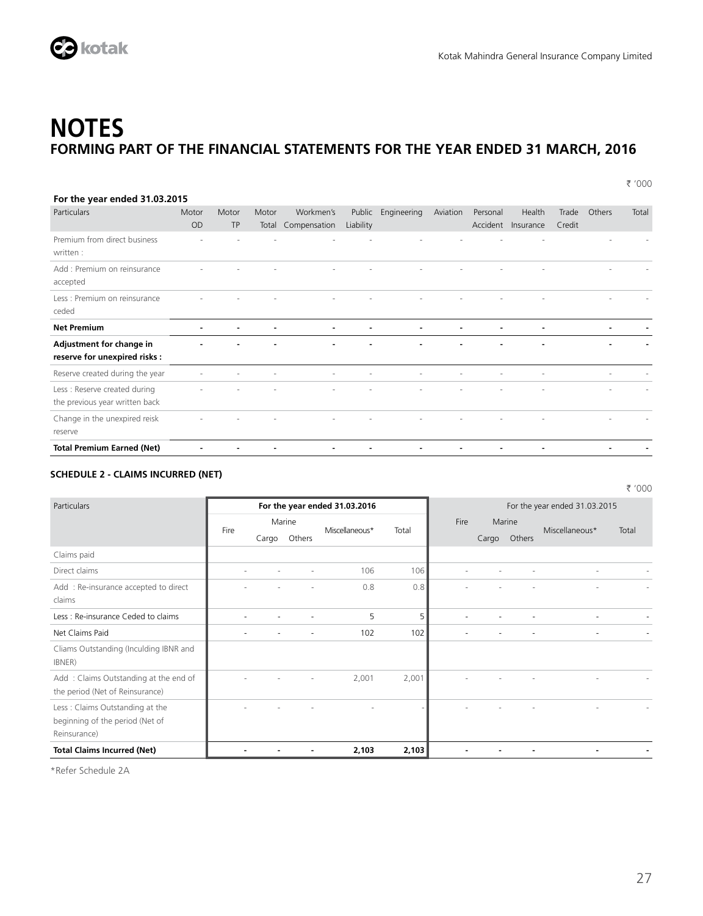# NOTES

## FORMING PART OF THE FINANCIAL STATEMENTS FOR THE YEAR ENDED 31 MARCH, 2016

₹ '000

**For the year ended 31.03.2015**

| Particulars | Motor OD | Motor TP | Motor Total | Workmen's Compensation | Public Liability | Engineering | Aviation | Personal Accident | Health Insurance | Trade Credit | Others | Total |
|---|---|---|---|---|---|---|---|---|---|---|---|---|
| Premium from direct business written : | - | - | - | - | - | - | - | - | - | | - | - |
| Add : Premium on reinsurance accepted | - | - | - | - | - | - | - | - | - | | - | - |
| Less : Premium on reinsurance ceded | - | - | - | - | - | - | - | - | - | | - | - |
| **Net Premium** | **-** | **-** | **-** | **-** | **-** | **-** | **-** | **-** | **-** | | **-** | **-** |
| **Adjustment for change in reserve for unexpired risks :** | **-** | **-** | **-** | **-** | **-** | **-** | **-** | **-** | **-** | | **-** | **-** |
| Reserve created during the year | - | - | - | - | - | - | - | - | - | | - | - |
| Less : Reserve created during the previous year written back | - | - | - | - | - | - | - | - | - | | - | - |
| Change in the unexpired reisk reserve | - | - | - | - | - | - | - | - | - | | - | - |
| **Total Premium Earned (Net)** | **-** | **-** | **-** | **-** | **-** | **-** | **-** | **-** | **-** | | **-** | **-** |

### SCHEDULE 2 - CLAIMS INCURRED (NET)

₹ '000

| Particulars | For the year ended 31.03.2016 | | | | | For the year ended 31.03.2015 | | | | |
|---|---|---|---|---|---|---|---|---|---|---|
| | Fire | Marine | | Miscellaneous* | Total | Fire | Marine | | Miscellaneous* | Total |
| | | Cargo | Others | | | | Cargo | Others | | |
| Claims paid | | | | | | | | | | |
| Direct claims | - | - | - | 106 | 106 | - | - | - | - | - |
| Add : Re-insurance accepted to direct claims | - | - | - | 0.8 | 0.8 | - | - | - | - | - |
| Less : Re-insurance Ceded to claims | - | - | - | 5 | 5 | - | - | - | - | - |
| Net Claims Paid | - | - | - | 102 | 102 | - | - | - | - | - |
| Cliams Outstanding (Inculding IBNR and IBNER) | | | | | | | | | | |
| Add : Claims Outstanding at the end of the period (Net of Reinsurance) | - | - | - | 2,001 | 2,001 | - | - | - | - | - |
| Less : Claims Outstanding at the beginning of the period (Net of Reinsurance) | - | - | - | - | - | - | - | - | - | - |
| **Total Claims Incurred (Net)** | **-** | **-** | **-** | **2,103** | **2,103** | **-** | **-** | **-** | **-** | **-** |

*Refer Schedule 2A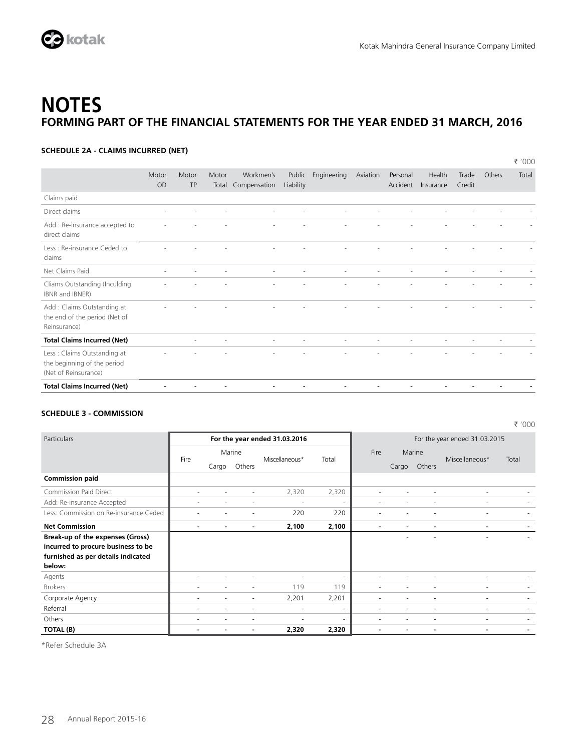# NOTES

## FORMING PART OF THE FINANCIAL STATEMENTS FOR THE YEAR ENDED 31 MARCH, 2016

### SCHEDULE 2A - CLAIMS INCURRED (NET)

₹ '000

| | Motor OD | Motor TP | Motor Total | Workmen's Compensation | Public Liability | Engineering | Aviation | Personal Accident | Health Insurance | Trade Credit | Others | Total |
|---|---|---|---|---|---|---|---|---|---|---|---|---|
| Claims paid | | | | | | | | | | | | |
| Direct claims | - | - | - | - | - | - | - | - | - | - | - | - |
| Add : Re-insurance accepted to direct claims | - | - | - | - | - | - | - | - | - | - | - | - |
| Less : Re-insurance Ceded to claims | - | - | - | - | - | - | - | - | - | - | - | - |
| Net Claims Paid | - | - | - | - | - | - | - | - | - | - | - | - |
| Cliams Outstanding (Inculding IBNR and IBNER) | - | - | - | - | - | - | - | - | - | - | - | - |
| Add : Claims Outstanding at the end of the period (Net of Reinsurance) | - | - | - | - | - | - | - | - | - | - | - | - |
| **Total Claims Incurred (Net)** | | - | - | - | - | - | - | - | - | - | - | - |
| Less : Claims Outstanding at the beginning of the period (Net of Reinsurance) | - | - | - | - | - | - | - | - | - | - | - | - |
| **Total Claims Incurred (Net)** | **-** | **-** | **-** | **-** | **-** | **-** | **-** | **-** | **-** | **-** | **-** | **-** |

### SCHEDULE 3 - COMMISSION

₹ '000

| Particulars | For the year ended 31.03.2016 | | | | | For the year ended 31.03.2015 | | | | |
|---|---|---|---|---|---|---|---|---|---|---|
| | Fire | Marine | | Miscellaneous* | Total | Fire | Marine | | Miscellaneous* | Total |
| | | Cargo | Others | | | | Cargo | Others | | |
| **Commission paid** | | | | | | | | | | |
| Commission Paid Direct | - | - | - | 2,320 | 2,320 | - | - | - | - | - |
| Add: Re-insurance Accepted | - | - | - | - | - | - | - | - | - | - |
| Less: Commission on Re-insurance Ceded | - | - | - | 220 | 220 | - | - | - | - | - |
| **Net Commission** | **-** | **-** | **-** | **2,100** | **2,100** | **-** | **-** | **-** | **-** | **-** |
| **Break-up of the expenses (Gross) incurred to procure business to be furnished as per details indicated below:** | | | | | | | - | - | - | - |
| Agents | - | - | - | - | - | - | - | - | - | - |
| Brokers | - | - | - | 119 | 119 | - | - | - | - | - |
| Corporate Agency | - | - | - | 2,201 | 2,201 | - | - | - | - | - |
| Referral | - | - | - | - | - | - | - | - | - | - |
| Others | - | - | - | - | - | - | - | - | - | - |
| **TOTAL (B)** | **-** | **-** | **-** | **2,320** | **2,320** | **-** | **-** | **-** | **-** | **-** |

*Refer Schedule 3A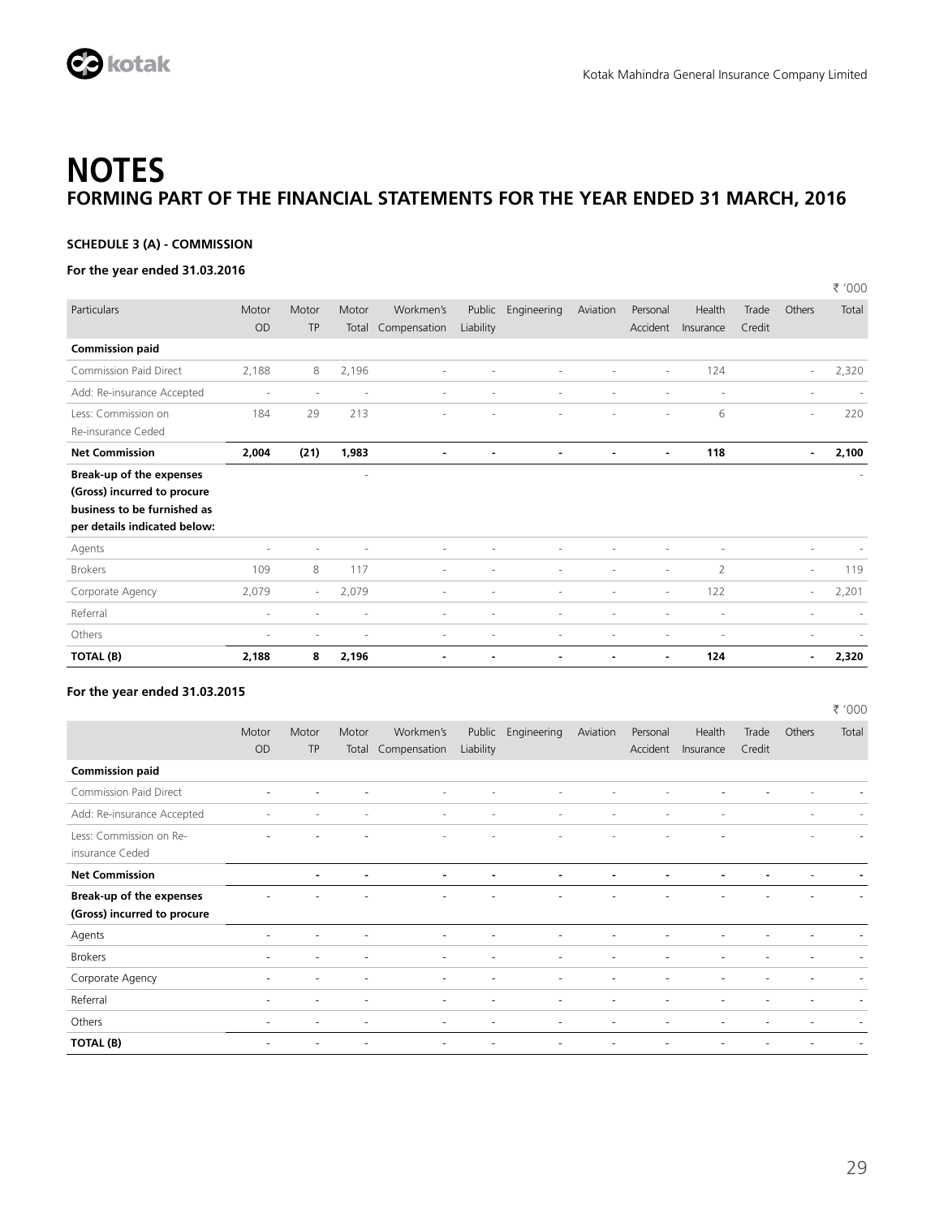# NOTES

## FORMING PART OF THE FINANCIAL STATEMENTS FOR THE YEAR ENDED 31 MARCH, 2016

### SCHEDULE 3 (A) - COMMISSION

**For the year ended 31.03.2016**

₹ '000

| Particulars | Motor OD | Motor TP | Motor Total | Workmen's Compensation | Public Liability | Engineering | Aviation | Personal Accident | Health Insurance | Trade Credit | Others | Total |
|---|---|---|---|---|---|---|---|---|---|---|---|---|
| **Commission paid** | | | | | | | | | | | | |
| Commission Paid Direct | 2,188 | 8 | 2,196 | - | - | - | - | - | 124 | | - | 2,320 |
| Add: Re-insurance Accepted | - | - | - | - | - | - | - | - | - | | - | - |
| Less: Commission on Re-insurance Ceded | 184 | 29 | 213 | - | - | - | - | - | 6 | | - | 220 |
| **Net Commission** | **2,004** | **(21)** | **1,983** | **-** | **-** | **-** | **-** | **-** | **118** | | **-** | **2,100** |
| **Break-up of the expenses (Gross) incurred to procure business to be furnished as per details indicated below:** | | | - | | | | | | | | | - |
| Agents | - | - | - | - | - | - | - | - | - | | - | - |
| Brokers | 109 | 8 | 117 | - | - | - | - | - | 2 | | - | 119 |
| Corporate Agency | 2,079 | - | 2,079 | - | - | - | - | - | 122 | | - | 2,201 |
| Referral | - | - | - | - | - | - | - | - | - | | - | - |
| Others | - | - | - | - | - | - | - | - | - | | - | - |
| **TOTAL (B)** | **2,188** | **8** | **2,196** | **-** | **-** | **-** | **-** | **-** | **124** | | **-** | **2,320** |

**For the year ended 31.03.2015**

₹ '000

| | Motor OD | Motor TP | Motor Total | Workmen's Compensation | Public Liability | Engineering | Aviation | Personal Accident | Health Insurance | Trade Credit | Others | Total |
|---|---|---|---|---|---|---|---|---|---|---|---|---|
| **Commission paid** | | | | | | | | | | | | |
| Commission Paid Direct | - | - | - | - | - | - | - | - | - | - | - | - |
| Add: Re-insurance Accepted | - | - | - | - | - | - | - | - | - | | - | - |
| Less: Commission on Re-insurance Ceded | - | - | - | - | - | - | - | - | - | | - | - |
| **Net Commission** | | **-** | **-** | **-** | **-** | **-** | **-** | **-** | **-** | **-** | **-** | **-** |
| **Break-up of the expenses (Gross) incurred to procure** | - | - | - | - | - | - | - | - | - | - | - | - |
| Agents | - | - | - | - | - | - | - | - | - | - | - | - |
| Brokers | - | - | - | - | - | - | - | - | - | - | - | - |
| Corporate Agency | - | - | - | - | - | - | - | - | - | - | - | - |
| Referral | - | - | - | - | - | - | - | - | - | - | - | - |
| Others | - | - | - | - | - | - | - | - | - | - | - | - |
| **TOTAL (B)** | - | - | - | - | - | - | - | - | - | - | - | - |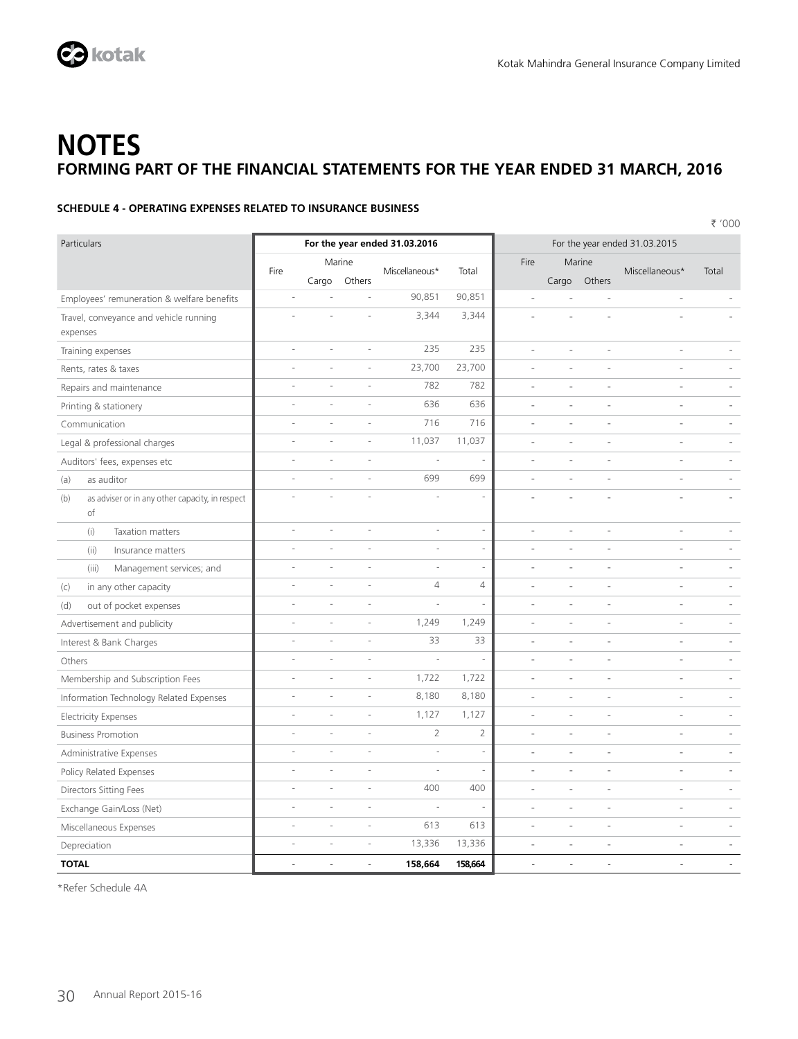# NOTES

## FORMING PART OF THE FINANCIAL STATEMENTS FOR THE YEAR ENDED 31 MARCH, 2016

### SCHEDULE 4 - OPERATING EXPENSES RELATED TO INSURANCE BUSINESS

₹ '000

| Particulars | For the year ended 31.03.2016 | | | | | For the year ended 31.03.2015 | | | | |
|---|---|---|---|---|---|---|---|---|---|---|
| | Fire | Marine | | Miscellaneous* | Total | Fire | Marine | | Miscellaneous* | Total |
| | | Cargo | Others | | | | Cargo | Others | | |
| Employees' remuneration & welfare benefits | - | - | - | 90,851 | 90,851 | - | - | - | - | - |
| Travel, conveyance and vehicle running expenses | - | - | - | 3,344 | 3,344 | - | - | - | - | - |
| Training expenses | - | - | - | 235 | 235 | - | - | - | - | - |
| Rents, rates & taxes | - | - | - | 23,700 | 23,700 | - | - | - | - | - |
| Repairs and maintenance | - | - | - | 782 | 782 | - | - | - | - | - |
| Printing & stationery | - | - | - | 636 | 636 | - | - | - | - | - |
| Communication | - | - | - | 716 | 716 | - | - | - | - | - |
| Legal & professional charges | - | - | - | 11,037 | 11,037 | - | - | - | - | - |
| Auditors' fees, expenses etc | - | - | - | - | - | - | - | - | - | - |
| (a) as auditor | - | - | - | 699 | 699 | - | - | - | - | - |
| (b) as adviser or in any other capacity, in respect of | - | - | - | - | - | - | - | - | - | - |
| (i) Taxation matters | - | - | - | - | - | - | - | - | - | - |
| (ii) Insurance matters | - | - | - | - | - | - | - | - | - | - |
| (iii) Management services; and | - | - | - | - | - | - | - | - | - | - |
| (c) in any other capacity | - | - | - | 4 | 4 | - | - | - | - | - |
| (d) out of pocket expenses | - | - | - | - | - | - | - | - | - | - |
| Advertisement and publicity | - | - | - | 1,249 | 1,249 | - | - | - | - | - |
| Interest & Bank Charges | - | - | - | 33 | 33 | - | - | - | - | - |
| Others | - | - | - | - | - | - | - | - | - | - |
| Membership and Subscription Fees | - | - | - | 1,722 | 1,722 | - | - | - | - | - |
| Information Technology Related Expenses | - | - | - | 8,180 | 8,180 | - | - | - | - | - |
| Electricity Expenses | - | - | - | 1,127 | 1,127 | - | - | - | - | - |
| Business Promotion | - | - | - | 2 | 2 | - | - | - | - | - |
| Administrative Expenses | - | - | - | - | - | - | - | - | - | - |
| Policy Related Expenses | - | - | - | - | - | - | - | - | - | - |
| Directors Sitting Fees | - | - | - | 400 | 400 | - | - | - | - | - |
| Exchange Gain/Loss (Net) | - | - | - | - | - | - | - | - | - | - |
| Miscellaneous Expenses | - | - | - | 613 | 613 | - | - | - | - | - |
| Depreciation | - | - | - | 13,336 | 13,336 | - | - | - | - | - |
| **TOTAL** | **-** | **-** | **-** | **158,664** | **158,664** | **-** | **-** | **-** | **-** | **-** |

*Refer Schedule 4A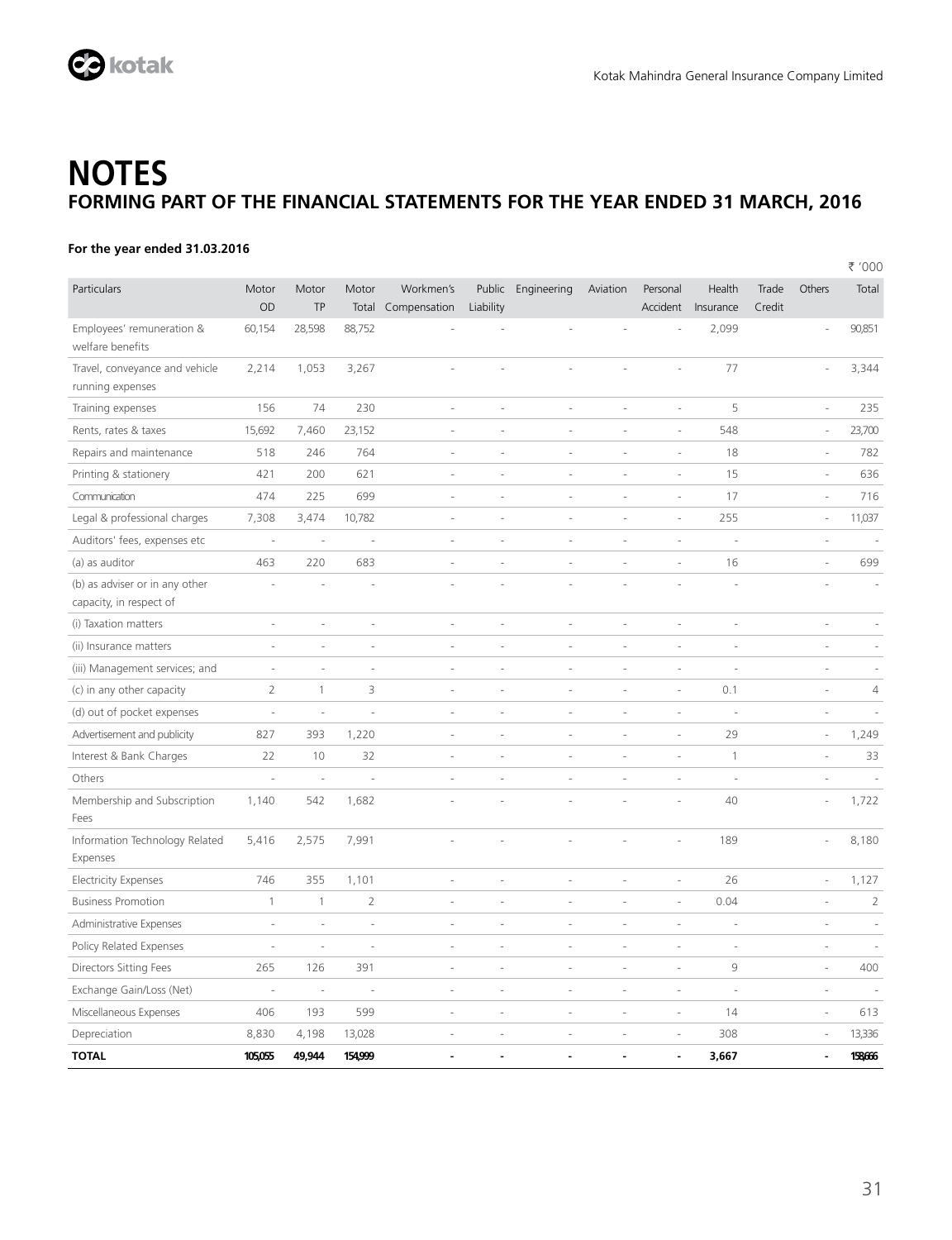# NOTES

## FORMING PART OF THE FINANCIAL STATEMENTS FOR THE YEAR ENDED 31 MARCH, 2016

**For the year ended 31.03.2016**

₹ '000

| Particulars | Motor OD | Motor TP | Motor Total | Workmen's Compensation | Public Liability | Engineering | Aviation | Personal Accident | Health Insurance | Trade Credit | Others | Total |
|---|---|---|---|---|---|---|---|---|---|---|---|---|
| Employees' remuneration & welfare benefits | 60,154 | 28,598 | 88,752 | - | - | - | - | - | 2,099 | | - | 90,851 |
| Travel, conveyance and vehicle running expenses | 2,214 | 1,053 | 3,267 | - | - | - | - | - | 77 | | - | 3,344 |
| Training expenses | 156 | 74 | 230 | - | - | - | - | - | 5 | | - | 235 |
| Rents, rates & taxes | 15,692 | 7,460 | 23,152 | - | - | - | - | - | 548 | | - | 23,700 |
| Repairs and maintenance | 518 | 246 | 764 | - | - | - | - | - | 18 | | - | 782 |
| Printing & stationery | 421 | 200 | 621 | - | - | - | - | - | 15 | | - | 636 |
| Communication | 474 | 225 | 699 | - | - | - | - | - | 17 | | - | 716 |
| Legal & professional charges | 7,308 | 3,474 | 10,782 | - | - | - | - | - | 255 | | - | 11,037 |
| Auditors' fees, expenses etc | - | - | - | - | - | - | - | - | - | | - | - |
| (a) as auditor | 463 | 220 | 683 | - | - | - | - | - | 16 | | - | 699 |
| (b) as adviser or in any other capacity, in respect of | - | - | - | - | - | - | - | - | - | | - | - |
| (i) Taxation matters | - | - | - | - | - | - | - | - | - | | - | - |
| (ii) Insurance matters | - | - | - | - | - | - | - | - | - | | - | - |
| (iii) Management services; and | - | - | - | - | - | - | - | - | - | | - | - |
| (c) in any other capacity | 2 | 1 | 3 | - | - | - | - | - | 0.1 | | - | 4 |
| (d) out of pocket expenses | - | - | - | - | - | - | - | - | - | | - | - |
| Advertisement and publicity | 827 | 393 | 1,220 | - | - | - | - | - | 29 | | - | 1,249 |
| Interest & Bank Charges | 22 | 10 | 32 | - | - | - | - | - | 1 | | - | 33 |
| Others | - | - | - | - | - | - | - | - | - | | - | - |
| Membership and Subscription Fees | 1,140 | 542 | 1,682 | - | - | - | - | - | 40 | | - | 1,722 |
| Information Technology Related Expenses | 5,416 | 2,575 | 7,991 | - | - | - | - | - | 189 | | - | 8,180 |
| Electricity Expenses | 746 | 355 | 1,101 | - | - | - | - | - | 26 | | - | 1,127 |
| Business Promotion | 1 | 1 | 2 | - | - | - | - | - | 0.04 | | - | 2 |
| Administrative Expenses | - | - | - | - | - | - | - | - | - | | - | - |
| Policy Related Expenses | - | - | - | - | - | - | - | - | - | | - | - |
| Directors Sitting Fees | 265 | 126 | 391 | - | - | - | - | - | 9 | | - | 400 |
| Exchange Gain/Loss (Net) | - | - | - | - | - | - | - | - | - | | - | - |
| Miscellaneous Expenses | 406 | 193 | 599 | - | - | - | - | - | 14 | | - | 613 |
| Depreciation | 8,830 | 4,198 | 13,028 | - | - | - | - | - | 308 | | - | 13,336 |
| **TOTAL** | **105,055** | **49,944** | **154,999** | **-** | **-** | **-** | **-** | **-** | **3,667** | | **-** | **158,666** |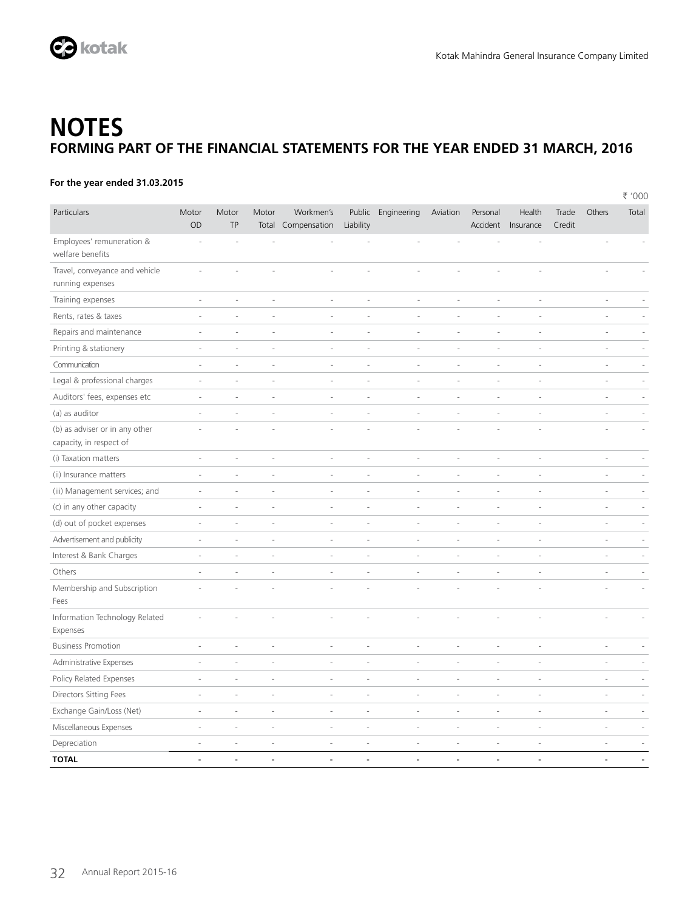# NOTES

## FORMING PART OF THE FINANCIAL STATEMENTS FOR THE YEAR ENDED 31 MARCH, 2016

**For the year ended 31.03.2015**

₹ '000

| Particulars | Motor OD | Motor TP | Motor Total | Workmen's Compensation | Public Liability | Engineering | Aviation | Personal Accident | Health Insurance | Trade Credit | Others | Total |
|---|---|---|---|---|---|---|---|---|---|---|---|---|
| Employees' remuneration & welfare benefits | - | - | - | - | - | - | - | - | - | | - | - |
| Travel, conveyance and vehicle running expenses | - | - | - | - | - | - | - | - | - | | - | - |
| Training expenses | - | - | - | - | - | - | - | - | - | | - | - |
| Rents, rates & taxes | - | - | - | - | - | - | - | - | - | | - | - |
| Repairs and maintenance | - | - | - | - | - | - | - | - | - | | - | - |
| Printing & stationery | - | - | - | - | - | - | - | - | - | | - | - |
| Communication | - | - | - | - | - | - | - | - | - | | - | - |
| Legal & professional charges | - | - | - | - | - | - | - | - | - | | - | - |
| Auditors' fees, expenses etc | - | - | - | - | - | - | - | - | - | | - | - |
| (a) as auditor | - | - | - | - | - | - | - | - | - | | - | - |
| (b) as adviser or in any other capacity, in respect of | - | - | - | - | - | - | - | - | - | | - | - |
| (i) Taxation matters | - | - | - | - | - | - | - | - | - | | - | - |
| (ii) Insurance matters | - | - | - | - | - | - | - | - | - | | - | - |
| (iii) Management services; and | - | - | - | - | - | - | - | - | - | | - | - |
| (c) in any other capacity | - | - | - | - | - | - | - | - | - | | - | - |
| (d) out of pocket expenses | - | - | - | - | - | - | - | - | - | | - | - |
| Advertisement and publicity | - | - | - | - | - | - | - | - | - | | - | - |
| Interest & Bank Charges | - | - | - | - | - | - | - | - | - | | - | - |
| Others | - | - | - | - | - | - | - | - | - | | - | - |
| Membership and Subscription Fees | - | - | - | - | - | - | - | - | - | | - | - |
| Information Technology Related Expenses | - | - | - | - | - | - | - | - | - | | - | - |
| Business Promotion | - | - | - | - | - | - | - | - | - | | - | - |
| Administrative Expenses | - | - | - | - | - | - | - | - | - | | - | - |
| Policy Related Expenses | - | - | - | - | - | - | - | - | - | | - | - |
| Directors Sitting Fees | - | - | - | - | - | - | - | - | - | | - | - |
| Exchange Gain/Loss (Net) | - | - | - | - | - | - | - | - | - | | - | - |
| Miscellaneous Expenses | - | - | - | - | - | - | - | - | - | | - | - |
| Depreciation | - | - | - | - | - | - | - | - | - | | - | - |
| **TOTAL** | **-** | **-** | **-** | **-** | **-** | **-** | **-** | **-** | **-** | | **-** | **-** |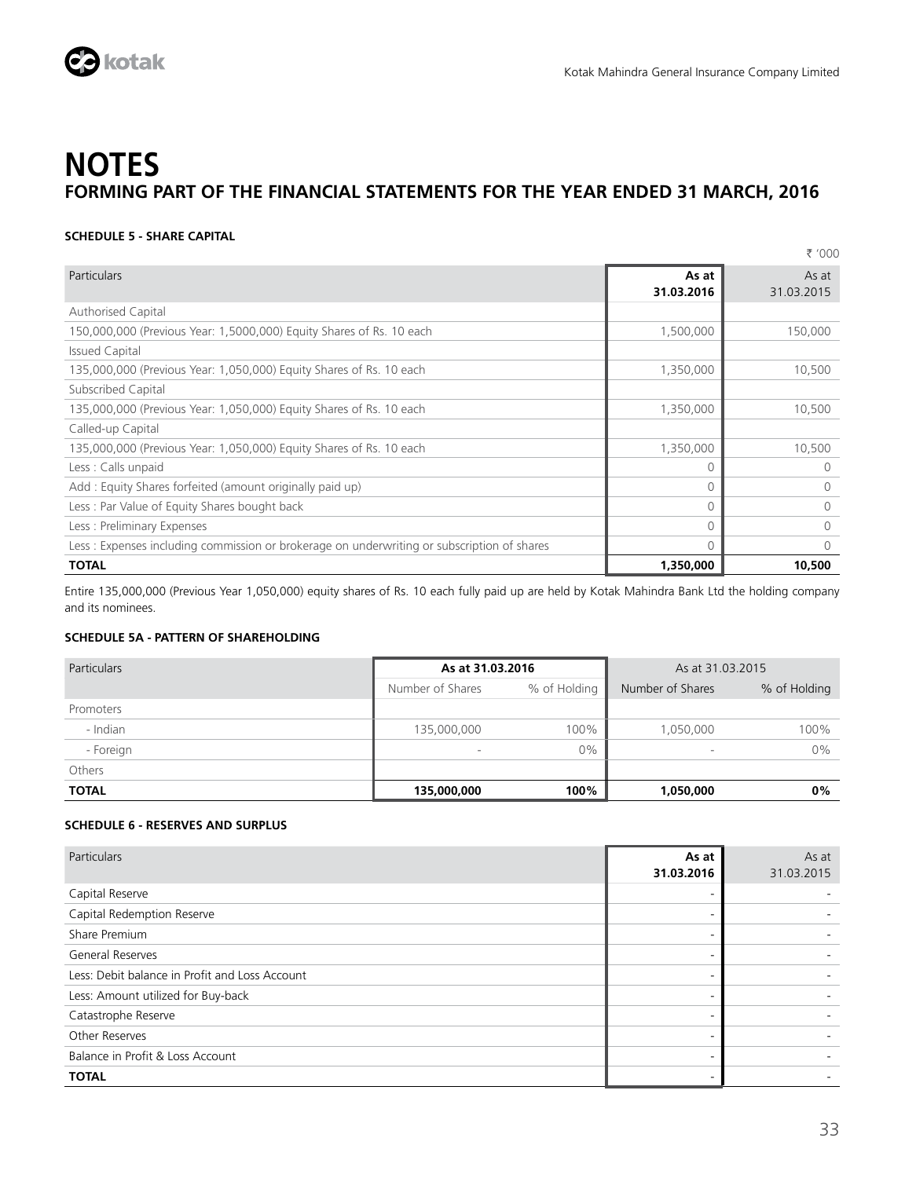# NOTES

## FORMING PART OF THE FINANCIAL STATEMENTS FOR THE YEAR ENDED 31 MARCH, 2016

### SCHEDULE 5 - SHARE CAPITAL

₹ '000

| Particulars | As at 31.03.2016 | As at 31.03.2015 |
|---|---|---|
| Authorised Capital | | |
| 150,000,000 (Previous Year: 1,5000,000) Equity Shares of Rs. 10 each | 1,500,000 | 150,000 |
| Issued Capital | | |
| 135,000,000 (Previous Year: 1,050,000) Equity Shares of Rs. 10 each | 1,350,000 | 10,500 |
| Subscribed Capital | | |
| 135,000,000 (Previous Year: 1,050,000) Equity Shares of Rs. 10 each | 1,350,000 | 10,500 |
| Called-up Capital | | |
| 135,000,000 (Previous Year: 1,050,000) Equity Shares of Rs. 10 each | 1,350,000 | 10,500 |
| Less : Calls unpaid | 0 | 0 |
| Add : Equity Shares forfeited (amount originally paid up) | 0 | 0 |
| Less : Par Value of Equity Shares bought back | 0 | 0 |
| Less : Preliminary Expenses | 0 | 0 |
| Less : Expenses including commission or brokerage on underwriting or subscription of shares | 0 | 0 |
| **TOTAL** | **1,350,000** | **10,500** |

Entire 135,000,000 (Previous Year 1,050,000) equity shares of Rs. 10 each fully paid up are held by Kotak Mahindra Bank Ltd the holding company and its nominees.

### SCHEDULE 5A - PATTERN OF SHAREHOLDING

| Particulars | As at 31.03.2016 | | As at 31.03.2015 | |
|---|---|---|---|---|
| | Number of Shares | % of Holding | Number of Shares | % of Holding |
| Promoters | | | | |
| - Indian | 135,000,000 | 100% | 1,050,000 | 100% |
| - Foreign | - | 0% | - | 0% |
| Others | | | | |
| **TOTAL** | **135,000,000** | **100%** | **1,050,000** | **0%** |

### SCHEDULE 6 - RESERVES AND SURPLUS

| Particulars | As at 31.03.2016 | As at 31.03.2015 |
|---|---|---|
| Capital Reserve | - | - |
| Capital Redemption Reserve | - | - |
| Share Premium | - | - |
| General Reserves | - | - |
| Less: Debit balance in Profit and Loss Account | - | - |
| Less: Amount utilized for Buy-back | - | - |
| Catastrophe Reserve | - | - |
| Other Reserves | - | - |
| Balance in Profit & Loss Account | - | - |
| **TOTAL** | - | - |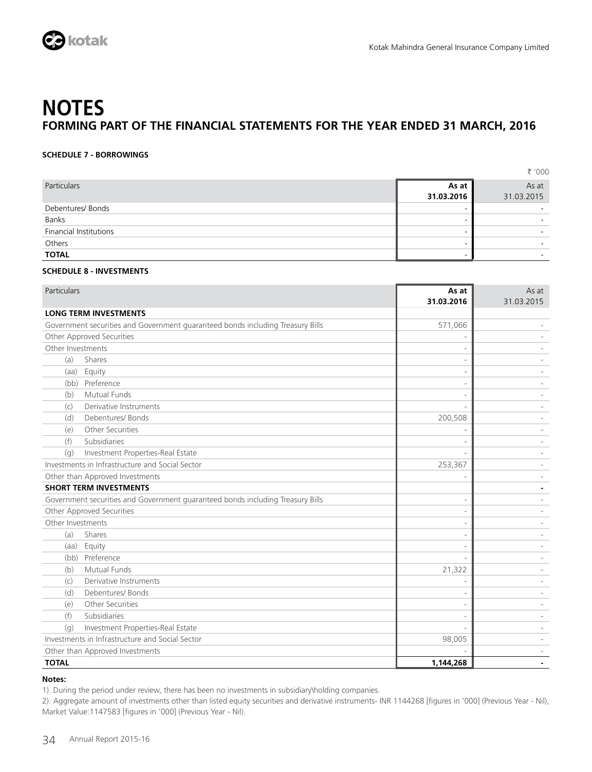# NOTES

## FORMING PART OF THE FINANCIAL STATEMENTS FOR THE YEAR ENDED 31 MARCH, 2016

### SCHEDULE 7 - BORROWINGS

₹ '000

| Particulars | As at 31.03.2016 | As at 31.03.2015 |
|---|---|---|
| Debentures/ Bonds | - | - |
| Banks | - | - |
| Financial Institutions | - | - |
| Others | - | - |
| **TOTAL** | - | - |

### SCHEDULE 8 - INVESTMENTS

| Particulars | As at 31.03.2016 | As at 31.03.2015 |
|---|---|---|
| **LONG TERM INVESTMENTS** | | |
| Government securities and Government guaranteed bonds including Treasury Bills | 571,066 | - |
| Other Approved Securities | - | - |
| Other Investments | - | - |
| (a) Shares | - | - |
| (aa) Equity | - | - |
| (bb) Preference | - | - |
| (b) Mutual Funds | - | - |
| (c) Derivative Instruments | - | - |
| (d) Debentures/ Bonds | 200,508 | - |
| (e) Other Securities | - | - |
| (f) Subsidiaries | - | - |
| (g) Investment Properties-Real Estate | - | - |
| Investments in Infrastructure and Social Sector | 253,367 | - |
| Other than Approved Investments | - | - |
| **SHORT TERM INVESTMENTS** | | - |
| Government securities and Government guaranteed bonds including Treasury Bills | - | - |
| Other Approved Securities | - | - |
| Other Investments | - | - |
| (a) Shares | - | - |
| (aa) Equity | - | - |
| (bb) Preference | - | - |
| (b) Mutual Funds | 21,322 | - |
| (c) Derivative Instruments | - | - |
| (d) Debentures/ Bonds | - | - |
| (e) Other Securities | - | - |
| (f) Subsidiaries | - | - |
| (g) Investment Properties-Real Estate | - | - |
| Investments in Infrastructure and Social Sector | 98,005 | - |
| Other than Approved Investments | - | - |
| **TOTAL** | **1,144,268** | **-** |

**Notes:**

1). During the period under review, there has been no investments in subsidiary\holding companies.

2). Aggregate amount of investments other than listed equity securities and derivative instruments- INR 1144268 [figures in '000] (Previous Year - Nil), Market Value:1147583 [figures in '000] (Previous Year - Nil).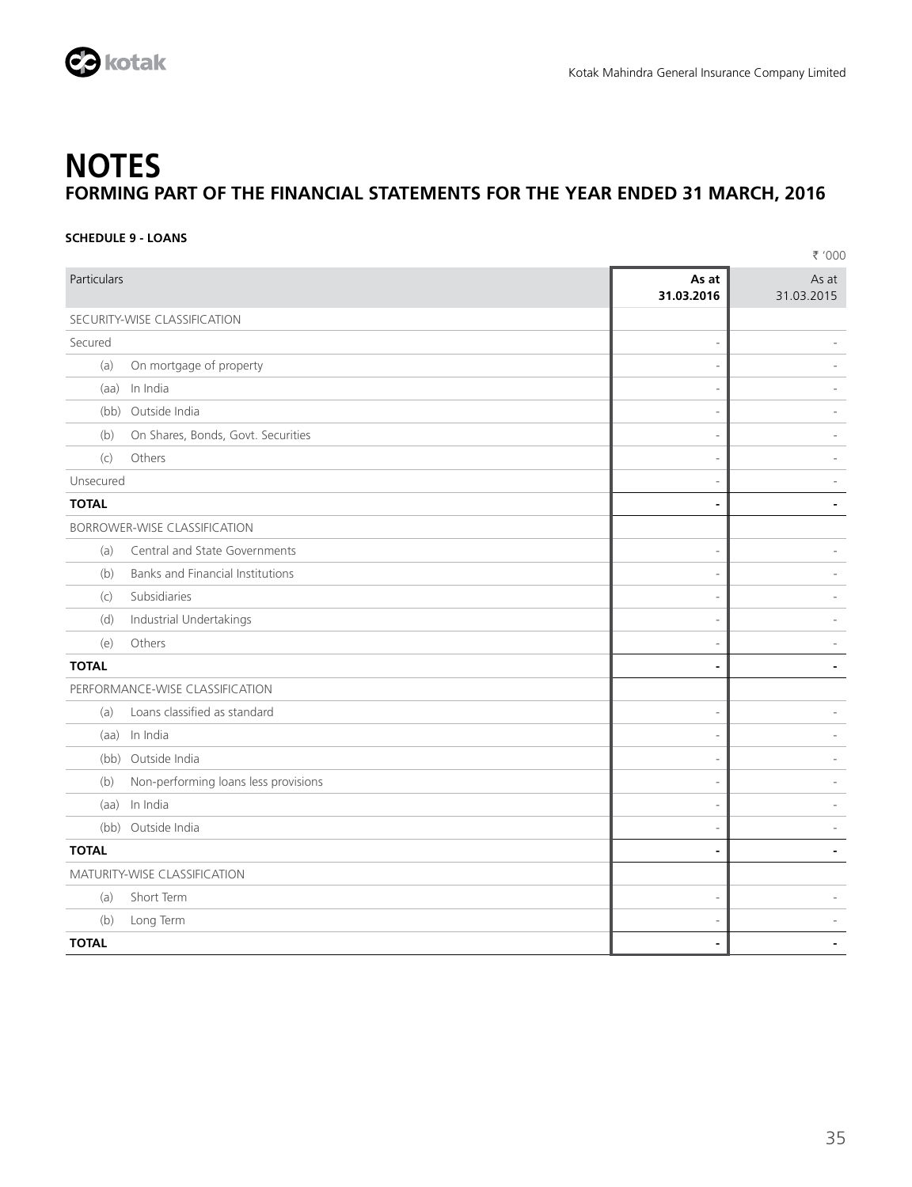# NOTES

## FORMING PART OF THE FINANCIAL STATEMENTS FOR THE YEAR ENDED 31 MARCH, 2016

**SCHEDULE 9 - LOANS**

₹ '000

| Particulars | As at 31.03.2016 | As at 31.03.2015 |
|---|---|---|
| SECURITY-WISE CLASSIFICATION | | |
| Secured | - | - |
| (a) On mortgage of property | - | - |
| (aa) In India | - | - |
| (bb) Outside India | - | - |
| (b) On Shares, Bonds, Govt. Securities | - | - |
| (c) Others | - | - |
| Unsecured | - | - |
| **TOTAL** | **-** | **-** |
| BORROWER-WISE CLASSIFICATION | | |
| (a) Central and State Governments | - | - |
| (b) Banks and Financial Institutions | - | - |
| (c) Subsidiaries | - | - |
| (d) Industrial Undertakings | - | - |
| (e) Others | - | - |
| **TOTAL** | **-** | **-** |
| PERFORMANCE-WISE CLASSIFICATION | | |
| (a) Loans classified as standard | - | - |
| (aa) In India | - | - |
| (bb) Outside India | - | - |
| (b) Non-performing loans less provisions | - | - |
| (aa) In India | - | - |
| (bb) Outside India | - | - |
| **TOTAL** | **-** | **-** |
| MATURITY-WISE CLASSIFICATION | | |
| (a) Short Term | - | - |
| (b) Long Term | - | - |
| **TOTAL** | **-** | **-** |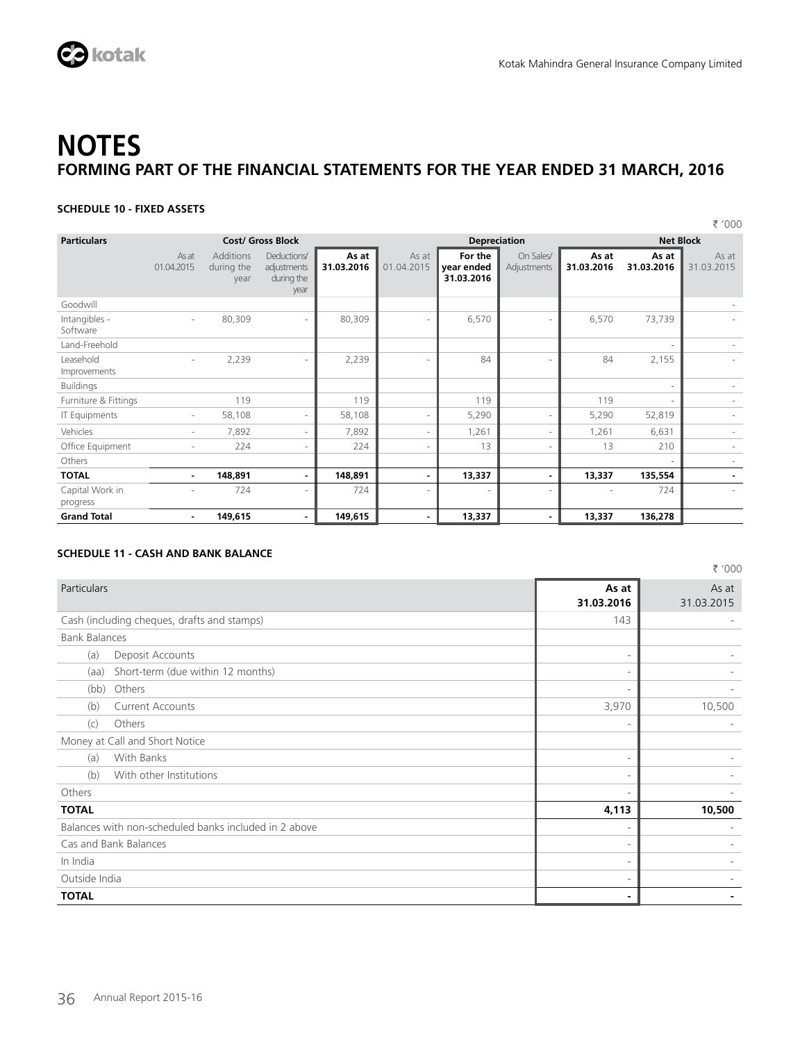# NOTES

## FORMING PART OF THE FINANCIAL STATEMENTS FOR THE YEAR ENDED 31 MARCH, 2016

### SCHEDULE 10 - FIXED ASSETS

₹ '000

| Particulars | Cost/ Gross Block | | | | Depreciation | | | | Net Block | |
|---|---|---|---|---|---|---|---|---|---|---|
| | As at 01.04.2015 | Additions during the year | Deductions/ adjustments during the year | **As at 31.03.2016** | As at 01.04.2015 | **For the year ended 31.03.2016** | On Sales/ Adjustments | **As at 31.03.2016** | **As at 31.03.2016** | As at 31.03.2015 |
| Goodwill | | | | | | | | | | - |
| Intangibles - Software | - | 80,309 | - | 80,309 | - | 6,570 | - | 6,570 | 73,739 | - |
| Land-Freehold | | | | | | | | | - | - |
| Leasehold Improvements | - | 2,239 | - | 2,239 | - | 84 | - | 84 | 2,155 | - |
| Buildings | | | | | | | | | - | - |
| Furniture & Fittings | | 119 | | 119 | | 119 | | 119 | - | - |
| IT Equipments | - | 58,108 | - | 58,108 | - | 5,290 | - | 5,290 | 52,819 | - |
| Vehicles | - | 7,892 | - | 7,892 | - | 1,261 | - | 1,261 | 6,631 | - |
| Office Equipment | - | 224 | - | 224 | - | 13 | - | 13 | 210 | - |
| Others | | | | | | | | | - | - |
| **TOTAL** | **-** | **148,891** | **-** | **148,891** | **-** | **13,337** | **-** | **13,337** | **135,554** | **-** |
| Capital Work in progress | - | 724 | - | 724 | - | - | - | - | 724 | - |
| **Grand Total** | **-** | **149,615** | **-** | **149,615** | **-** | **13,337** | **-** | **13,337** | **136,278** | |

### SCHEDULE 11 - CASH AND BANK BALANCE

₹ '000

| Particulars | **As at 31.03.2016** | As at 31.03.2015 |
|---|---|---|
| Cash (including cheques, drafts and stamps) | 143 | - |
| Bank Balances | | |
| (a) Deposit Accounts | - | - |
| (aa) Short-term (due within 12 months) | - | - |
| (bb) Others | - | - |
| (b) Current Accounts | 3,970 | 10,500 |
| (c) Others | - | - |
| Money at Call and Short Notice | | |
| (a) With Banks | - | - |
| (b) With other Institutions | - | - |
| Others | - | - |
| **TOTAL** | **4,113** | **10,500** |
| Balances with non-scheduled banks included in 2 above | - | - |
| Cas and Bank Balances | - | - |
| In India | - | - |
| Outside India | - | - |
| **TOTAL** | **-** | **-** |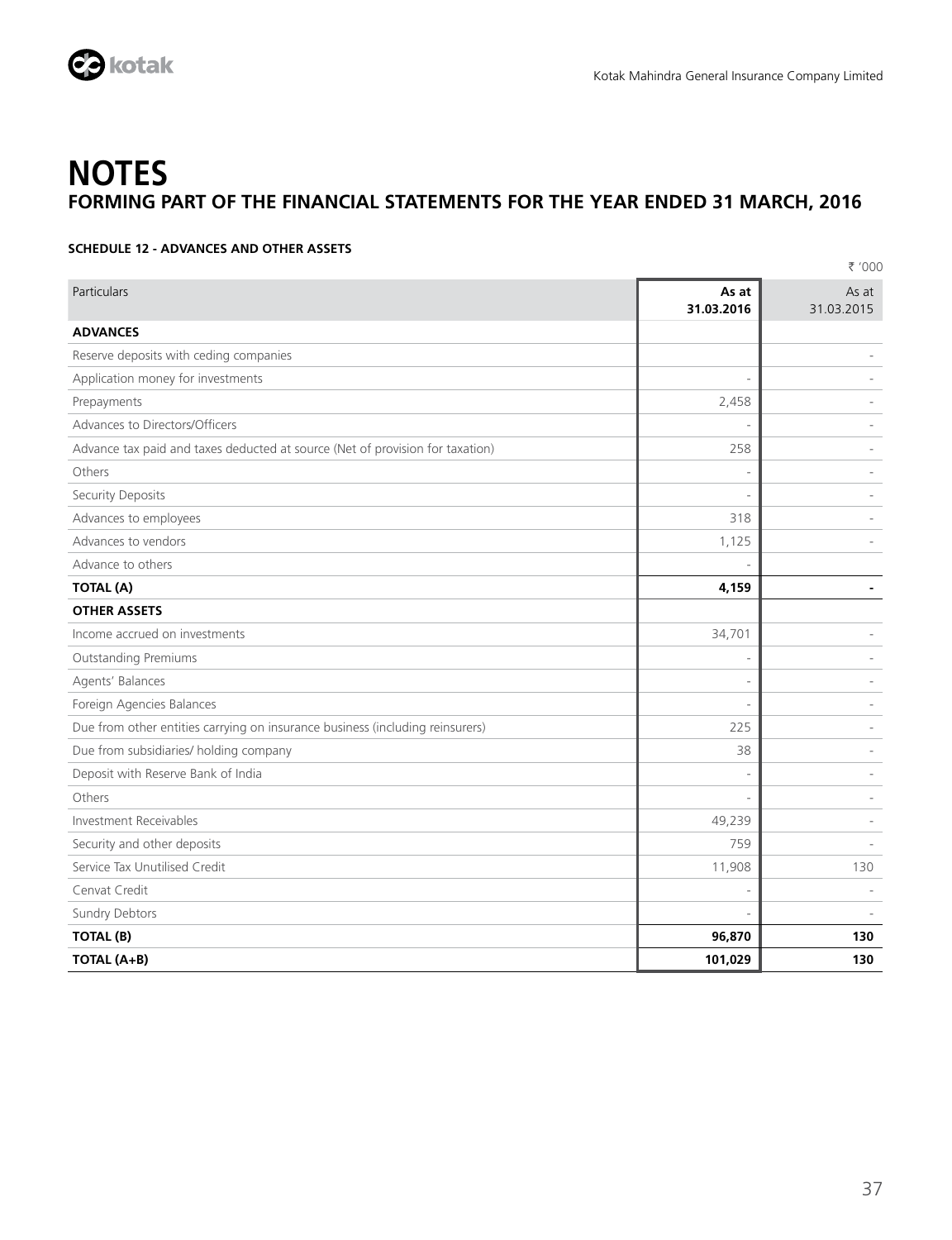# NOTES

## FORMING PART OF THE FINANCIAL STATEMENTS FOR THE YEAR ENDED 31 MARCH, 2016

### SCHEDULE 12 - ADVANCES AND OTHER ASSETS

₹ '000

| Particulars | As at 31.03.2016 | As at 31.03.2015 |
|---|---|---|
| **ADVANCES** | | |
| Reserve deposits with ceding companies | | - |
| Application money for investments | - | - |
| Prepayments | 2,458 | - |
| Advances to Directors/Officers | - | - |
| Advance tax paid and taxes deducted at source (Net of provision for taxation) | 258 | - |
| Others | - | - |
| Security Deposits | - | - |
| Advances to employees | 318 | - |
| Advances to vendors | 1,125 | - |
| Advance to others | - | |
| **TOTAL (A)** | **4,159** | **-** |
| **OTHER ASSETS** | | |
| Income accrued on investments | 34,701 | - |
| Outstanding Premiums | - | - |
| Agents' Balances | - | - |
| Foreign Agencies Balances | - | - |
| Due from other entities carrying on insurance business (including reinsurers) | 225 | - |
| Due from subsidiaries/ holding company | 38 | - |
| Deposit with Reserve Bank of India | - | - |
| Others | - | - |
| Investment Receivables | 49,239 | - |
| Security and other deposits | 759 | - |
| Service Tax Unutilised Credit | 11,908 | 130 |
| Cenvat Credit | - | - |
| Sundry Debtors | - | - |
| **TOTAL (B)** | **96,870** | **130** |
| **TOTAL (A+B)** | **101,029** | **130** |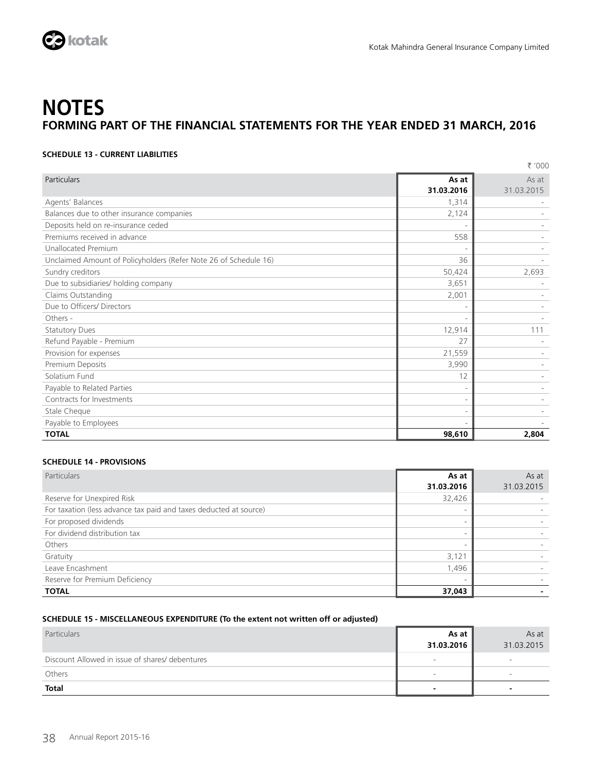# NOTES

## FORMING PART OF THE FINANCIAL STATEMENTS FOR THE YEAR ENDED 31 MARCH, 2016

### SCHEDULE 13 - CURRENT LIABILITIES

₹ '000

| Particulars | As at 31.03.2016 | As at 31.03.2015 |
|---|---|---|
| Agents' Balances | 1,314 | - |
| Balances due to other insurance companies | 2,124 | - |
| Deposits held on re-insurance ceded | - | - |
| Premiums received in advance | 558 | - |
| Unallocated Premium | - | - |
| Unclaimed Amount of Policyholders (Refer Note 26 of Schedule 16) | 36 | - |
| Sundry creditors | 50,424 | 2,693 |
| Due to subsidiaries/ holding company | 3,651 | - |
| Claims Outstanding | 2,001 | - |
| Due to Officers/ Directors | - | - |
| Others - | - | - |
| Statutory Dues | 12,914 | 111 |
| Refund Payable - Premium | 27 | - |
| Provision for expenses | 21,559 | - |
| Premium Deposits | 3,990 | - |
| Solatium Fund | 12 | - |
| Payable to Related Parties | - | - |
| Contracts for Investments | - | - |
| Stale Cheque | - | - |
| Payable to Employees | - | - |
| **TOTAL** | **98,610** | **2,804** |

### SCHEDULE 14 - PROVISIONS

| Particulars | As at 31.03.2016 | As at 31.03.2015 |
|---|---|---|
| Reserve for Unexpired Risk | 32,426 | - |
| For taxation (less advance tax paid and taxes deducted at source) | - | - |
| For proposed dividends | - | - |
| For dividend distribution tax | - | - |
| Others | - | - |
| Gratuity | 3,121 | - |
| Leave Encashment | 1,496 | - |
| Reserve for Premium Deficiency | - | - |
| **TOTAL** | **37,043** | **-** |

### SCHEDULE 15 - MISCELLANEOUS EXPENDITURE (To the extent not written off or adjusted)

| Particulars | As at 31.03.2016 | As at 31.03.2015 |
|---|---|---|
| Discount Allowed in issue of shares/ debentures | - | - |
| Others | - | - |
| **Total** | **-** | **-** |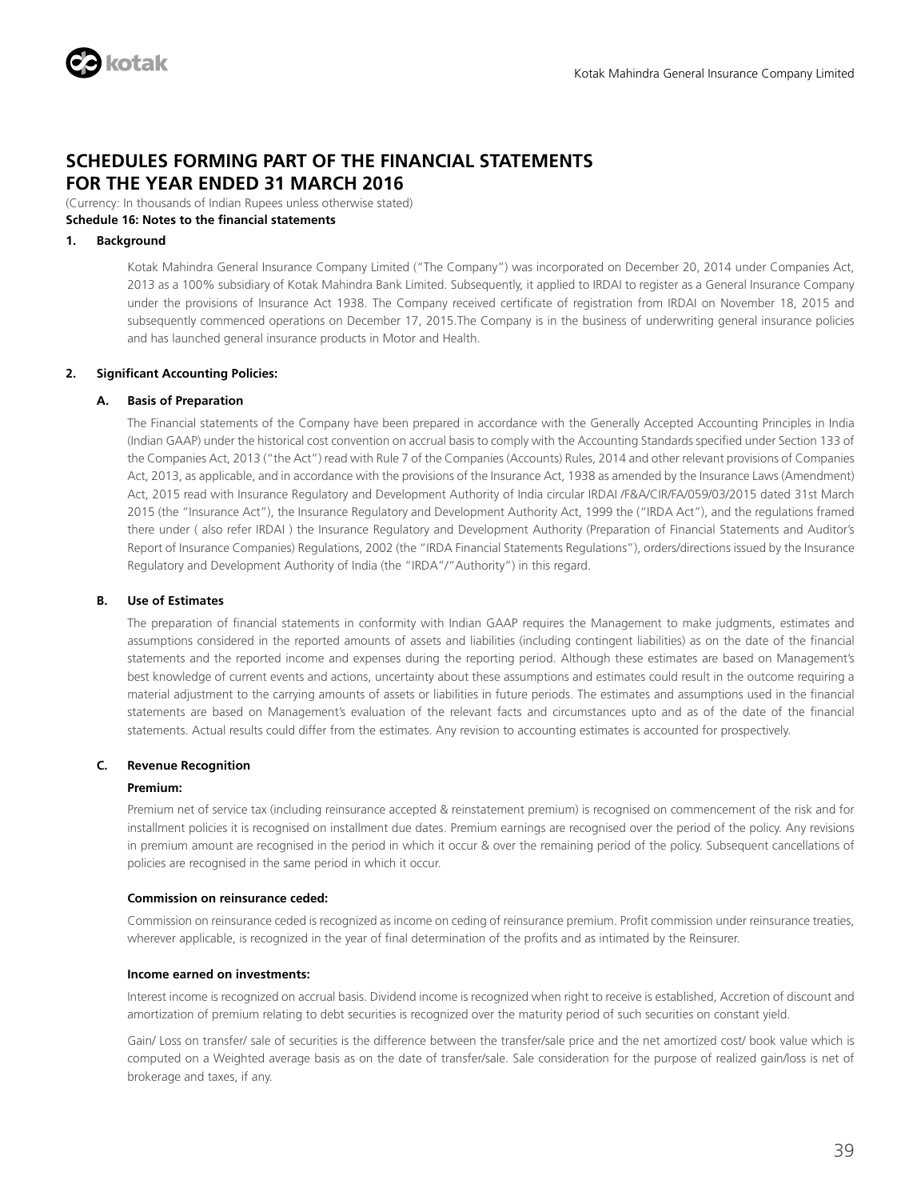# SCHEDULES FORMING PART OF THE FINANCIAL STATEMENTS FOR THE YEAR ENDED 31 MARCH 2016

(Currency: In thousands of Indian Rupees unless otherwise stated)

**Schedule 16: Notes to the financial statements**

## 1. Background

Kotak Mahindra General Insurance Company Limited ("The Company") was incorporated on December 20, 2014 under Companies Act, 2013 as a 100% subsidiary of Kotak Mahindra Bank Limited. Subsequently, it applied to IRDAI to register as a General Insurance Company under the provisions of Insurance Act 1938. The Company received certificate of registration from IRDAI on November 18, 2015 and subsequently commenced operations on December 17, 2015.The Company is in the business of underwriting general insurance policies and has launched general insurance products in Motor and Health.

## 2. Significant Accounting Policies:

### A. Basis of Preparation

The Financial statements of the Company have been prepared in accordance with the Generally Accepted Accounting Principles in India (Indian GAAP) under the historical cost convention on accrual basis to comply with the Accounting Standards specified under Section 133 of the Companies Act, 2013 ("the Act") read with Rule 7 of the Companies (Accounts) Rules, 2014 and other relevant provisions of Companies Act, 2013, as applicable, and in accordance with the provisions of the Insurance Act, 1938 as amended by the Insurance Laws (Amendment) Act, 2015 read with Insurance Regulatory and Development Authority of India circular IRDAI /F&A/CIR/FA/059/03/2015 dated 31st March 2015 (the "Insurance Act"), the Insurance Regulatory and Development Authority Act, 1999 the ("IRDA Act"), and the regulations framed there under ( also refer IRDAI ) the Insurance Regulatory and Development Authority (Preparation of Financial Statements and Auditor's Report of Insurance Companies) Regulations, 2002 (the "IRDA Financial Statements Regulations"), orders/directions issued by the Insurance Regulatory and Development Authority of India (the "IRDA"/"Authority") in this regard.

### B. Use of Estimates

The preparation of financial statements in conformity with Indian GAAP requires the Management to make judgments, estimates and assumptions considered in the reported amounts of assets and liabilities (including contingent liabilities) as on the date of the financial statements and the reported income and expenses during the reporting period. Although these estimates are based on Management's best knowledge of current events and actions, uncertainty about these assumptions and estimates could result in the outcome requiring a material adjustment to the carrying amounts of assets or liabilities in future periods. The estimates and assumptions used in the financial statements are based on Management's evaluation of the relevant facts and circumstances upto and as of the date of the financial statements. Actual results could differ from the estimates. Any revision to accounting estimates is accounted for prospectively.

### C. Revenue Recognition

**Premium:**

Premium net of service tax (including reinsurance accepted & reinstatement premium) is recognised on commencement of the risk and for installment policies it is recognised on installment due dates. Premium earnings are recognised over the period of the policy. Any revisions in premium amount are recognised in the period in which it occur & over the remaining period of the policy. Subsequent cancellations of policies are recognised in the same period in which it occur.

**Commission on reinsurance ceded:**

Commission on reinsurance ceded is recognized as income on ceding of reinsurance premium. Profit commission under reinsurance treaties, wherever applicable, is recognized in the year of final determination of the profits and as intimated by the Reinsurer.

**Income earned on investments:**

Interest income is recognized on accrual basis. Dividend income is recognized when right to receive is established, Accretion of discount and amortization of premium relating to debt securities is recognized over the maturity period of such securities on constant yield.

Gain/ Loss on transfer/ sale of securities is the difference between the transfer/sale price and the net amortized cost/ book value which is computed on a Weighted average basis as on the date of transfer/sale. Sale consideration for the purpose of realized gain/loss is net of brokerage and taxes, if any.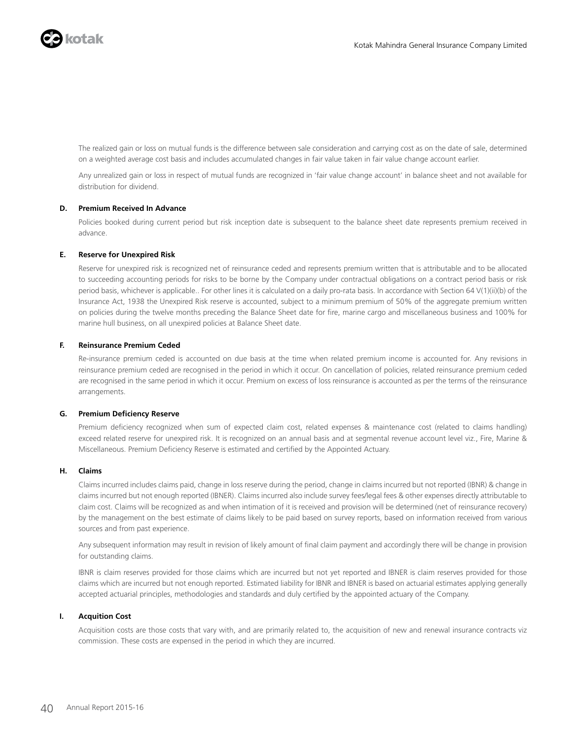The realized gain or loss on mutual funds is the difference between sale consideration and carrying cost as on the date of sale, determined on a weighted average cost basis and includes accumulated changes in fair value taken in fair value change account earlier.

Any unrealized gain or loss in respect of mutual funds are recognized in 'fair value change account' in balance sheet and not available for distribution for dividend.

### D. Premium Received In Advance

Policies booked during current period but risk inception date is subsequent to the balance sheet date represents premium received in advance.

### E. Reserve for Unexpired Risk

Reserve for unexpired risk is recognized net of reinsurance ceded and represents premium written that is attributable and to be allocated to succeeding accounting periods for risks to be borne by the Company under contractual obligations on a contract period basis or risk period basis, whichever is applicable.. For other lines it is calculated on a daily pro-rata basis. In accordance with Section 64 V(1)(ii)(b) of the Insurance Act, 1938 the Unexpired Risk reserve is accounted, subject to a minimum premium of 50% of the aggregate premium written on policies during the twelve months preceding the Balance Sheet date for fire, marine cargo and miscellaneous business and 100% for marine hull business, on all unexpired policies at Balance Sheet date.

### F. Reinsurance Premium Ceded

Re-insurance premium ceded is accounted on due basis at the time when related premium income is accounted for. Any revisions in reinsurance premium ceded are recognised in the period in which it occur. On cancellation of policies, related reinsurance premium ceded are recognised in the same period in which it occur. Premium on excess of loss reinsurance is accounted as per the terms of the reinsurance arrangements.

### G. Premium Deficiency Reserve

Premium deficiency recognized when sum of expected claim cost, related expenses & maintenance cost (related to claims handling) exceed related reserve for unexpired risk. It is recognized on an annual basis and at segmental revenue account level viz., Fire, Marine & Miscellaneous. Premium Deficiency Reserve is estimated and certified by the Appointed Actuary.

### H. Claims

Claims incurred includes claims paid, change in loss reserve during the period, change in claims incurred but not reported (IBNR) & change in claims incurred but not enough reported (IBNER). Claims incurred also include survey fees/legal fees & other expenses directly attributable to claim cost. Claims will be recognized as and when intimation of it is received and provision will be determined (net of reinsurance recovery) by the management on the best estimate of claims likely to be paid based on survey reports, based on information received from various sources and from past experience.

Any subsequent information may result in revision of likely amount of final claim payment and accordingly there will be change in provision for outstanding claims.

IBNR is claim reserves provided for those claims which are incurred but not yet reported and IBNER is claim reserves provided for those claims which are incurred but not enough reported. Estimated liability for IBNR and IBNER is based on actuarial estimates applying generally accepted actuarial principles, methodologies and standards and duly certified by the appointed actuary of the Company.

### I. Acquition Cost

Acquisition costs are those costs that vary with, and are primarily related to, the acquisition of new and renewal insurance contracts viz commission. These costs are expensed in the period in which they are incurred.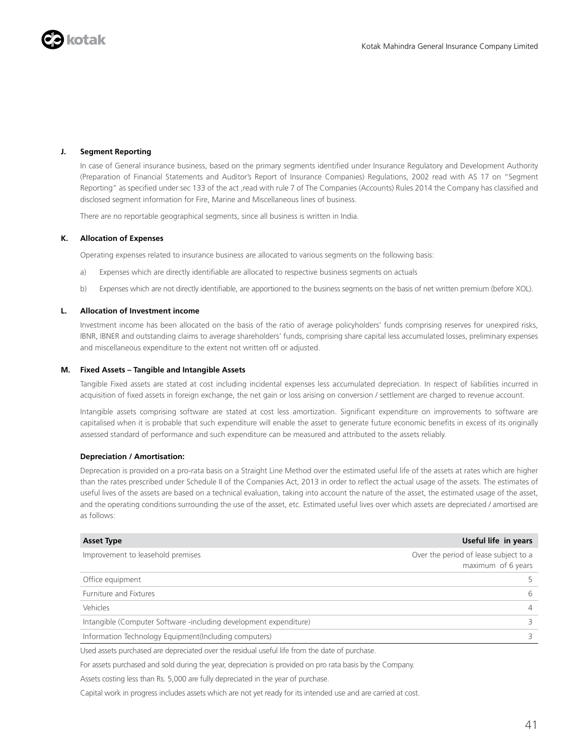### J. Segment Reporting

In case of General insurance business, based on the primary segments identified under Insurance Regulatory and Development Authority (Preparation of Financial Statements and Auditor's Report of Insurance Companies) Regulations, 2002 read with AS 17 on "Segment Reporting" as specified under sec 133 of the act ,read with rule 7 of The Companies (Accounts) Rules 2014 the Company has classified and disclosed segment information for Fire, Marine and Miscellaneous lines of business.

There are no reportable geographical segments, since all business is written in India.

### K. Allocation of Expenses

Operating expenses related to insurance business are allocated to various segments on the following basis:

a) Expenses which are directly identifiable are allocated to respective business segments on actuals

b) Expenses which are not directly identifiable, are apportioned to the business segments on the basis of net written premium (before XOL).

### L. Allocation of Investment income

Investment income has been allocated on the basis of the ratio of average policyholders' funds comprising reserves for unexpired risks, IBNR, IBNER and outstanding claims to average shareholders' funds, comprising share capital less accumulated losses, preliminary expenses and miscellaneous expenditure to the extent not written off or adjusted.

### M. Fixed Assets – Tangible and Intangible Assets

Tangible Fixed assets are stated at cost including incidental expenses less accumulated depreciation. In respect of liabilities incurred in acquisition of fixed assets in foreign exchange, the net gain or loss arising on conversion / settlement are charged to revenue account.

Intangible assets comprising software are stated at cost less amortization. Significant expenditure on improvements to software are capitalised when it is probable that such expenditure will enable the asset to generate future economic benefits in excess of its originally assessed standard of performance and such expenditure can be measured and attributed to the assets reliably.

**Depreciation / Amortisation:**

Deprecation is provided on a pro-rata basis on a Straight Line Method over the estimated useful life of the assets at rates which are higher than the rates prescribed under Schedule II of the Companies Act, 2013 in order to reflect the actual usage of the assets. The estimates of useful lives of the assets are based on a technical evaluation, taking into account the nature of the asset, the estimated usage of the asset, and the operating conditions surrounding the use of the asset, etc. Estimated useful lives over which assets are depreciated / amortised are as follows:

| Asset Type | Useful life in years |
|---|---|
| Improvement to leasehold premises | Over the period of lease subject to a maximum of 6 years |
| Office equipment | 5 |
| Furniture and Fixtures | 6 |
| Vehicles | 4 |
| Intangible (Computer Software -including development expenditure) | 3 |
| Information Technology Equipment(Including computers) | 3 |

Used assets purchased are depreciated over the residual useful life from the date of purchase.

For assets purchased and sold during the year, depreciation is provided on pro rata basis by the Company.

Assets costing less than Rs. 5,000 are fully depreciated in the year of purchase.

Capital work in progress includes assets which are not yet ready for its intended use and are carried at cost.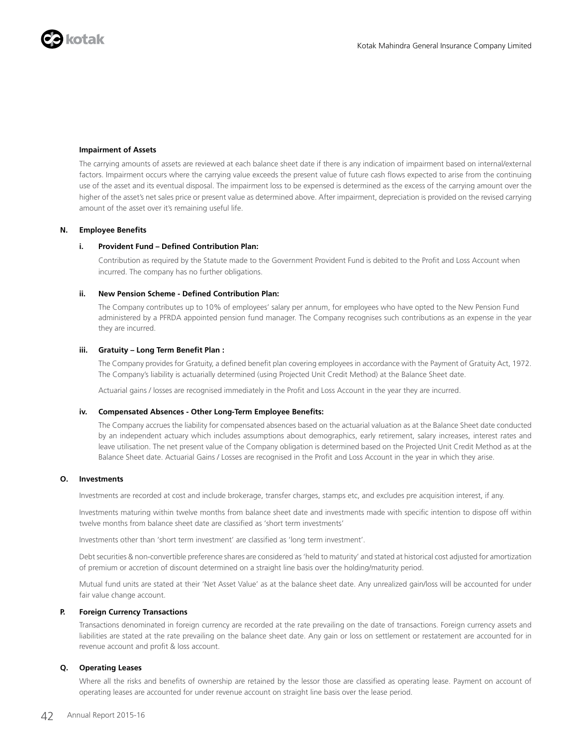### Impairment of Assets

The carrying amounts of assets are reviewed at each balance sheet date if there is any indication of impairment based on internal/external factors. Impairment occurs where the carrying value exceeds the present value of future cash flows expected to arise from the continuing use of the asset and its eventual disposal. The impairment loss to be expensed is determined as the excess of the carrying amount over the higher of the asset's net sales price or present value as determined above. After impairment, depreciation is provided on the revised carrying amount of the asset over it's remaining useful life.

### N. Employee Benefits

#### i. Provident Fund – Defined Contribution Plan:

Contribution as required by the Statute made to the Government Provident Fund is debited to the Profit and Loss Account when incurred. The company has no further obligations.

#### ii. New Pension Scheme - Defined Contribution Plan:

The Company contributes up to 10% of employees' salary per annum, for employees who have opted to the New Pension Fund administered by a PFRDA appointed pension fund manager. The Company recognises such contributions as an expense in the year they are incurred.

#### iii. Gratuity – Long Term Benefit Plan :

The Company provides for Gratuity, a defined benefit plan covering employees in accordance with the Payment of Gratuity Act, 1972. The Company's liability is actuarially determined (using Projected Unit Credit Method) at the Balance Sheet date.

Actuarial gains / losses are recognised immediately in the Profit and Loss Account in the year they are incurred.

#### iv. Compensated Absences - Other Long-Term Employee Benefits:

The Company accrues the liability for compensated absences based on the actuarial valuation as at the Balance Sheet date conducted by an independent actuary which includes assumptions about demographics, early retirement, salary increases, interest rates and leave utilisation. The net present value of the Company obligation is determined based on the Projected Unit Credit Method as at the Balance Sheet date. Actuarial Gains / Losses are recognised in the Profit and Loss Account in the year in which they arise.

### O. Investments

Investments are recorded at cost and include brokerage, transfer charges, stamps etc, and excludes pre acquisition interest, if any.

Investments maturing within twelve months from balance sheet date and investments made with specific intention to dispose off within twelve months from balance sheet date are classified as 'short term investments'

Investments other than 'short term investment' are classified as 'long term investment'.

Debt securities & non-convertible preference shares are considered as 'held to maturity' and stated at historical cost adjusted for amortization of premium or accretion of discount determined on a straight line basis over the holding/maturity period.

Mutual fund units are stated at their 'Net Asset Value' as at the balance sheet date. Any unrealized gain/loss will be accounted for under fair value change account.

### P. Foreign Currency Transactions

Transactions denominated in foreign currency are recorded at the rate prevailing on the date of transactions. Foreign currency assets and liabilities are stated at the rate prevailing on the balance sheet date. Any gain or loss on settlement or restatement are accounted for in revenue account and profit & loss account.

### Q. Operating Leases

Where all the risks and benefits of ownership are retained by the lessor those are classified as operating lease. Payment on account of operating leases are accounted for under revenue account on straight line basis over the lease period.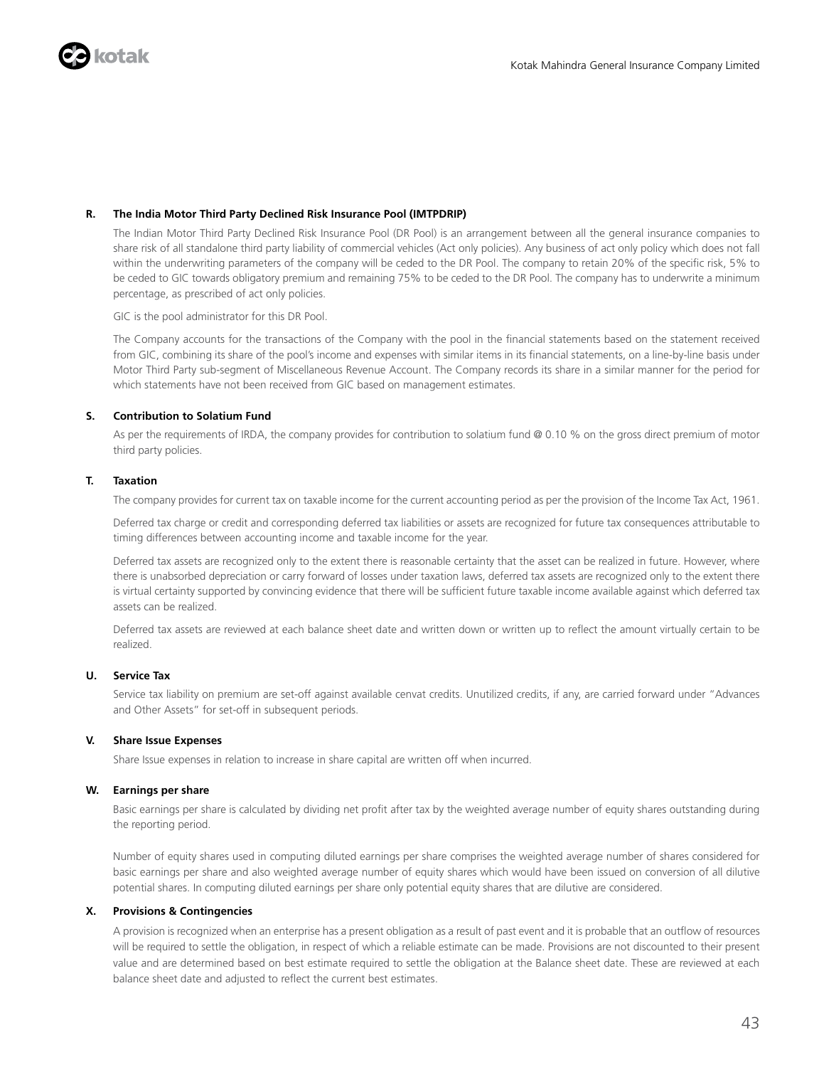**R. The India Motor Third Party Declined Risk Insurance Pool (IMTPDRIP)**

The Indian Motor Third Party Declined Risk Insurance Pool (DR Pool) is an arrangement between all the general insurance companies to share risk of all standalone third party liability of commercial vehicles (Act only policies). Any business of act only policy which does not fall within the underwriting parameters of the company will be ceded to the DR Pool. The company to retain 20% of the specific risk, 5% to be ceded to GIC towards obligatory premium and remaining 75% to be ceded to the DR Pool. The company has to underwrite a minimum percentage, as prescribed of act only policies.

GIC is the pool administrator for this DR Pool.

The Company accounts for the transactions of the Company with the pool in the financial statements based on the statement received from GIC, combining its share of the pool's income and expenses with similar items in its financial statements, on a line-by-line basis under Motor Third Party sub-segment of Miscellaneous Revenue Account. The Company records its share in a similar manner for the period for which statements have not been received from GIC based on management estimates.

**S. Contribution to Solatium Fund**

As per the requirements of IRDA, the company provides for contribution to solatium fund @ 0.10 % on the gross direct premium of motor third party policies.

**T. Taxation**

The company provides for current tax on taxable income for the current accounting period as per the provision of the Income Tax Act, 1961.

Deferred tax charge or credit and corresponding deferred tax liabilities or assets are recognized for future tax consequences attributable to timing differences between accounting income and taxable income for the year.

Deferred tax assets are recognized only to the extent there is reasonable certainty that the asset can be realized in future. However, where there is unabsorbed depreciation or carry forward of losses under taxation laws, deferred tax assets are recognized only to the extent there is virtual certainty supported by convincing evidence that there will be sufficient future taxable income available against which deferred tax assets can be realized.

Deferred tax assets are reviewed at each balance sheet date and written down or written up to reflect the amount virtually certain to be realized.

**U. Service Tax**

Service tax liability on premium are set-off against available cenvat credits. Unutilized credits, if any, are carried forward under "Advances and Other Assets" for set-off in subsequent periods.

**V. Share Issue Expenses**

Share Issue expenses in relation to increase in share capital are written off when incurred.

**W. Earnings per share**

Basic earnings per share is calculated by dividing net profit after tax by the weighted average number of equity shares outstanding during the reporting period.

Number of equity shares used in computing diluted earnings per share comprises the weighted average number of shares considered for basic earnings per share and also weighted average number of equity shares which would have been issued on conversion of all dilutive potential shares. In computing diluted earnings per share only potential equity shares that are dilutive are considered.

**X. Provisions & Contingencies**

A provision is recognized when an enterprise has a present obligation as a result of past event and it is probable that an outflow of resources will be required to settle the obligation, in respect of which a reliable estimate can be made. Provisions are not discounted to their present value and are determined based on best estimate required to settle the obligation at the Balance sheet date. These are reviewed at each balance sheet date and adjusted to reflect the current best estimates.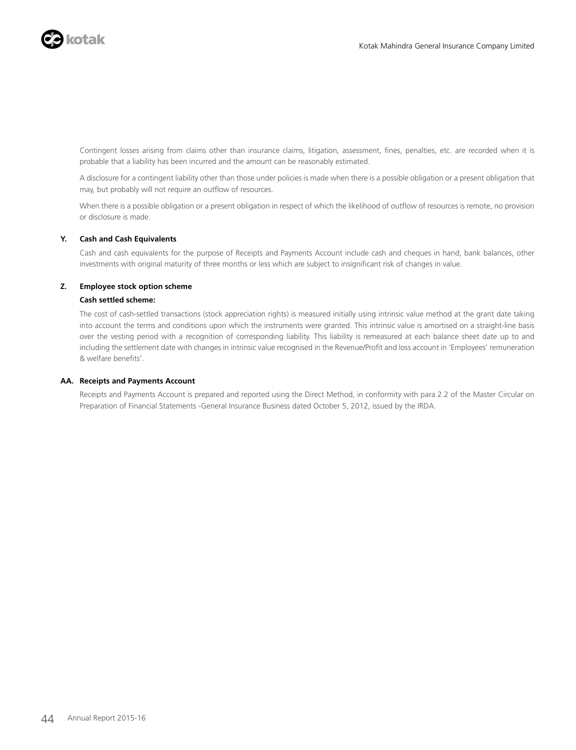Contingent losses arising from claims other than insurance claims, litigation, assessment, fines, penalties, etc. are recorded when it is probable that a liability has been incurred and the amount can be reasonably estimated.

A disclosure for a contingent liability other than those under policies is made when there is a possible obligation or a present obligation that may, but probably will not require an outflow of resources.

When there is a possible obligation or a present obligation in respect of which the likelihood of outflow of resources is remote, no provision or disclosure is made.

### Y. Cash and Cash Equivalents

Cash and cash equivalents for the purpose of Receipts and Payments Account include cash and cheques in hand, bank balances, other investments with original maturity of three months or less which are subject to insignificant risk of changes in value.

### Z. Employee stock option scheme

**Cash settled scheme:**

The cost of cash-settled transactions (stock appreciation rights) is measured initially using intrinsic value method at the grant date taking into account the terms and conditions upon which the instruments were granted. This intrinsic value is amortised on a straight-line basis over the vesting period with a recognition of corresponding liability. This liability is remeasured at each balance sheet date up to and including the settlement date with changes in intrinsic value recognised in the Revenue/Profit and loss account in 'Employees' remuneration & welfare benefits'.

### AA. Receipts and Payments Account

Receipts and Payments Account is prepared and reported using the Direct Method, in conformity with para 2.2 of the Master Circular on Preparation of Financial Statements -General Insurance Business dated October 5, 2012, issued by the IRDA.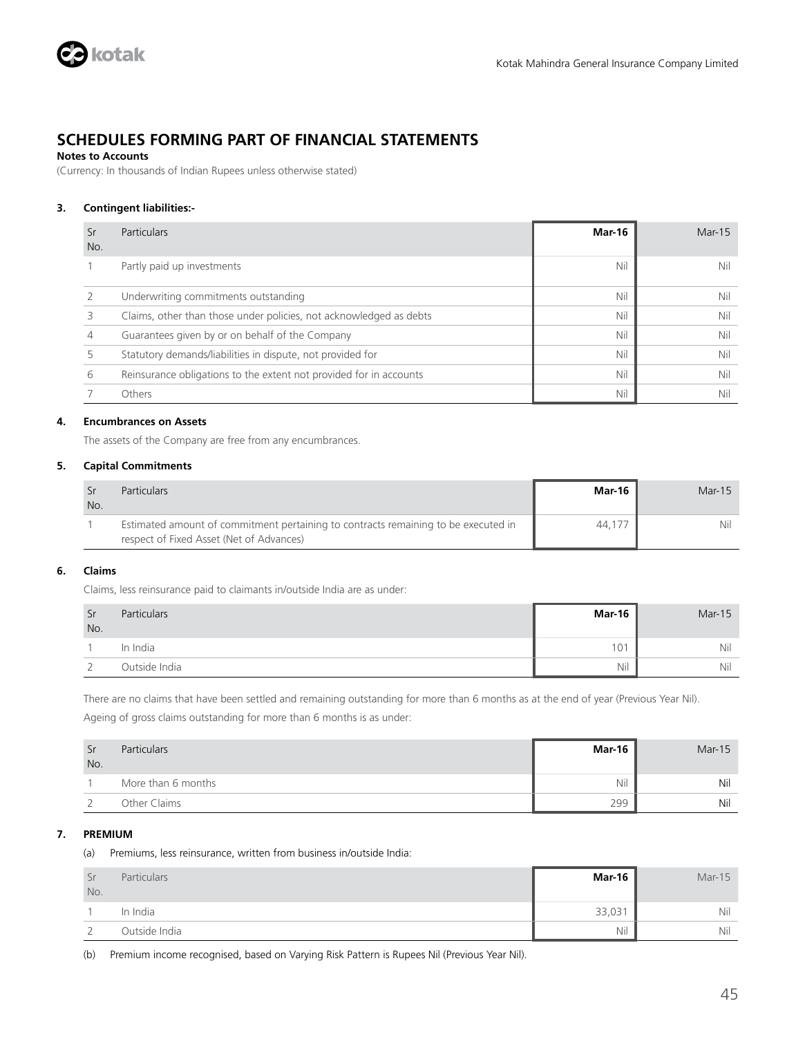# SCHEDULES FORMING PART OF FINANCIAL STATEMENTS

**Notes to Accounts**

(Currency: In thousands of Indian Rupees unless otherwise stated)

**3. Contingent liabilities:-**

| Sr No. | Particulars | Mar-16 | Mar-15 |
|---|---|---|---|
| 1 | Partly paid up investments | Nil | Nil |
| 2 | Underwriting commitments outstanding | Nil | Nil |
| 3 | Claims, other than those under policies, not acknowledged as debts | Nil | Nil |
| 4 | Guarantees given by or on behalf of the Company | Nil | Nil |
| 5 | Statutory demands/liabilities in dispute, not provided for | Nil | Nil |
| 6 | Reinsurance obligations to the extent not provided for in accounts | Nil | Nil |
| 7 | Others | Nil | Nil |

**4. Encumbrances on Assets**

The assets of the Company are free from any encumbrances.

**5. Capital Commitments**

| Sr No. | Particulars | Mar-16 | Mar-15 |
|---|---|---|---|
| 1 | Estimated amount of commitment pertaining to contracts remaining to be executed in respect of Fixed Asset (Net of Advances) | 44,177 | Nil |

**6. Claims**

Claims, less reinsurance paid to claimants in/outside India are as under:

| Sr No. | Particulars | Mar-16 | Mar-15 |
|---|---|---|---|
| 1 | In India | 101 | Nil |
| 2 | Outside India | Nil | Nil |

There are no claims that have been settled and remaining outstanding for more than 6 months as at the end of year (Previous Year Nil).

Ageing of gross claims outstanding for more than 6 months is as under:

| Sr No. | Particulars | Mar-16 | Mar-15 |
|---|---|---|---|
| 1 | More than 6 months | Nil | Nil |
| 2 | Other Claims | 299 | Nil |

**7. PREMIUM**

(a) Premiums, less reinsurance, written from business in/outside India:

| Sr No. | Particulars | Mar-16 | Mar-15 |
|---|---|---|---|
| 1 | In India | 33,031 | Nil |
| 2 | Outside India | Nil | Nil |

(b) Premium income recognised, based on Varying Risk Pattern is Rupees Nil (Previous Year Nil).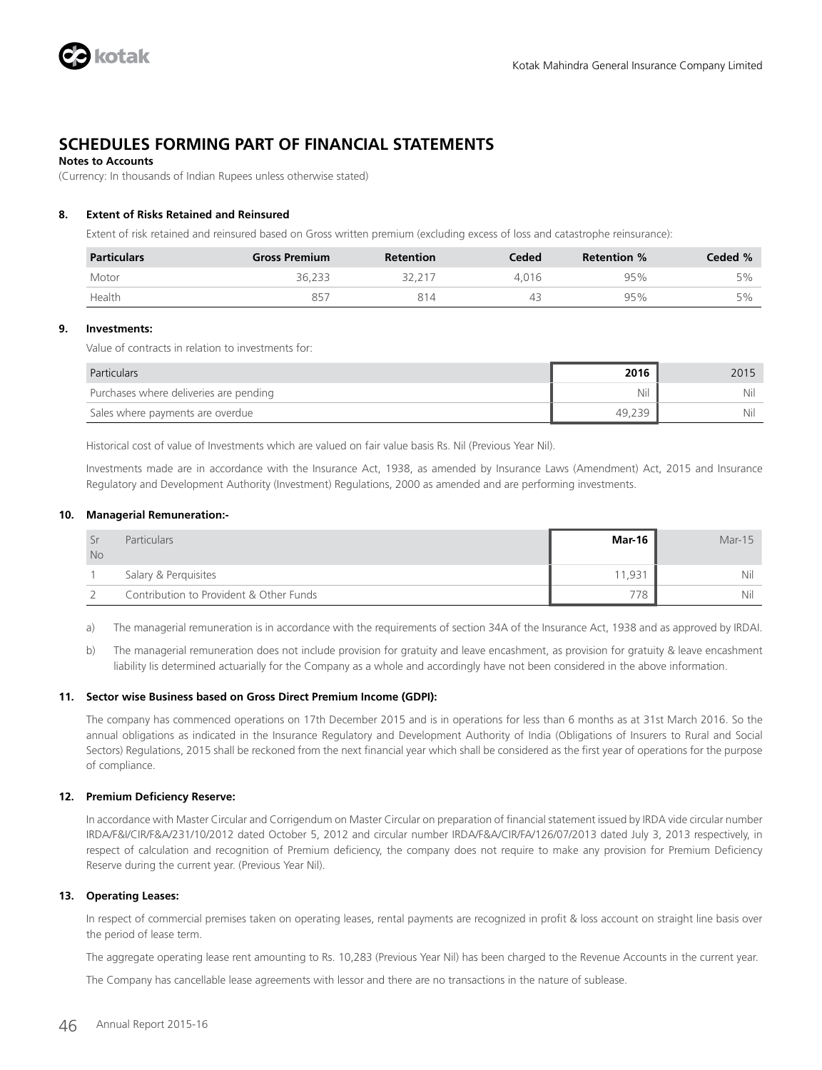# SCHEDULES FORMING PART OF FINANCIAL STATEMENTS

**Notes to Accounts**

(Currency: In thousands of Indian Rupees unless otherwise stated)

**8. Extent of Risks Retained and Reinsured**

Extent of risk retained and reinsured based on Gross written premium (excluding excess of loss and catastrophe reinsurance):

| Particulars | Gross Premium | Retention | Ceded | Retention % | Ceded % |
|---|---|---|---|---|---|
| Motor | 36,233 | 32,217 | 4,016 | 95% | 5% |
| Health | 857 | 814 | 43 | 95% | 5% |

**9. Investments:**

Value of contracts in relation to investments for:

| Particulars | 2016 | 2015 |
|---|---|---|
| Purchases where deliveries are pending | Nil | Nil |
| Sales where payments are overdue | 49,239 | Nil |

Historical cost of value of Investments which are valued on fair value basis Rs. Nil (Previous Year Nil).

Investments made are in accordance with the Insurance Act, 1938, as amended by Insurance Laws (Amendment) Act, 2015 and Insurance Regulatory and Development Authority (Investment) Regulations, 2000 as amended and are performing investments.

**10. Managerial Remuneration:-**

| Sr No | Particulars | Mar-16 | Mar-15 |
|---|---|---|---|
| 1 | Salary & Perquisites | 11,931 | Nil |
| 2 | Contribution to Provident & Other Funds | 778 | Nil |

a) The managerial remuneration is in accordance with the requirements of section 34A of the Insurance Act, 1938 and as approved by IRDAI.

b) The managerial remuneration does not include provision for gratuity and leave encashment, as provision for gratuity & leave encashment liability lis determined actuarially for the Company as a whole and accordingly have not been considered in the above information.

**11. Sector wise Business based on Gross Direct Premium Income (GDPI):**

The company has commenced operations on 17th December 2015 and is in operations for less than 6 months as at 31st March 2016. So the annual obligations as indicated in the Insurance Regulatory and Development Authority of India (Obligations of Insurers to Rural and Social Sectors) Regulations, 2015 shall be reckoned from the next financial year which shall be considered as the first year of operations for the purpose of compliance.

**12. Premium Deficiency Reserve:**

In accordance with Master Circular and Corrigendum on Master Circular on preparation of financial statement issued by IRDA vide circular number IRDA/F&I/CIR/F&A/231/10/2012 dated October 5, 2012 and circular number IRDA/F&A/CIR/FA/126/07/2013 dated July 3, 2013 respectively, in respect of calculation and recognition of Premium deficiency, the company does not require to make any provision for Premium Deficiency Reserve during the current year. (Previous Year Nil).

**13. Operating Leases:**

In respect of commercial premises taken on operating leases, rental payments are recognized in profit & loss account on straight line basis over the period of lease term.

The aggregate operating lease rent amounting to Rs. 10,283 (Previous Year Nil) has been charged to the Revenue Accounts in the current year.

The Company has cancellable lease agreements with lessor and there are no transactions in the nature of sublease.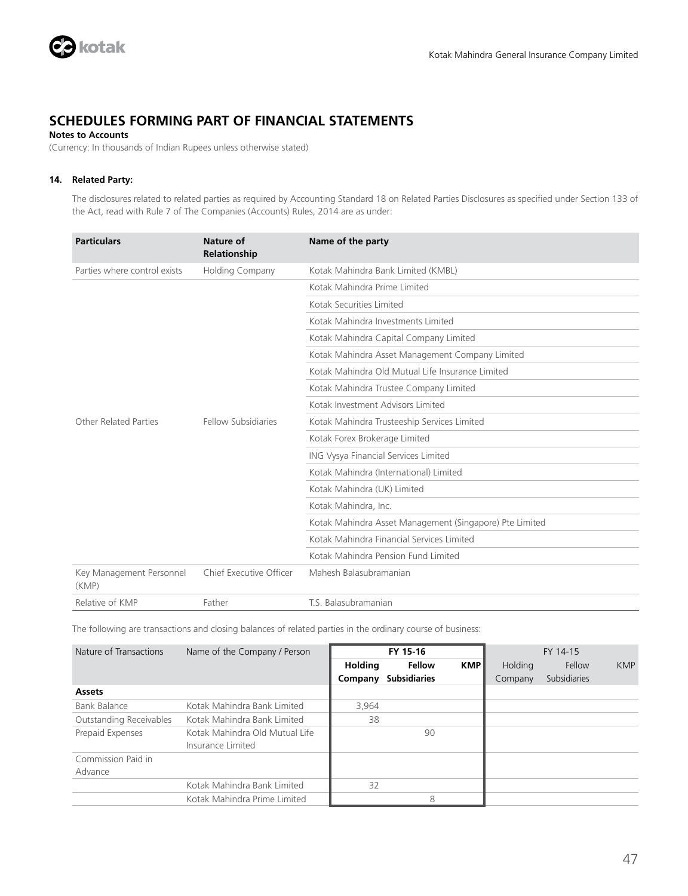## SCHEDULES FORMING PART OF FINANCIAL STATEMENTS

**Notes to Accounts**

(Currency: In thousands of Indian Rupees unless otherwise stated)

**14. Related Party:**

The disclosures related to related parties as required by Accounting Standard 18 on Related Parties Disclosures as specified under Section 133 of the Act, read with Rule 7 of The Companies (Accounts) Rules, 2014 are as under:

| Particulars | Nature of Relationship | Name of the party |
|---|---|---|
| Parties where control exists | Holding Company | Kotak Mahindra Bank Limited (KMBL) |
| Other Related Parties | Fellow Subsidiaries | Kotak Mahindra Prime Limited |
| | | Kotak Securities Limited |
| | | Kotak Mahindra Investments Limited |
| | | Kotak Mahindra Capital Company Limited |
| | | Kotak Mahindra Asset Management Company Limited |
| | | Kotak Mahindra Old Mutual Life Insurance Limited |
| | | Kotak Mahindra Trustee Company Limited |
| | | Kotak Investment Advisors Limited |
| | | Kotak Mahindra Trusteeship Services Limited |
| | | Kotak Forex Brokerage Limited |
| | | ING Vysya Financial Services Limited |
| | | Kotak Mahindra (International) Limited |
| | | Kotak Mahindra (UK) Limited |
| | | Kotak Mahindra, Inc. |
| | | Kotak Mahindra Asset Management (Singapore) Pte Limited |
| | | Kotak Mahindra Financial Services Limited |
| | | Kotak Mahindra Pension Fund Limited |
| Key Management Personnel (KMP) | Chief Executive Officer | Mahesh Balasubramanian |
| Relative of KMP | Father | T.S. Balasubramanian |

The following are transactions and closing balances of related parties in the ordinary course of business:

| Nature of Transactions | Name of the Company / Person | FY 15-16 | | | FY 14-15 | | |
|---|---|---|---|---|---|---|---|
| | | Holding Company | Fellow Subsidiaries | KMP | Holding Company | Fellow Subsidiaries | KMP |
| **Assets** | | | | | | | |
| Bank Balance | Kotak Mahindra Bank Limited | 3,964 | | | | | |
| Outstanding Receivables | Kotak Mahindra Bank Limited | 38 | | | | | |
| Prepaid Expenses | Kotak Mahindra Old Mutual Life Insurance Limited | | 90 | | | | |
| Commission Paid in Advance | | | | | | | |
| | Kotak Mahindra Bank Limited | 32 | | | | | |
| | Kotak Mahindra Prime Limited | | 8 | | | | |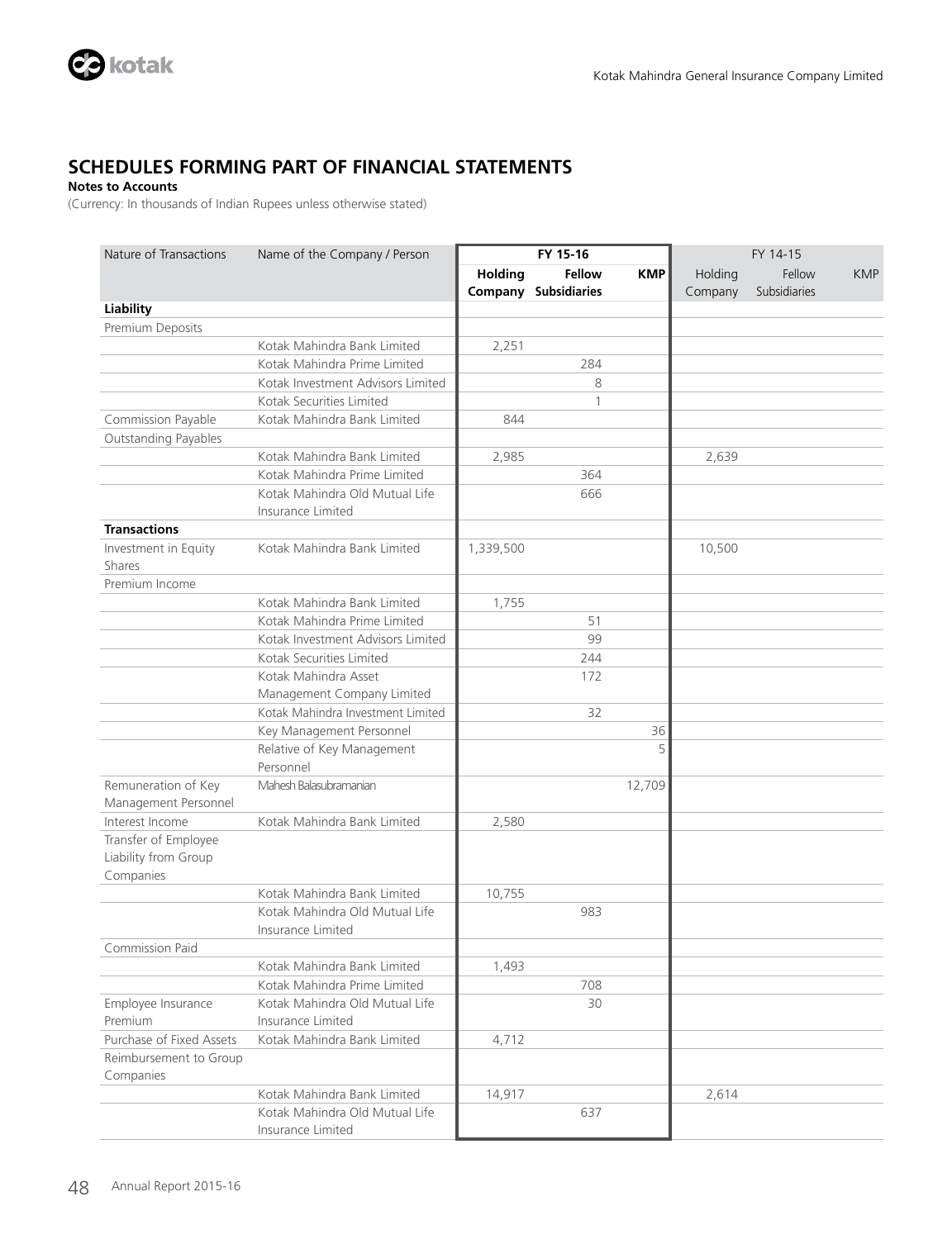## SCHEDULES FORMING PART OF FINANCIAL STATEMENTS

**Notes to Accounts**

(Currency: In thousands of Indian Rupees unless otherwise stated)

| Nature of Transactions | Name of the Company / Person | FY 15-16 | | | FY 14-15 | | |
|---|---|---|---|---|---|---|---|
| | | **Holding Company** | **Fellow Subsidiaries** | **KMP** | Holding Company | Fellow Subsidiaries | KMP |
| **Liability** | | | | | | | |
| Premium Deposits | | | | | | | |
| | Kotak Mahindra Bank Limited | 2,251 | | | | | |
| | Kotak Mahindra Prime Limited | | 284 | | | | |
| | Kotak Investment Advisors Limited | | 8 | | | | |
| | Kotak Securities Limited | | 1 | | | | |
| Commission Payable | Kotak Mahindra Bank Limited | 844 | | | | | |
| Outstanding Payables | | | | | | | |
| | Kotak Mahindra Bank Limited | 2,985 | | | 2,639 | | |
| | Kotak Mahindra Prime Limited | | 364 | | | | |
| | Kotak Mahindra Old Mutual Life Insurance Limited | | 666 | | | | |
| **Transactions** | | | | | | | |
| Investment in Equity Shares | Kotak Mahindra Bank Limited | 1,339,500 | | | 10,500 | | |
| Premium Income | | | | | | | |
| | Kotak Mahindra Bank Limited | 1,755 | | | | | |
| | Kotak Mahindra Prime Limited | | 51 | | | | |
| | Kotak Investment Advisors Limited | | 99 | | | | |
| | Kotak Securities Limited | | 244 | | | | |
| | Kotak Mahindra Asset Management Company Limited | | 172 | | | | |
| | Kotak Mahindra Investment Limited | | 32 | | | | |
| | Key Management Personnel | | | 36 | | | |
| | Relative of Key Management Personnel | | | 5 | | | |
| Remuneration of Key Management Personnel | Mahesh Balasubramanian | | | 12,709 | | | |
| Interest Income | Kotak Mahindra Bank Limited | 2,580 | | | | | |
| Transfer of Employee Liability from Group Companies | | | | | | | |
| | Kotak Mahindra Bank Limited | 10,755 | | | | | |
| | Kotak Mahindra Old Mutual Life Insurance Limited | | 983 | | | | |
| Commission Paid | | | | | | | |
| | Kotak Mahindra Bank Limited | 1,493 | | | | | |
| | Kotak Mahindra Prime Limited | | 708 | | | | |
| Employee Insurance Premium | Kotak Mahindra Old Mutual Life Insurance Limited | | 30 | | | | |
| Purchase of Fixed Assets | Kotak Mahindra Bank Limited | 4,712 | | | | | |
| Reimbursement to Group Companies | | | | | | | |
| | Kotak Mahindra Bank Limited | 14,917 | | | 2,614 | | |
| | Kotak Mahindra Old Mutual Life Insurance Limited | | 637 | | | | |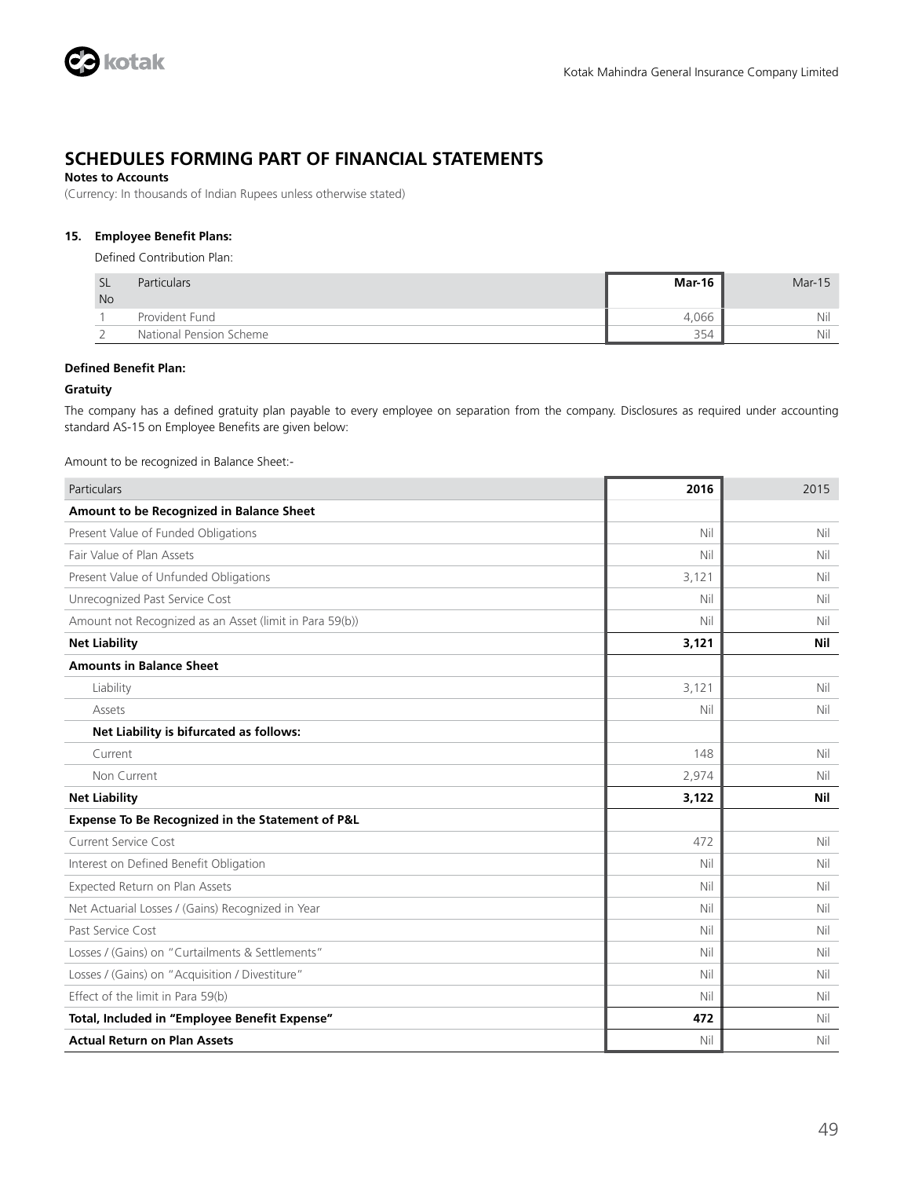# SCHEDULES FORMING PART OF FINANCIAL STATEMENTS

**Notes to Accounts**

(Currency: In thousands of Indian Rupees unless otherwise stated)

**15. Employee Benefit Plans:**

Defined Contribution Plan:

| SL No | Particulars | Mar-16 | Mar-15 |
|---|---|---|---|
| 1 | Provident Fund | 4,066 | Nil |
| 2 | National Pension Scheme | 354 | Nil |

**Defined Benefit Plan:**

**Gratuity**

The company has a defined gratuity plan payable to every employee on separation from the company. Disclosures as required under accounting standard AS-15 on Employee Benefits are given below:

Amount to be recognized in Balance Sheet:-

| Particulars | 2016 | 2015 |
|---|---|---|
| **Amount to be Recognized in Balance Sheet** | | |
| Present Value of Funded Obligations | Nil | Nil |
| Fair Value of Plan Assets | Nil | Nil |
| Present Value of Unfunded Obligations | 3,121 | Nil |
| Unrecognized Past Service Cost | Nil | Nil |
| Amount not Recognized as an Asset (limit in Para 59(b)) | Nil | Nil |
| **Net Liability** | **3,121** | **Nil** |
| **Amounts in Balance Sheet** | | |
| Liability | 3,121 | Nil |
| Assets | Nil | Nil |
| **Net Liability is bifurcated as follows:** | | |
| Current | 148 | Nil |
| Non Current | 2,974 | Nil |
| **Net Liability** | **3,122** | **Nil** |
| **Expense To Be Recognized in the Statement of P&L** | | |
| Current Service Cost | 472 | Nil |
| Interest on Defined Benefit Obligation | Nil | Nil |
| Expected Return on Plan Assets | Nil | Nil |
| Net Actuarial Losses / (Gains) Recognized in Year | Nil | Nil |
| Past Service Cost | Nil | Nil |
| Losses / (Gains) on "Curtailments & Settlements" | Nil | Nil |
| Losses / (Gains) on "Acquisition / Divestiture" | Nil | Nil |
| Effect of the limit in Para 59(b) | Nil | Nil |
| **Total, Included in "Employee Benefit Expense"** | **472** | Nil |
| **Actual Return on Plan Assets** | Nil | Nil |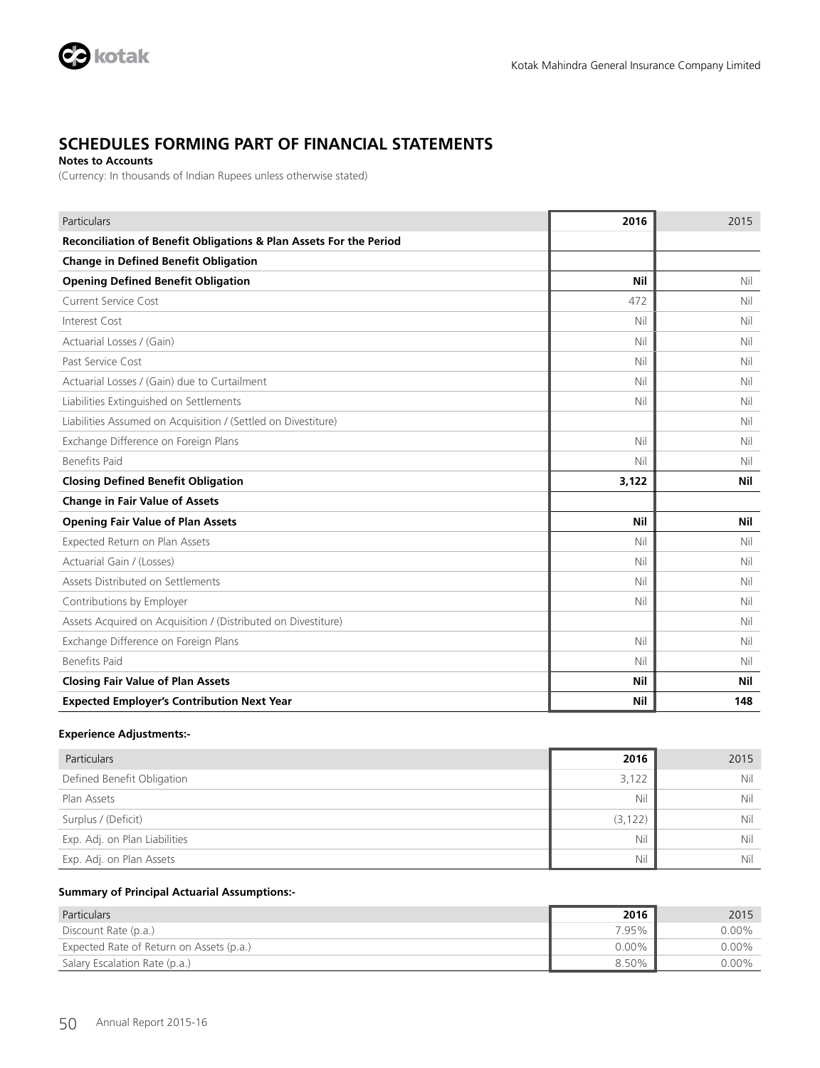## SCHEDULES FORMING PART OF FINANCIAL STATEMENTS

**Notes to Accounts**

(Currency: In thousands of Indian Rupees unless otherwise stated)

| Particulars | 2016 | 2015 |
|---|---|---|
| **Reconciliation of Benefit Obligations & Plan Assets For the Period** | | |
| **Change in Defined Benefit Obligation** | | |
| **Opening Defined Benefit Obligation** | **Nil** | Nil |
| Current Service Cost | 472 | Nil |
| Interest Cost | Nil | Nil |
| Actuarial Losses / (Gain) | Nil | Nil |
| Past Service Cost | Nil | Nil |
| Actuarial Losses / (Gain) due to Curtailment | Nil | Nil |
| Liabilities Extinguished on Settlements | Nil | Nil |
| Liabilities Assumed on Acquisition / (Settled on Divestiture) | | Nil |
| Exchange Difference on Foreign Plans | Nil | Nil |
| Benefits Paid | Nil | Nil |
| **Closing Defined Benefit Obligation** | **3,122** | **Nil** |
| **Change in Fair Value of Assets** | | |
| **Opening Fair Value of Plan Assets** | **Nil** | **Nil** |
| Expected Return on Plan Assets | Nil | Nil |
| Actuarial Gain / (Losses) | Nil | Nil |
| Assets Distributed on Settlements | Nil | Nil |
| Contributions by Employer | Nil | Nil |
| Assets Acquired on Acquisition / (Distributed on Divestiture) | | Nil |
| Exchange Difference on Foreign Plans | Nil | Nil |
| Benefits Paid | Nil | Nil |
| **Closing Fair Value of Plan Assets** | **Nil** | **Nil** |
| **Expected Employer's Contribution Next Year** | **Nil** | **148** |

**Experience Adjustments:-**

| Particulars | 2016 | 2015 |
|---|---|---|
| Defined Benefit Obligation | 3,122 | Nil |
| Plan Assets | Nil | Nil |
| Surplus / (Deficit) | (3,122) | Nil |
| Exp. Adj. on Plan Liabilities | Nil | Nil |
| Exp. Adj. on Plan Assets | Nil | Nil |

**Summary of Principal Actuarial Assumptions:-**

| Particulars | 2016 | 2015 |
|---|---|---|
| Discount Rate (p.a.) | 7.95% | 0.00% |
| Expected Rate of Return on Assets (p.a.) | 0.00% | 0.00% |
| Salary Escalation Rate (p.a.) | 8.50% | 0.00% |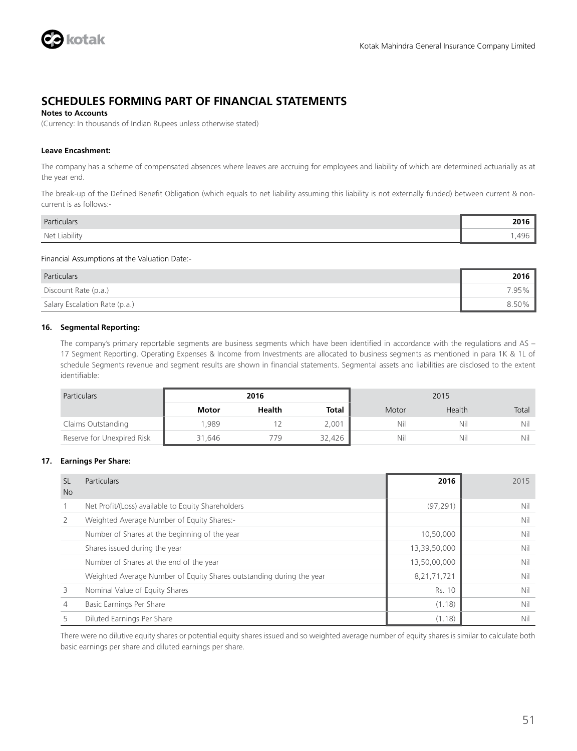## SCHEDULES FORMING PART OF FINANCIAL STATEMENTS

**Notes to Accounts**

(Currency: In thousands of Indian Rupees unless otherwise stated)

**Leave Encashment:**

The company has a scheme of compensated absences where leaves are accruing for employees and liability of which are determined actuarially as at the year end.

The break-up of the Defined Benefit Obligation (which equals to net liability assuming this liability is not externally funded) between current & non-current is as follows:-

| Particulars | 2016 |
|---|---|
| Net Liability | 1,496 |

Financial Assumptions at the Valuation Date:-

| Particulars | 2016 |
|---|---|
| Discount Rate (p.a.) | 7.95% |
| Salary Escalation Rate (p.a.) | 8.50% |

**16. Segmental Reporting:**

The company's primary reportable segments are business segments which have been identified in accordance with the regulations and AS – 17 Segment Reporting. Operating Expenses & Income from Investments are allocated to business segments as mentioned in para 1K & 1L of schedule Segments revenue and segment results are shown in financial statements. Segmental assets and liabilities are disclosed to the extent identifiable:

| Particulars | 2016 | | | 2015 | | |
|---|---|---|---|---|---|---|
| | **Motor** | **Health** | **Total** | Motor | Health | Total |
| Claims Outstanding | 1,989 | 12 | 2,001 | Nil | Nil | Nil |
| Reserve for Unexpired Risk | 31,646 | 779 | 32,426 | Nil | Nil | Nil |

**17. Earnings Per Share:**

| SL No | Particulars | 2016 | 2015 |
|---|---|---|---|
| 1 | Net Profit/(Loss) available to Equity Shareholders | (97,291) | Nil |
| 2 | Weighted Average Number of Equity Shares:- | | Nil |
| | Number of Shares at the beginning of the year | 10,50,000 | Nil |
| | Shares issued during the year | 13,39,50,000 | Nil |
| | Number of Shares at the end of the year | 13,50,00,000 | Nil |
| | Weighted Average Number of Equity Shares outstanding during the year | 8,21,71,721 | Nil |
| 3 | Nominal Value of Equity Shares | Rs. 10 | Nil |
| 4 | Basic Earnings Per Share | (1.18) | Nil |
| 5 | Diluted Earnings Per Share | (1.18) | Nil |

There were no dilutive equity shares or potential equity shares issued and so weighted average number of equity shares is similar to calculate both basic earnings per share and diluted earnings per share.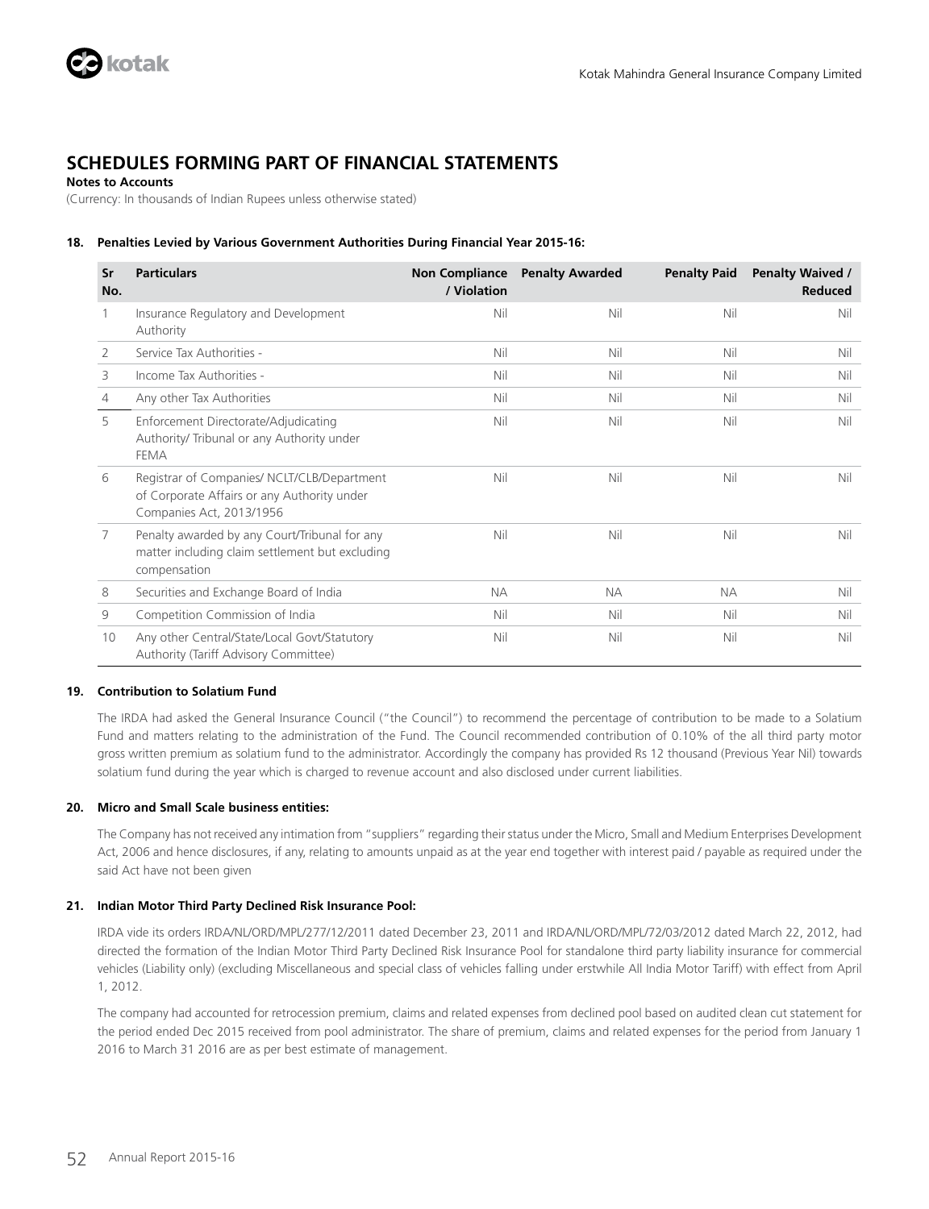# SCHEDULES FORMING PART OF FINANCIAL STATEMENTS

**Notes to Accounts**

(Currency: In thousands of Indian Rupees unless otherwise stated)

### 18. Penalties Levied by Various Government Authorities During Financial Year 2015-16:

| Sr No. | Particulars | Non Compliance / Violation | Penalty Awarded | Penalty Paid | Penalty Waived / Reduced |
|---|---|---|---|---|---|
| 1 | Insurance Regulatory and Development Authority | Nil | Nil | Nil | Nil |
| 2 | Service Tax Authorities - | Nil | Nil | Nil | Nil |
| 3 | Income Tax Authorities - | Nil | Nil | Nil | Nil |
| 4 | Any other Tax Authorities | Nil | Nil | Nil | Nil |
| 5 | Enforcement Directorate/Adjudicating Authority/ Tribunal or any Authority under FEMA | Nil | Nil | Nil | Nil |
| 6 | Registrar of Companies/ NCLT/CLB/Department of Corporate Affairs or any Authority under Companies Act, 2013/1956 | Nil | Nil | Nil | Nil |
| 7 | Penalty awarded by any Court/Tribunal for any matter including claim settlement but excluding compensation | Nil | Nil | Nil | Nil |
| 8 | Securities and Exchange Board of India | NA | NA | NA | Nil |
| 9 | Competition Commission of India | Nil | Nil | Nil | Nil |
| 10 | Any other Central/State/Local Govt/Statutory Authority (Tariff Advisory Committee) | Nil | Nil | Nil | Nil |

### 19. Contribution to Solatium Fund

The IRDA had asked the General Insurance Council ("the Council") to recommend the percentage of contribution to be made to a Solatium Fund and matters relating to the administration of the Fund. The Council recommended contribution of 0.10% of the all third party motor gross written premium as solatium fund to the administrator. Accordingly the company has provided Rs 12 thousand (Previous Year Nil) towards solatium fund during the year which is charged to revenue account and also disclosed under current liabilities.

### 20. Micro and Small Scale business entities:

The Company has not received any intimation from "suppliers" regarding their status under the Micro, Small and Medium Enterprises Development Act, 2006 and hence disclosures, if any, relating to amounts unpaid as at the year end together with interest paid / payable as required under the said Act have not been given

### 21. Indian Motor Third Party Declined Risk Insurance Pool:

IRDA vide its orders IRDA/NL/ORD/MPL/277/12/2011 dated December 23, 2011 and IRDA/NL/ORD/MPL/72/03/2012 dated March 22, 2012, had directed the formation of the Indian Motor Third Party Declined Risk Insurance Pool for standalone third party liability insurance for commercial vehicles (Liability only) (excluding Miscellaneous and special class of vehicles falling under erstwhile All India Motor Tariff) with effect from April 1, 2012.

The company had accounted for retrocession premium, claims and related expenses from declined pool based on audited clean cut statement for the period ended Dec 2015 received from pool administrator. The share of premium, claims and related expenses for the period from January 1 2016 to March 31 2016 are as per best estimate of management.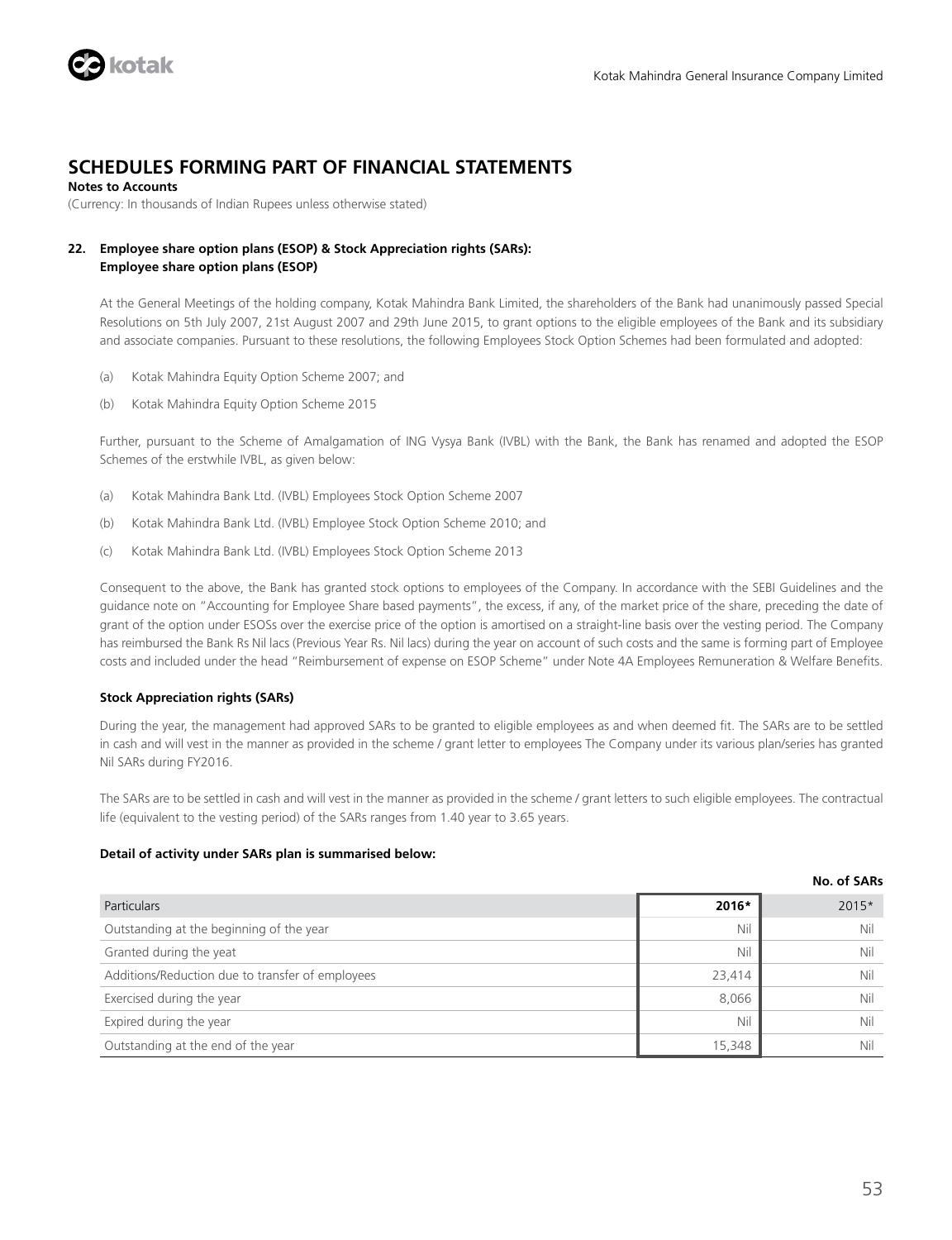## SCHEDULES FORMING PART OF FINANCIAL STATEMENTS

**Notes to Accounts**

(Currency: In thousands of Indian Rupees unless otherwise stated)

**22. Employee share option plans (ESOP) & Stock Appreciation rights (SARs):**
**Employee share option plans (ESOP)**

At the General Meetings of the holding company, Kotak Mahindra Bank Limited, the shareholders of the Bank had unanimously passed Special Resolutions on 5th July 2007, 21st August 2007 and 29th June 2015, to grant options to the eligible employees of the Bank and its subsidiary and associate companies. Pursuant to these resolutions, the following Employees Stock Option Schemes had been formulated and adopted:

(a) Kotak Mahindra Equity Option Scheme 2007; and

(b) Kotak Mahindra Equity Option Scheme 2015

Further, pursuant to the Scheme of Amalgamation of ING Vysya Bank (IVBL) with the Bank, the Bank has renamed and adopted the ESOP Schemes of the erstwhile IVBL, as given below:

(a) Kotak Mahindra Bank Ltd. (IVBL) Employees Stock Option Scheme 2007

(b) Kotak Mahindra Bank Ltd. (IVBL) Employee Stock Option Scheme 2010; and

(c) Kotak Mahindra Bank Ltd. (IVBL) Employees Stock Option Scheme 2013

Consequent to the above, the Bank has granted stock options to employees of the Company. In accordance with the SEBI Guidelines and the guidance note on "Accounting for Employee Share based payments", the excess, if any, of the market price of the share, preceding the date of grant of the option under ESOSs over the exercise price of the option is amortised on a straight-line basis over the vesting period. The Company has reimbursed the Bank Rs Nil lacs (Previous Year Rs. Nil lacs) during the year on account of such costs and the same is forming part of Employee costs and included under the head "Reimbursement of expense on ESOP Scheme" under Note 4A Employees Remuneration & Welfare Benefits.

**Stock Appreciation rights (SARs)**

During the year, the management had approved SARs to be granted to eligible employees as and when deemed fit. The SARs are to be settled in cash and will vest in the manner as provided in the scheme / grant letter to employees The Company under its various plan/series has granted Nil SARs during FY2016.

The SARs are to be settled in cash and will vest in the manner as provided in the scheme / grant letters to such eligible employees. The contractual life (equivalent to the vesting period) of the SARs ranges from 1.40 year to 3.65 years.

**Detail of activity under SARs plan is summarised below:**

**No. of SARs**

| Particulars | 2016* | 2015* |
|---|---|---|
| Outstanding at the beginning of the year | Nil | Nil |
| Granted during the yeat | Nil | Nil |
| Additions/Reduction due to transfer of employees | 23,414 | Nil |
| Exercised during the year | 8,066 | Nil |
| Expired during the year | Nil | Nil |
| Outstanding at the end of the year | 15,348 | Nil |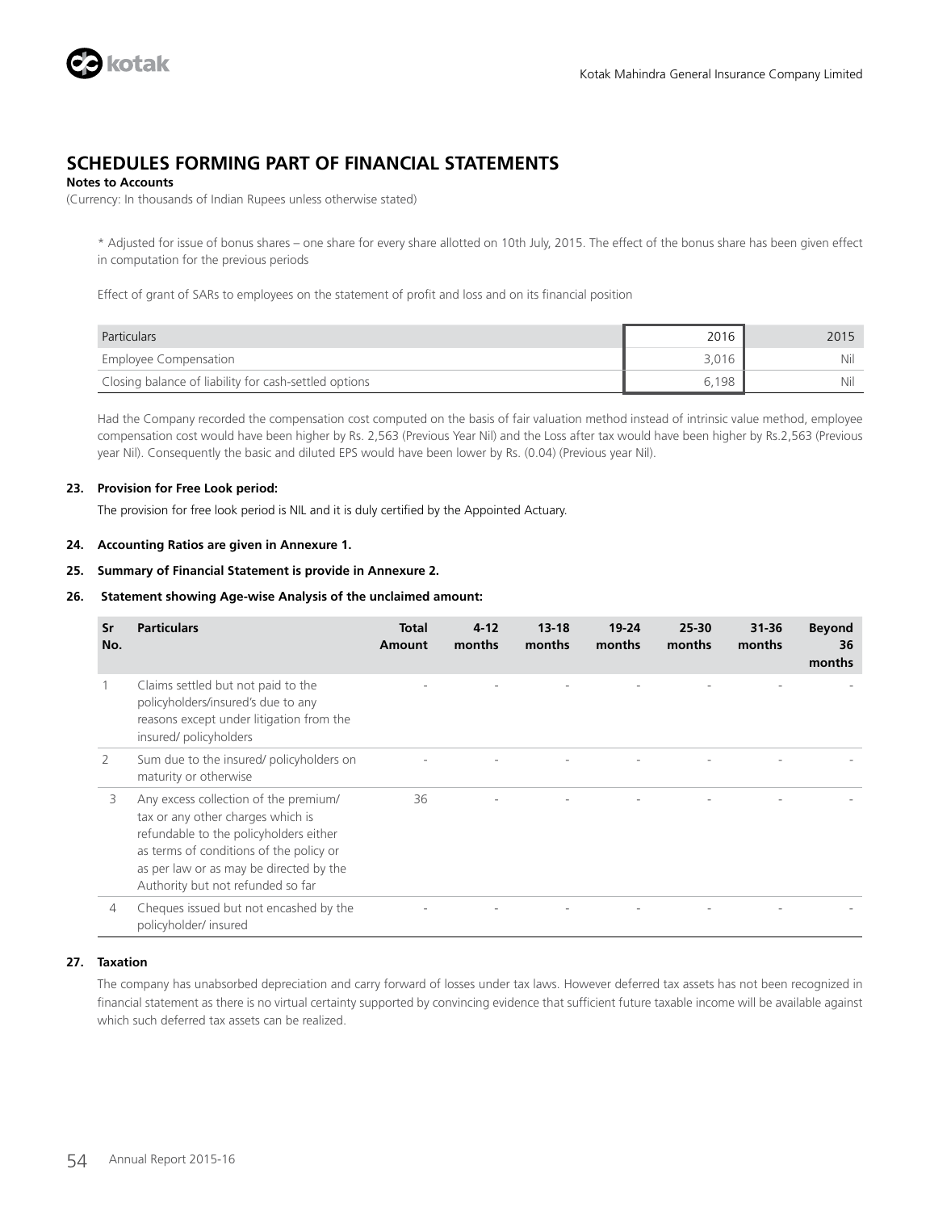## SCHEDULES FORMING PART OF FINANCIAL STATEMENTS

**Notes to Accounts**

(Currency: In thousands of Indian Rupees unless otherwise stated)

\* Adjusted for issue of bonus shares – one share for every share allotted on 10th July, 2015. The effect of the bonus share has been given effect in computation for the previous periods

Effect of grant of SARs to employees on the statement of profit and loss and on its financial position

| Particulars | 2016 | 2015 |
|---|---|---|
| Employee Compensation | 3,016 | Nil |
| Closing balance of liability for cash-settled options | 6,198 | Nil |

Had the Company recorded the compensation cost computed on the basis of fair valuation method instead of intrinsic value method, employee compensation cost would have been higher by Rs. 2,563 (Previous Year Nil) and the Loss after tax would have been higher by Rs.2,563 (Previous year Nil). Consequently the basic and diluted EPS would have been lower by Rs. (0.04) (Previous year Nil).

**23. Provision for Free Look period:**

The provision for free look period is NIL and it is duly certified by the Appointed Actuary.

**24. Accounting Ratios are given in Annexure 1.**

**25. Summary of Financial Statement is provide in Annexure 2.**

**26. Statement showing Age-wise Analysis of the unclaimed amount:**

| Sr No. | Particulars | Total Amount | 4-12 months | 13-18 months | 19-24 months | 25-30 months | 31-36 months | Beyond 36 months |
|---|---|---|---|---|---|---|---|---|
| 1 | Claims settled but not paid to the policyholders/insured's due to any reasons except under litigation from the insured/ policyholders | - | - | - | - | - | - | - |
| 2 | Sum due to the insured/ policyholders on maturity or otherwise | - | - | - | - | - | - | - |
| 3 | Any excess collection of the premium/ tax or any other charges which is refundable to the policyholders either as terms of conditions of the policy or as per law or as may be directed by the Authority but not refunded so far | 36 | - | - | - | - | - | - |
| 4 | Cheques issued but not encashed by the policyholder/ insured | - | - | - | - | - | - | - |

**27. Taxation**

The company has unabsorbed depreciation and carry forward of losses under tax laws. However deferred tax assets has not been recognized in financial statement as there is no virtual certainty supported by convincing evidence that sufficient future taxable income will be available against which such deferred tax assets can be realized.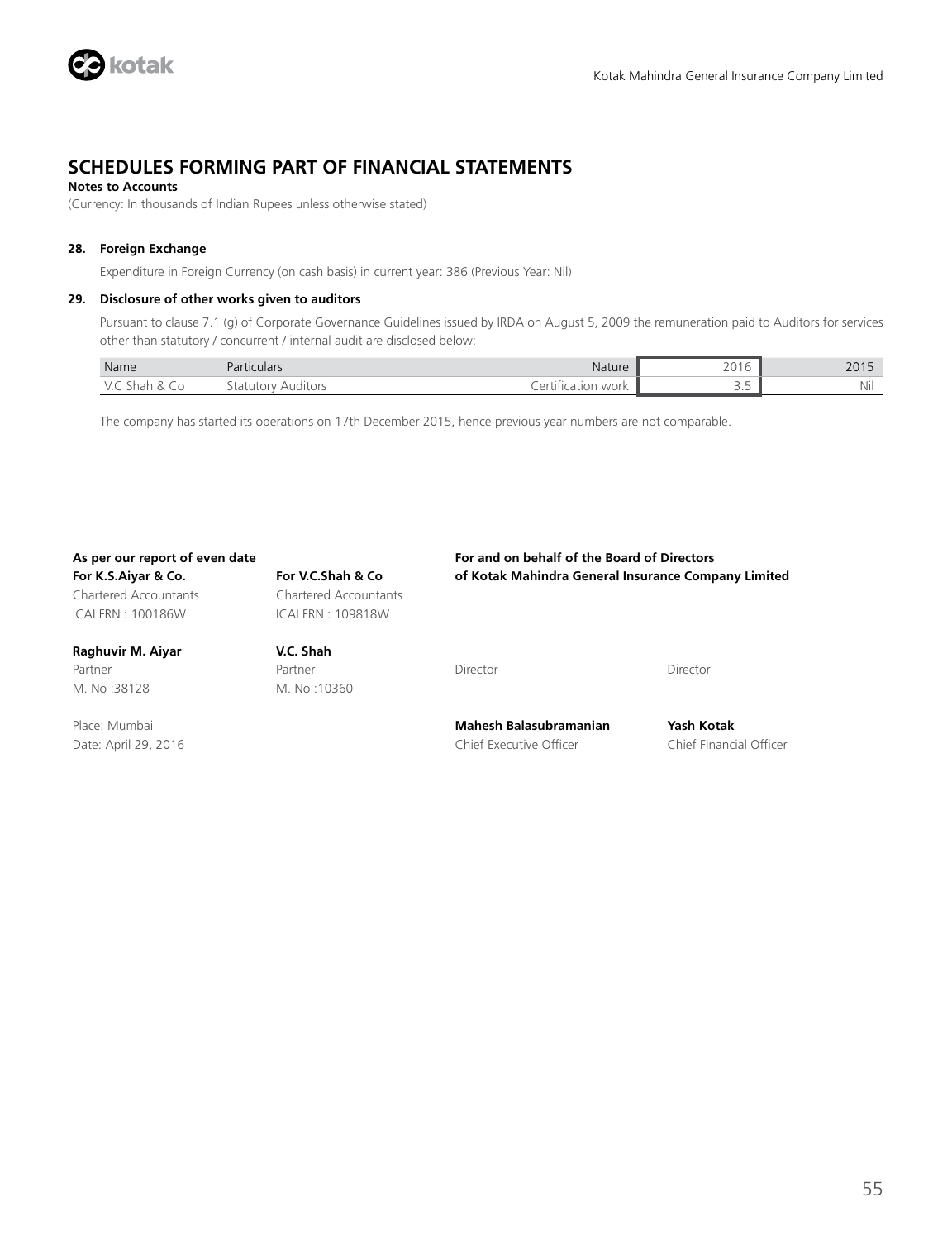## SCHEDULES FORMING PART OF FINANCIAL STATEMENTS

**Notes to Accounts**

(Currency: In thousands of Indian Rupees unless otherwise stated)

**28. Foreign Exchange**

Expenditure in Foreign Currency (on cash basis) in current year: 386 (Previous Year: Nil)

**29. Disclosure of other works given to auditors**

Pursuant to clause 7.1 (g) of Corporate Governance Guidelines issued by IRDA on August 5, 2009 the remuneration paid to Auditors for services other than statutory / concurrent / internal audit are disclosed below:

| Name | Particulars | Nature | 2016 | 2015 |
|---|---|---|---|---|
| V.C Shah & Co | Statutory Auditors | Certification work | 3.5 | Nil |

The company has started its operations on 17th December 2015, hence previous year numbers are not comparable.

**As per our report of even date**

**For K.S.Aiyar & Co.**
Chartered Accountants
ICAI FRN : 100186W

**Raghuvir M. Aiyar**
Partner
M. No :38128

**For V.C.Shah & Co**
Chartered Accountants
ICAI FRN : 109818W

**V.C. Shah**
Partner
M. No :10360

Place: Mumbai
Date: April 29, 2016

**For and on behalf of the Board of Directors**
**of Kotak Mahindra General Insurance Company Limited**

Director

Director

**Mahesh Balasubramanian**
Chief Executive Officer

**Yash Kotak**
Chief Financial Officer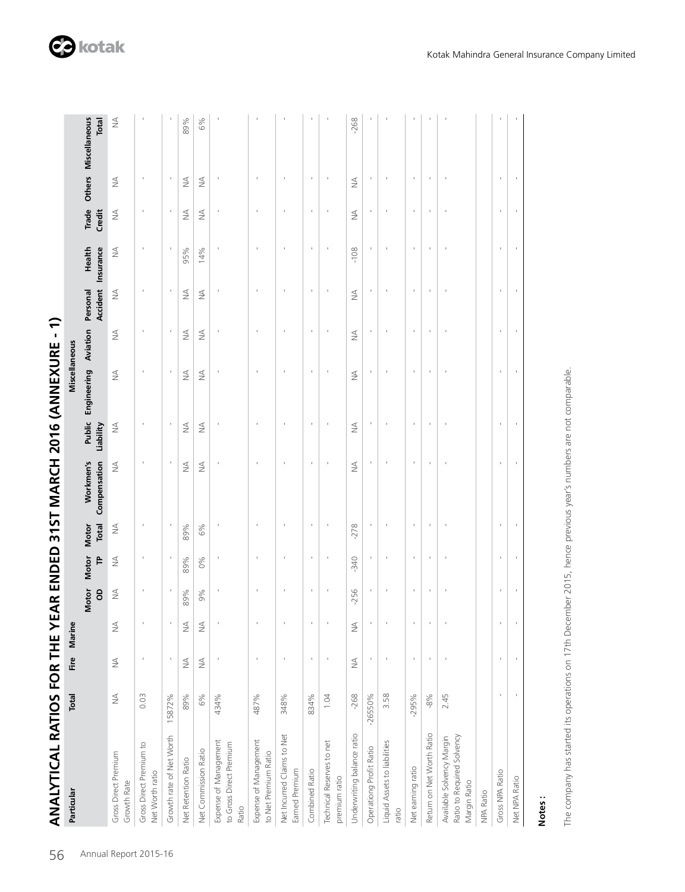# ANALYTICAL RATIOS FOR THE YEAR ENDED 31ST MARCH 2016 (ANNEXURE - 1)

| Particular | Total | Fire | Marine | Miscellaneous | | | | | | | | | | | | | |
|---|---|---|---|---|---|---|---|---|---|---|---|---|---|---|---|---|---|
| | | | | Motor OD | Motor TP | Motor Total | Workmen's Compensation | Public Liability | Engineering | Aviation | Personal Accident | Health Insurance | Trade Credit | Others | Miscellaneous Total |
| Gross Direct Premium Growth Rate | NA | NA | NA | NA | NA | NA | NA | NA | NA | NA | NA | NA | NA | NA | NA |
| Gross Direct Premium to Net Worth ratio | 0.03 | - | - | - | - | - | - | - | - | - | - | - | - | - | - |
| Growth rate of Net Worth | 15872% | - | - | - | - | - | - | - | - | - | - | - | - | - | - |
| Net Retention Ratio | 89% | NA | NA | 89% | 89% | 89% | NA | NA | NA | NA | NA | 95% | NA | NA | 89% |
| Net Commission Ratio | 6% | NA | NA | 9% | 0% | 6% | NA | NA | NA | NA | NA | 14% | NA | NA | 6% |
| Expense of Management to Gross Direct Premium Ratio | 434% | - | - | - | - | - | - | - | - | - | - | - | - | - | - |
| Expense of Management to Net Premium Ratio | 487% | - | - | - | - | - | - | - | - | - | - | - | - | - | - |
| Net Incurred Claims to Net Earned Premium | 348% | - | - | - | - | - | - | - | - | - | - | - | - | - | - |
| Combined Ratio | 834% | - | - | - | - | - | - | - | - | - | - | - | - | - | - |
| Technical Reserves to net premium ratio | 1.04 | - | - | - | - | - | - | - | - | - | - | - | - | - | - |
| Underwriting balance ratio | -268 | NA | NA | -256 | -340 | -278 | NA | NA | NA | NA | NA | -108 | NA | NA | -268 |
| Operationg Profit Ratio | -26550% | - | - | - | - | - | - | - | - | - | - | - | - | - | - |
| Liquid Assets to liabilities ratio | 3.58 | - | - | - | - | - | - | - | - | - | - | - | - | - | - |
| Net earning ratio | -295% | - | - | - | - | - | - | - | - | - | - | - | - | - | - |
| Return on Net Worth Ratio | -8% | - | - | - | - | - | - | - | - | - | - | - | - | - | - |
| Available Solvency Margin Ratio to Required Solvency Margin Ratio | 2.45 | - | - | - | - | - | - | - | - | - | - | - | - | - | - |
| NPA Ratio | | | | | | | | | | | | | | | |
| Gross NPA Ratio | - | - | - | - | - | - | - | - | - | - | - | - | - | - | - |
| Net NPA Ratio | - | - | - | - | - | - | - | - | - | - | - | - | - | - | - |

**Notes :**

The company has started its operations on 17th December 2015, hence previous year's numbers are not comparable.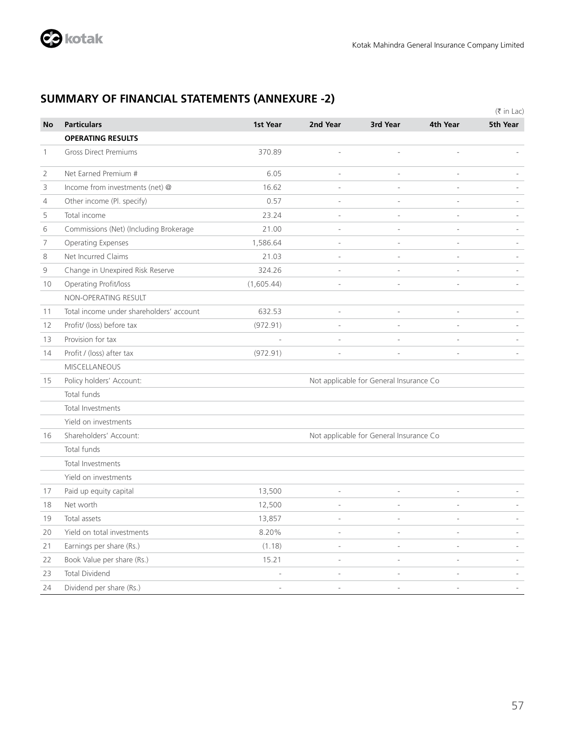## SUMMARY OF FINANCIAL STATEMENTS (ANNEXURE -2)

(₹ in Lac)

| No | Particulars | 1st Year | 2nd Year | 3rd Year | 4th Year | 5th Year |
|---|---|---|---|---|---|---|
| | **OPERATING RESULTS** | | | | | |
| 1 | Gross Direct Premiums | 370.89 | - | - | - | - |
| 2 | Net Earned Premium # | 6.05 | - | - | - | - |
| 3 | Income from investments (net) @ | 16.62 | - | - | - | - |
| 4 | Other income (Pl. specify) | 0.57 | - | - | - | - |
| 5 | Total income | 23.24 | - | - | - | - |
| 6 | Commissions (Net) (Including Brokerage | 21.00 | - | - | - | - |
| 7 | Operating Expenses | 1,586.64 | - | - | - | - |
| 8 | Net Incurred Claims | 21.03 | - | - | - | - |
| 9 | Change in Unexpired Risk Reserve | 324.26 | - | - | - | - |
| 10 | Operating Profit/loss | (1,605.44) | - | - | - | - |
| | NON-OPERATING RESULT | | | | | |
| 11 | Total income under shareholders' account | 632.53 | - | - | - | - |
| 12 | Profit/ (loss) before tax | (972.91) | - | - | - | - |
| 13 | Provision for tax | - | - | - | - | - |
| 14 | Profit / (loss) after tax | (972.91) | - | - | - | - |
| | MISCELLANEOUS | | | | | |
| 15 | Policy holders' Account: | | Not applicable for General Insurance Co | | | |
| | Total funds | | | | | |
| | Total Investments | | | | | |
| | Yield on investments | | | | | |
| 16 | Shareholders' Account: | | Not applicable for General Insurance Co | | | |
| | Total funds | | | | | |
| | Total Investments | | | | | |
| | Yield on investments | | | | | |
| 17 | Paid up equity capital | 13,500 | - | - | - | - |
| 18 | Net worth | 12,500 | - | - | - | - |
| 19 | Total assets | 13,857 | - | - | - | - |
| 20 | Yield on total investments | 8.20% | - | - | - | - |
| 21 | Earnings per share (Rs.) | (1.18) | - | - | - | - |
| 22 | Book Value per share (Rs.) | 15.21 | - | - | - | - |
| 23 | Total Dividend | - | - | - | - | - |
| 24 | Dividend per share (Rs.) | - | - | - | - | - |